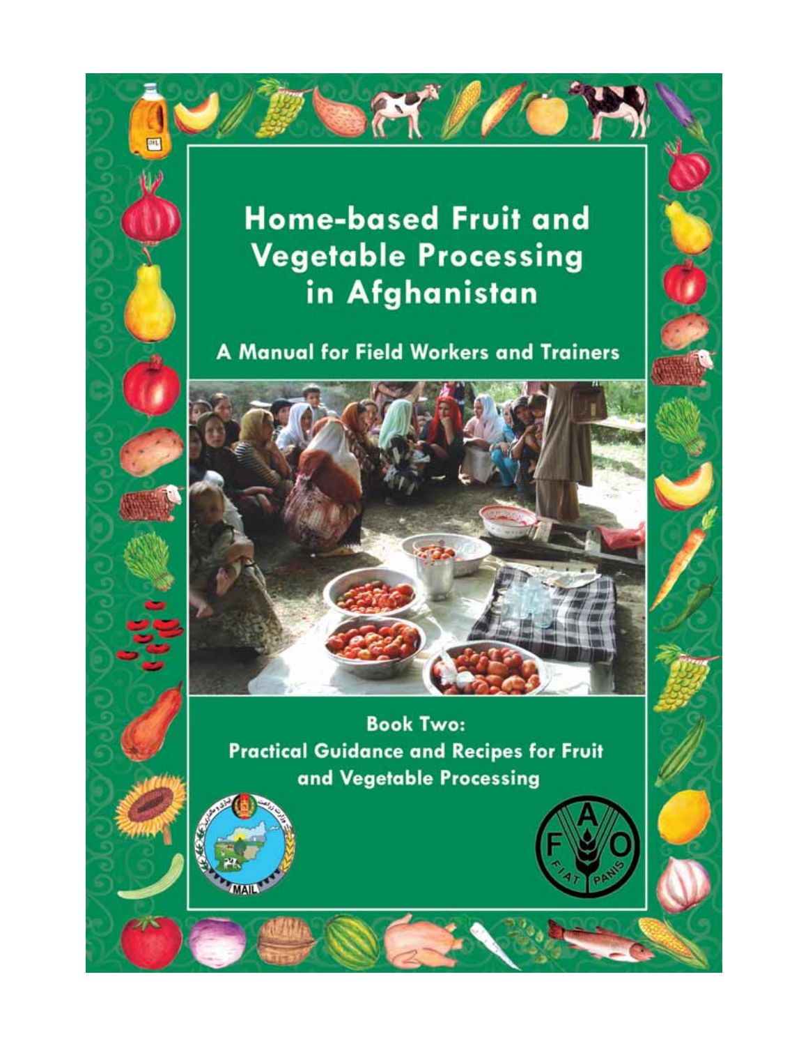# Home-based Fruit and Vegetable Processing in Afghanistan

## A Manual for Field Workers and Trainers

**Book Two:**
**Practical Guidance and Recipes for Fruit and Vegetable Processing**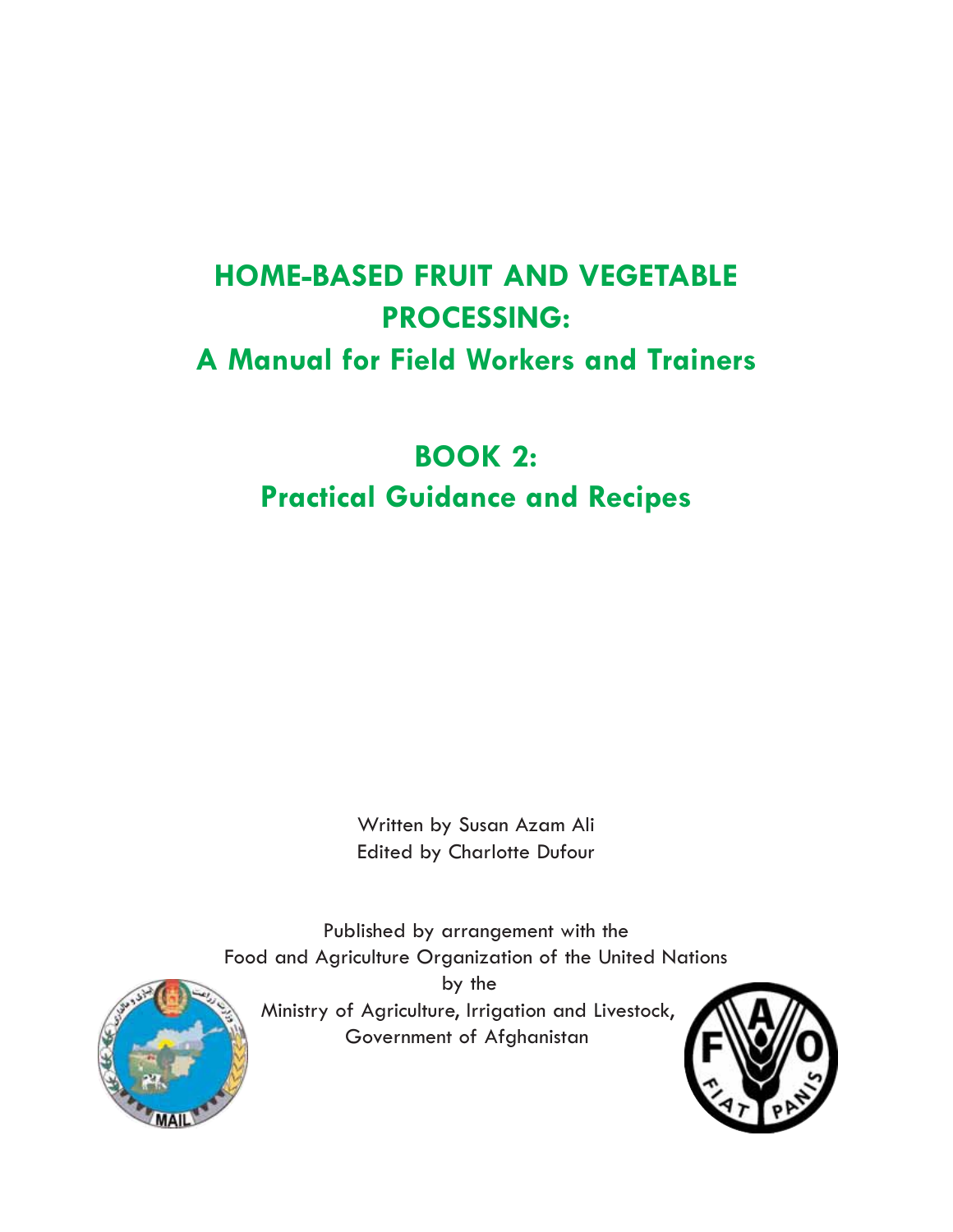# HOME-BASED FRUIT AND VEGETABLE PROCESSING:

## A Manual for Field Workers and Trainers

# BOOK 2:

## Practical Guidance and Recipes

Written by Susan Azam Ali
Edited by Charlotte Dufour

Published by arrangement with the
Food and Agriculture Organization of the United Nations
by the
Ministry of Agriculture, Irrigation and Livestock,
Government of Afghanistan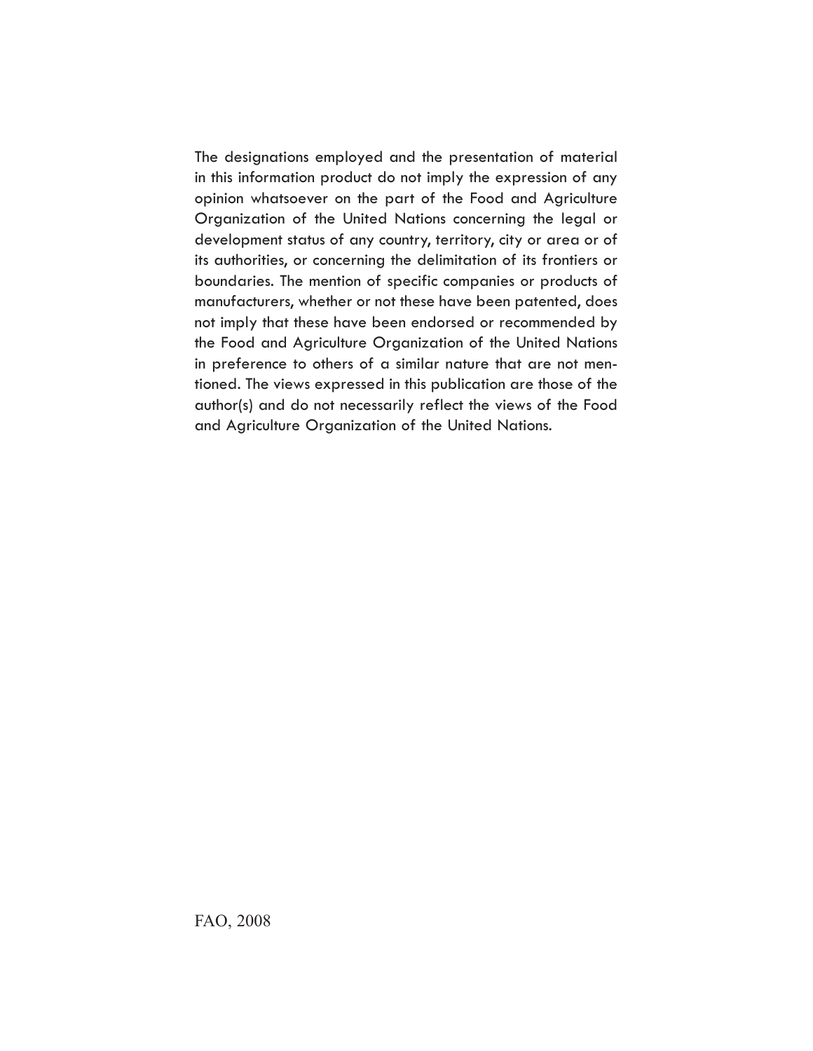The designations employed and the presentation of material in this information product do not imply the expression of any opinion whatsoever on the part of the Food and Agriculture Organization of the United Nations concerning the legal or development status of any country, territory, city or area or of its authorities, or concerning the delimitation of its frontiers or boundaries. The mention of specific companies or products of manufacturers, whether or not these have been patented, does not imply that these have been endorsed or recommended by the Food and Agriculture Organization of the United Nations in preference to others of a similar nature that are not mentioned. The views expressed in this publication are those of the author(s) and do not necessarily reflect the views of the Food and Agriculture Organization of the United Nations.

FAO, 2008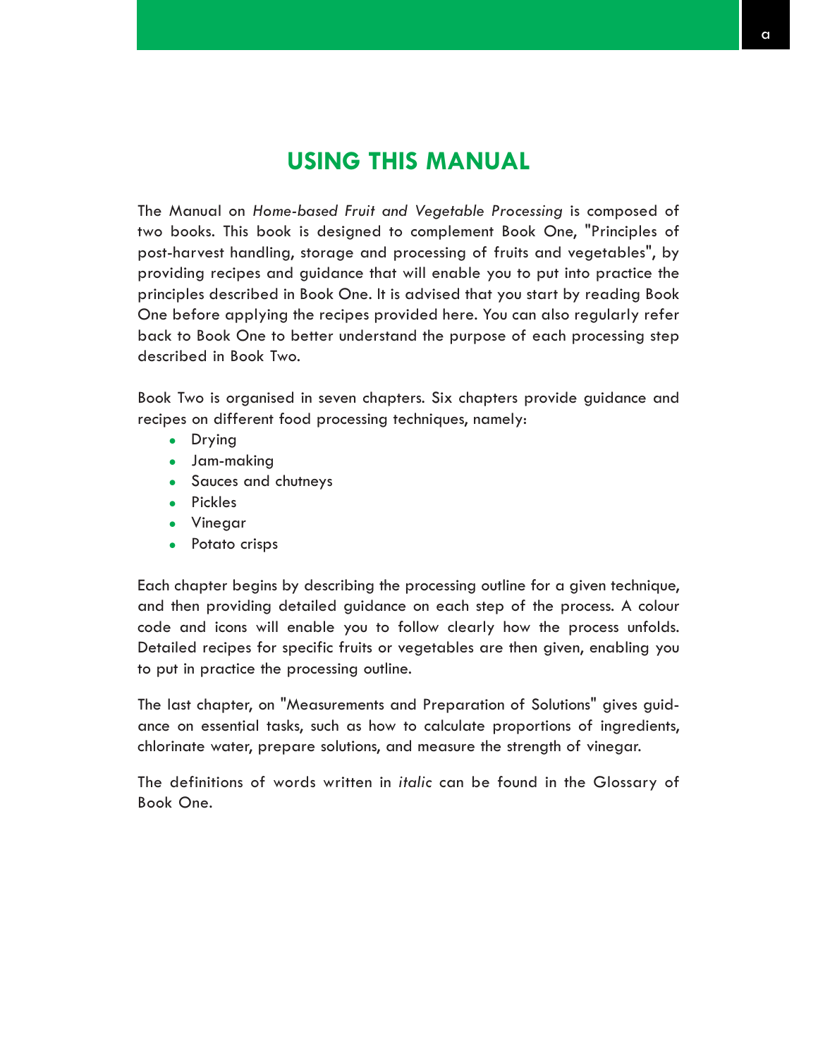# USING THIS MANUAL

The Manual on *Home-based Fruit and Vegetable Processing* is composed of two books. This book is designed to complement Book One, "Principles of post-harvest handling, storage and processing of fruits and vegetables", by providing recipes and guidance that will enable you to put into practice the principles described in Book One. It is advised that you start by reading Book One before applying the recipes provided here. You can also regularly refer back to Book One to better understand the purpose of each processing step described in Book Two.

Book Two is organised in seven chapters. Six chapters provide guidance and recipes on different food processing techniques, namely:

- Drying
- Jam-making
- Sauces and chutneys
- Pickles
- Vinegar
- Potato crisps

Each chapter begins by describing the processing outline for a given technique, and then providing detailed guidance on each step of the process. A colour code and icons will enable you to follow clearly how the process unfolds. Detailed recipes for specific fruits or vegetables are then given, enabling you to put in practice the processing outline.

The last chapter, on "Measurements and Preparation of Solutions" gives guidance on essential tasks, such as how to calculate proportions of ingredients, chlorinate water, prepare solutions, and measure the strength of vinegar.

The definitions of words written in *italic* can be found in the Glossary of Book One.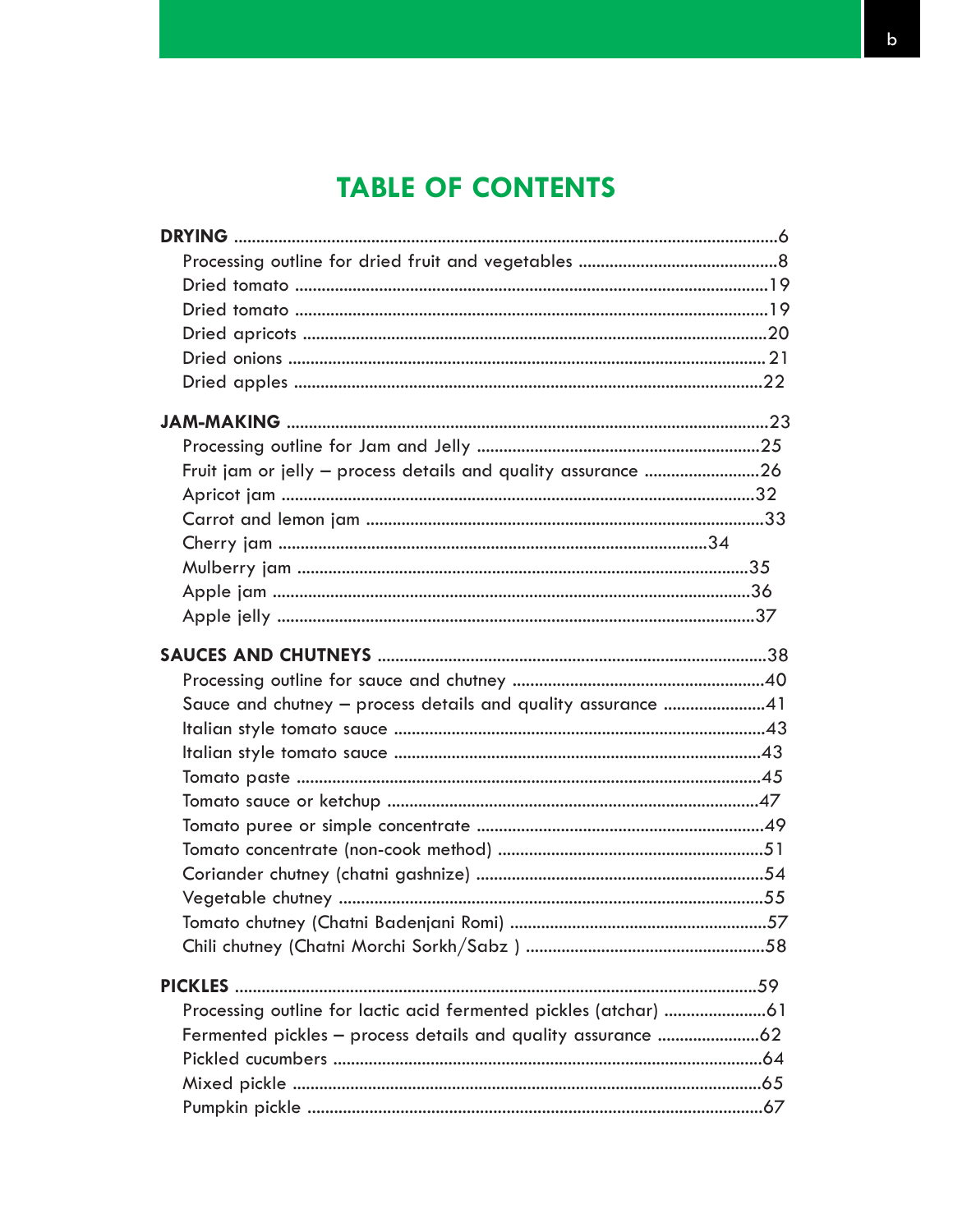# TABLE OF CONTENTS

**DRYING** ........................................................................................................................6

Processing outline for dried fruit and vegetables ............................................8

Dried tomato .........................................................................................................19

Dried tomato .........................................................................................................19

Dried apricots .......................................................................................................20

Dried onions .......................................................................................................... 21

Dried apples .........................................................................................................22

**JAM-MAKING** ...........................................................................................................23

Processing outline for Jam and Jelly ...............................................................25

Fruit jam or jelly – process details and quality assurance ..........................26

Apricot jam .........................................................................................................32

Carrot and lemon jam ........................................................................................33

Cherry jam ..............................................................................................34

Mulberry jam .....................................................................................................35

Apple jam ..........................................................................................................36

Apple jelly ..........................................................................................................37

**SAUCES AND CHUTNEYS** .....................................................................................38

Processing outline for sauce and chutney ........................................................40

Sauce and chutney – process details and quality assurance .......................41

Italian style tomato sauce ...................................................................................43

Italian style tomato sauce ...................................................................................43

Tomato paste .......................................................................................................45

Tomato sauce or ketchup ...................................................................................47

Tomato puree or simple concentrate ................................................................49

Tomato concentrate (non-cook method) ...........................................................51

Coriander chutney (chatni gashnize) ................................................................54

Vegetable chutney ..............................................................................................55

Tomato chutney (Chatni Badenjani Romi) .........................................................57

Chili chutney (Chatni Morchi Sorkh/Sabz ) .....................................................58

**PICKLES** ....................................................................................................................59

Processing outline for lactic acid fermented pickles (atchar) .......................61

Fermented pickles – process details and quality assurance .......................62

Pickled cucumbers ...............................................................................................64

Mixed pickle ........................................................................................................65

Pumpkin pickle .....................................................................................................67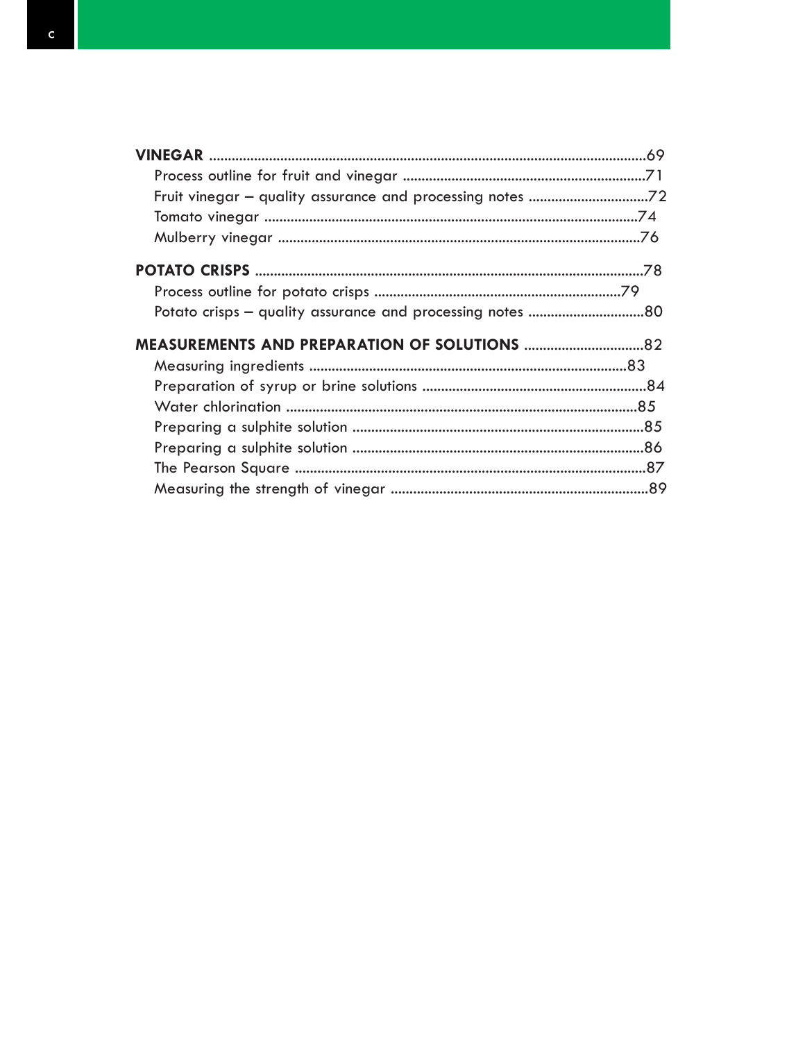**VINEGAR** ....................................................................................................................69

Process outline for fruit and vinegar ................................................................71

Fruit vinegar – quality assurance and processing notes ................................72

Tomato vinegar ..................................................................................................74

Mulberry vinegar ...............................................................................................76

**POTATO CRISPS** ......................................................................................................78

Process outline for potato crisps ......................................................................79

Potato crisps – quality assurance and processing notes ...............................80

**MEASUREMENTS AND PREPARATION OF SOLUTIONS** ................................82

Measuring ingredients .......................................................................................83

Preparation of syrup or brine solutions ...........................................................84

Water chlorination .............................................................................................85

Preparing a sulphite solution ............................................................................85

Preparing a sulphite solution ............................................................................86

The Pearson Square ...........................................................................................87

Measuring the strength of vinegar ....................................................................89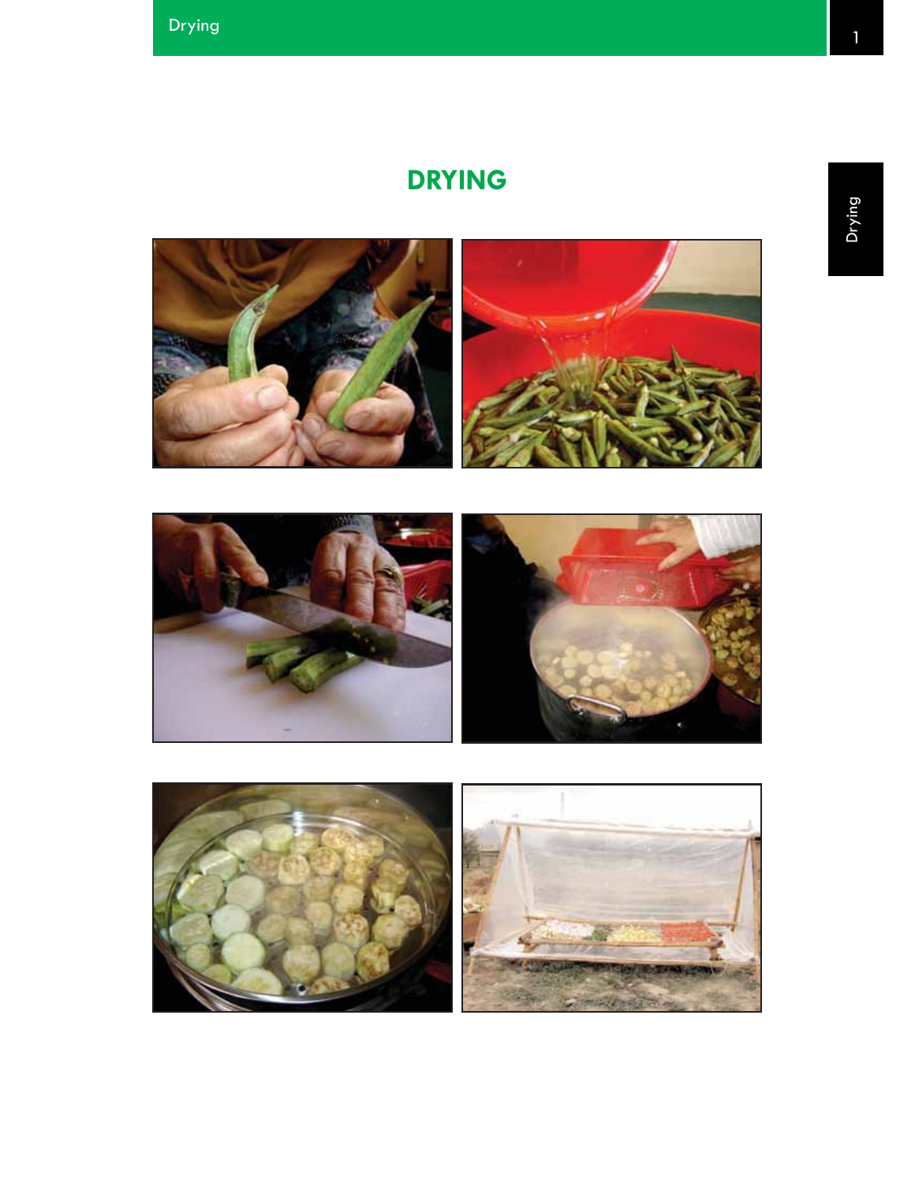# DRYING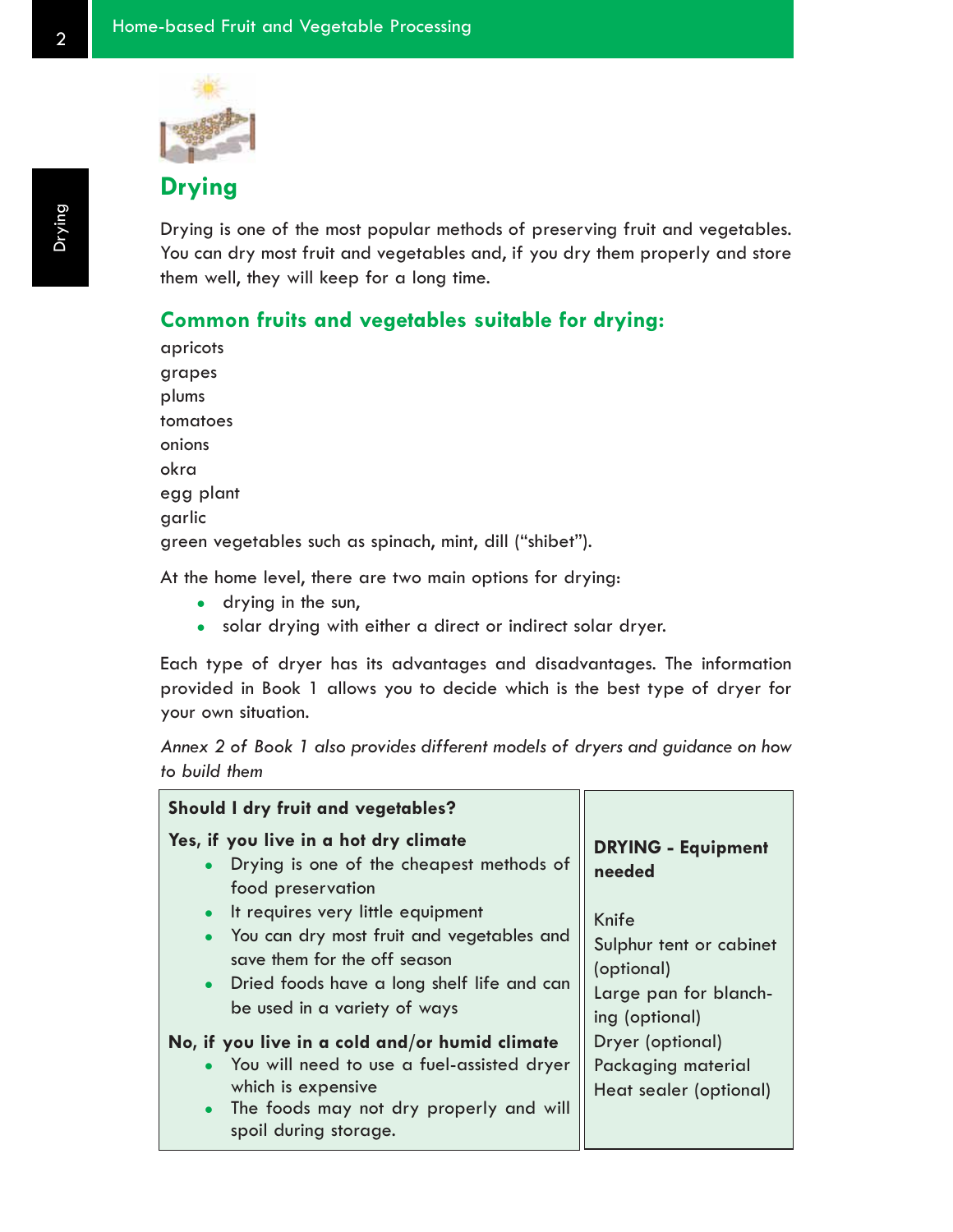## Drying

Drying is one of the most popular methods of preserving fruit and vegetables. You can dry most fruit and vegetables and, if you dry them properly and store them well, they will keep for a long time.

### Common fruits and vegetables suitable for drying:

apricots
grapes
plums
tomatoes
onions
okra
egg plant
garlic
green vegetables such as spinach, mint, dill ("shibet").

At the home level, there are two main options for drying:

- drying in the sun,
- solar drying with either a direct or indirect solar dryer.

Each type of dryer has its advantages and disadvantages. The information provided in Book 1 allows you to decide which is the best type of dryer for your own situation.

*Annex 2 of Book 1 also provides different models of dryers and guidance on how to build them*

**Should I dry fruit and vegetables?**

**Yes, if you live in a hot dry climate**

- Drying is one of the cheapest methods of food preservation
- It requires very little equipment
- You can dry most fruit and vegetables and save them for the off season
- Dried foods have a long shelf life and can be used in a variety of ways

**No, if you live in a cold and/or humid climate**

- You will need to use a fuel-assisted dryer which is expensive
- The foods may not dry properly and will spoil during storage.

**DRYING - Equipment needed**

Knife
Sulphur tent or cabinet (optional)
Large pan for blanching (optional)
Dryer (optional)
Packaging material
Heat sealer (optional)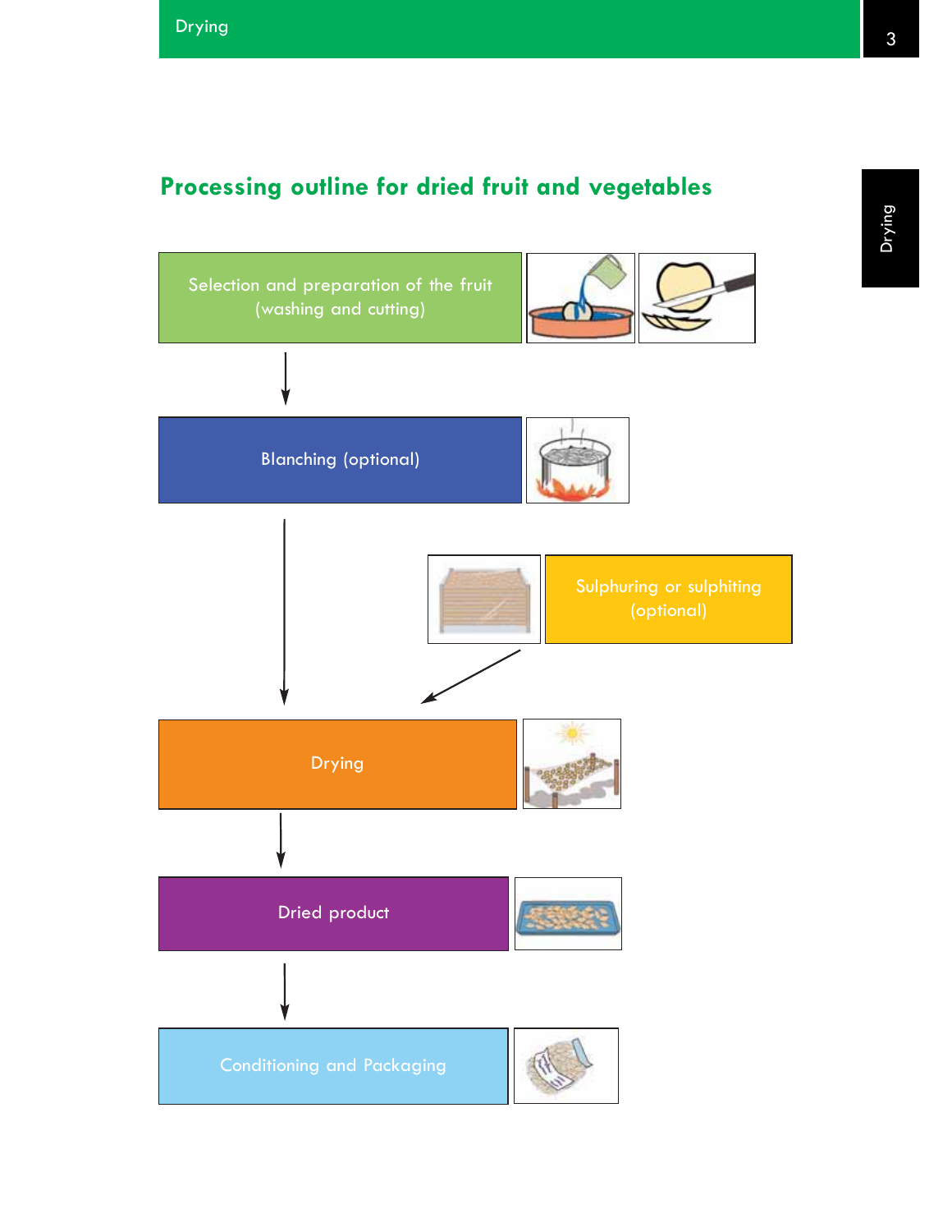## Processing outline for dried fruit and vegetables

Selection and preparation of the fruit (washing and cutting)

↓

Blanching (optional)

↓

Sulphuring or sulphiting (optional)

↓

Drying

↓

Dried product

↓

Conditioning and Packaging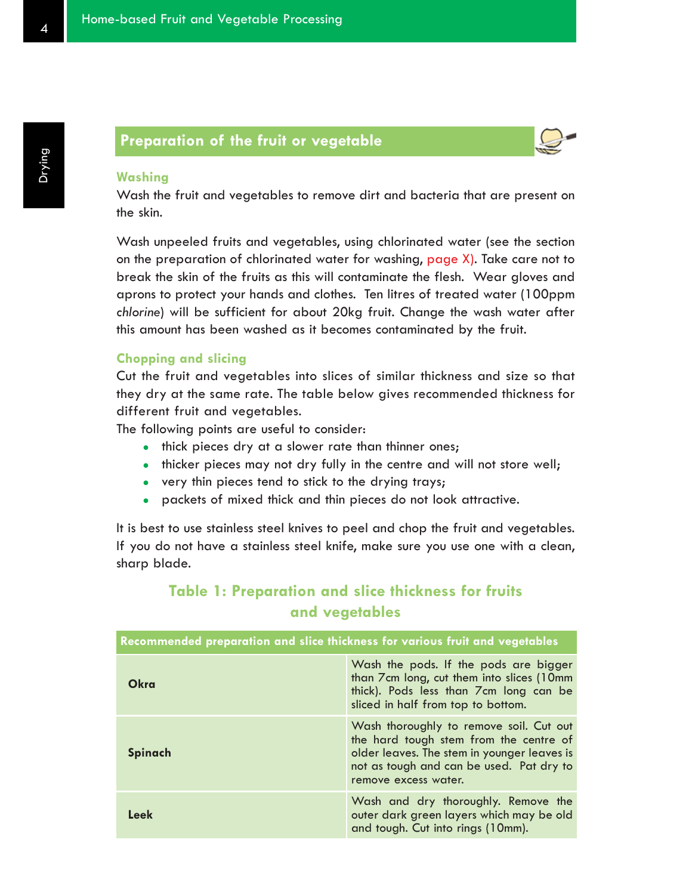## Preparation of the fruit or vegetable

### Washing

Wash the fruit and vegetables to remove dirt and bacteria that are present on the skin.

Wash unpeeled fruits and vegetables, using chlorinated water (see the section on the preparation of chlorinated water for washing, page X). Take care not to break the skin of the fruits as this will contaminate the flesh. Wear gloves and aprons to protect your hands and clothes. Ten litres of treated water (100ppm *chlorine*) will be sufficient for about 20kg fruit. Change the wash water after this amount has been washed as it becomes contaminated by the fruit.

### Chopping and slicing

Cut the fruit and vegetables into slices of similar thickness and size so that they dry at the same rate. The table below gives recommended thickness for different fruit and vegetables.

The following points are useful to consider:

- thick pieces dry at a slower rate than thinner ones;
- thicker pieces may not dry fully in the centre and will not store well;
- very thin pieces tend to stick to the drying trays;
- packets of mixed thick and thin pieces do not look attractive.

It is best to use stainless steel knives to peel and chop the fruit and vegetables. If you do not have a stainless steel knife, make sure you use one with a clean, sharp blade.

### Table 1: Preparation and slice thickness for fruits and vegetables

| Recommended preparation and slice thickness for various fruit and vegetables | |
|---|---|
| **Okra** | Wash the pods. If the pods are bigger than 7cm long, cut them into slices (10mm thick). Pods less than 7cm long can be sliced in half from top to bottom. |
| **Spinach** | Wash thoroughly to remove soil. Cut out the hard tough stem from the centre of older leaves. The stem in younger leaves is not as tough and can be used. Pat dry to remove excess water. |
| **Leek** | Wash and dry thoroughly. Remove the outer dark green layers which may be old and tough. Cut into rings (10mm). |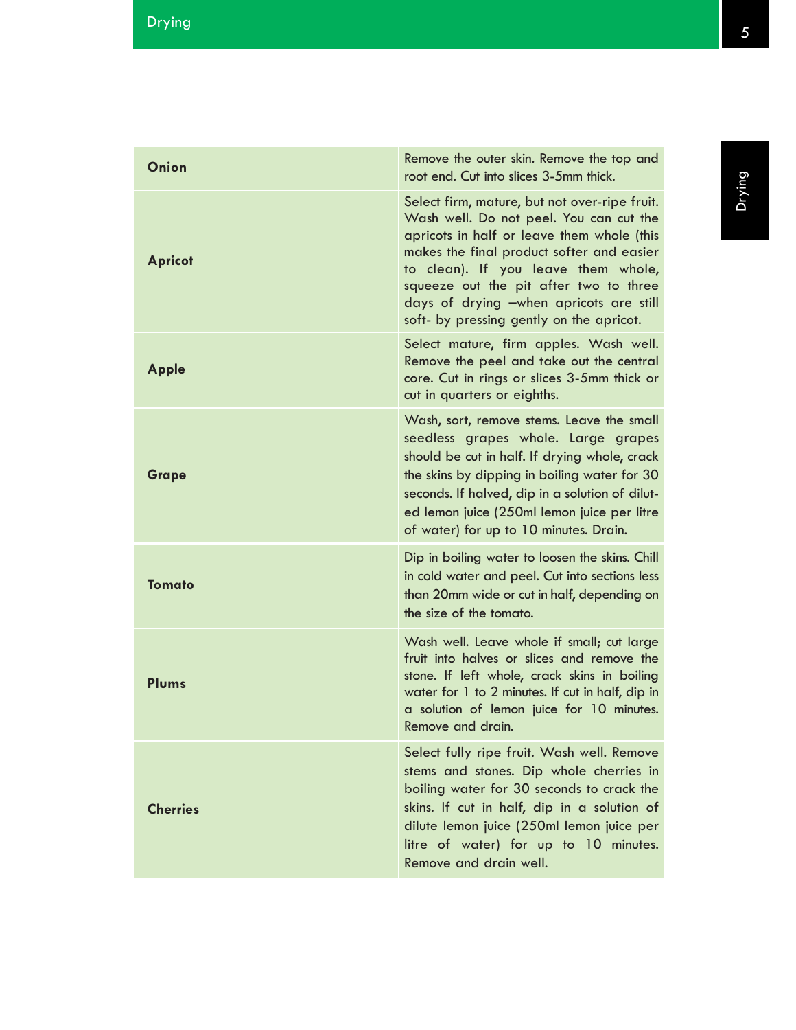| | |
|---|---|
| **Onion** | Remove the outer skin. Remove the top and root end. Cut into slices 3-5mm thick. |
| **Apricot** | Select firm, mature, but not over-ripe fruit. Wash well. Do not peel. You can cut the apricots in half or leave them whole (this makes the final product softer and easier to clean). If you leave them whole, squeeze out the pit after two to three days of drying –when apricots are still soft- by pressing gently on the apricot. |
| **Apple** | Select mature, firm apples. Wash well. Remove the peel and take out the central core. Cut in rings or slices 3-5mm thick or cut in quarters or eighths. |
| **Grape** | Wash, sort, remove stems. Leave the small seedless grapes whole. Large grapes should be cut in half. If drying whole, crack the skins by dipping in boiling water for 30 seconds. If halved, dip in a solution of diluted lemon juice (250ml lemon juice per litre of water) for up to 10 minutes. Drain. |
| **Tomato** | Dip in boiling water to loosen the skins. Chill in cold water and peel. Cut into sections less than 20mm wide or cut in half, depending on the size of the tomato. |
| **Plums** | Wash well. Leave whole if small; cut large fruit into halves or slices and remove the stone. If left whole, crack skins in boiling water for 1 to 2 minutes. If cut in half, dip in a solution of lemon juice for 10 minutes. Remove and drain. |
| **Cherries** | Select fully ripe fruit. Wash well. Remove stems and stones. Dip whole cherries in boiling water for 30 seconds to crack the skins. If cut in half, dip in a solution of dilute lemon juice (250ml lemon juice per litre of water) for up to 10 minutes. Remove and drain well. |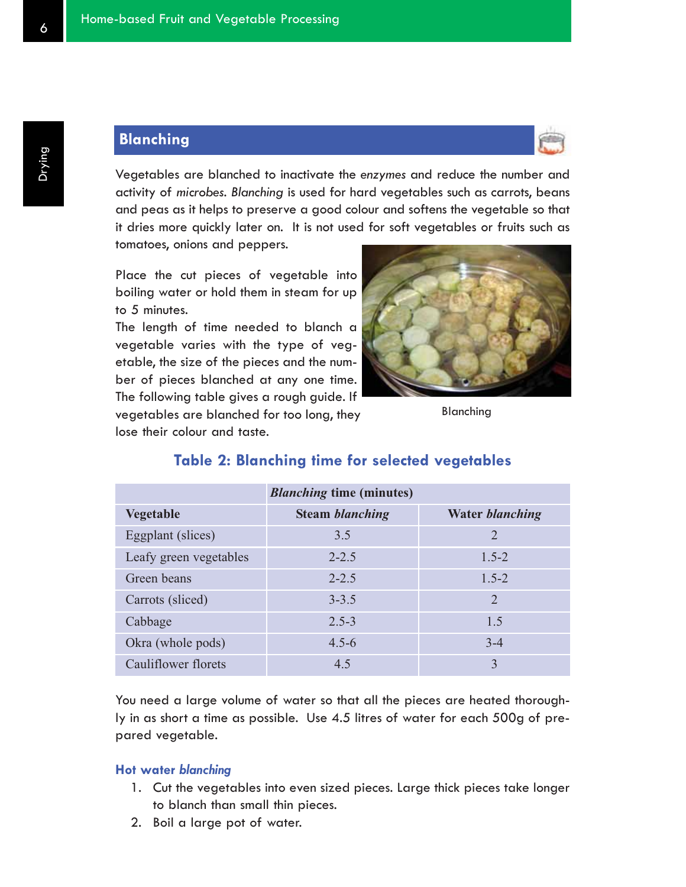## Blanching

Vegetables are blanched to inactivate the *enzymes* and reduce the number and activity of *microbes*. *Blanching* is used for hard vegetables such as carrots, beans and peas as it helps to preserve a good colour and softens the vegetable so that it dries more quickly later on. It is not used for soft vegetables or fruits such as tomatoes, onions and peppers.

Place the cut pieces of vegetable into boiling water or hold them in steam for up to 5 minutes.

The length of time needed to blanch a vegetable varies with the type of vegetable, the size of the pieces and the number of pieces blanched at any one time. The following table gives a rough guide. If vegetables are blanched for too long, they lose their colour and taste.

Blanching

### Table 2: Blanching time for selected vegetables

| | *Blanching* time (minutes) | |
|---|---|---|
| **Vegetable** | **Steam *blanching*** | **Water *blanching*** |
| Eggplant (slices) | 3.5 | 2 |
| Leafy green vegetables | 2-2.5 | 1.5-2 |
| Green beans | 2-2.5 | 1.5-2 |
| Carrots (sliced) | 3-3.5 | 2 |
| Cabbage | 2.5-3 | 1.5 |
| Okra (whole pods) | 4.5-6 | 3-4 |
| Cauliflower florets | 4.5 | 3 |

You need a large volume of water so that all the pieces are heated thoroughly in as short a time as possible. Use 4.5 litres of water for each 500g of prepared vegetable.

#### Hot water *blanching*

1. Cut the vegetables into even sized pieces. Large thick pieces take longer to blanch than small thin pieces.
2. Boil a large pot of water.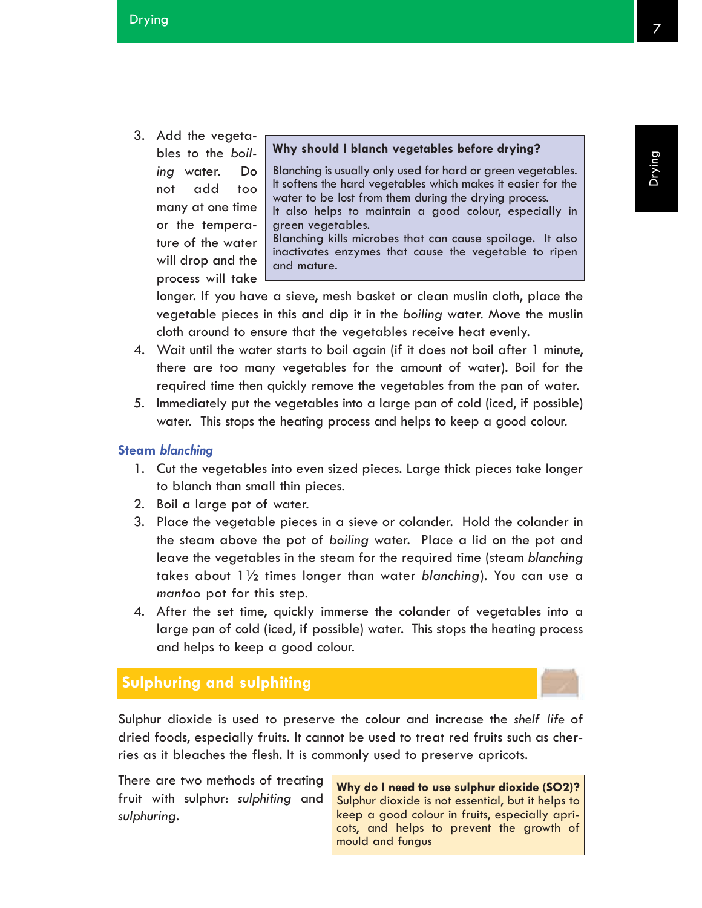3. Add the vegetables to the *boiling* water. Do not add too many at one time or the temperature of the water will drop and the process will take longer. If you have a sieve, mesh basket or clean muslin cloth, place the vegetable pieces in this and dip it in the *boiling* water. Move the muslin cloth around to ensure that the vegetables receive heat evenly.
4. Wait until the water starts to boil again (if it does not boil after 1 minute, there are too many vegetables for the amount of water). Boil for the required time then quickly remove the vegetables from the pan of water.
5. Immediately put the vegetables into a large pan of cold (iced, if possible) water. This stops the heating process and helps to keep a good colour.

> **Why should I blanch vegetables before drying?**
>
> Blanching is usually only used for hard or green vegetables. It softens the hard vegetables which makes it easier for the water to be lost from them during the drying process.
> It also helps to maintain a good colour, especially in green vegetables.
> Blanching kills microbes that can cause spoilage. It also inactivates enzymes that cause the vegetable to ripen and mature.

### Steam *blanching*

1. Cut the vegetables into even sized pieces. Large thick pieces take longer to blanch than small thin pieces.
2. Boil a large pot of water.
3. Place the vegetable pieces in a sieve or colander. Hold the colander in the steam above the pot of *boiling* water. Place a lid on the pot and leave the vegetables in the steam for the required time (steam *blanching* takes about 1½ times longer than water *blanching*). You can use a *mantoo* pot for this step.
4. After the set time, quickly immerse the colander of vegetables into a large pan of cold (iced, if possible) water. This stops the heating process and helps to keep a good colour.

## Sulphuring and sulphiting

Sulphur dioxide is used to preserve the colour and increase the *shelf life* of dried foods, especially fruits. It cannot be used to treat red fruits such as cherries as it bleaches the flesh. It is commonly used to preserve apricots.

There are two methods of treating fruit with sulphur: *sulphiting* and *sulphuring*.

> **Why do I need to use sulphur dioxide ($SO_2$)?**
> Sulphur dioxide is not essential, but it helps to keep a good colour in fruits, especially apricots, and helps to prevent the growth of mould and fungus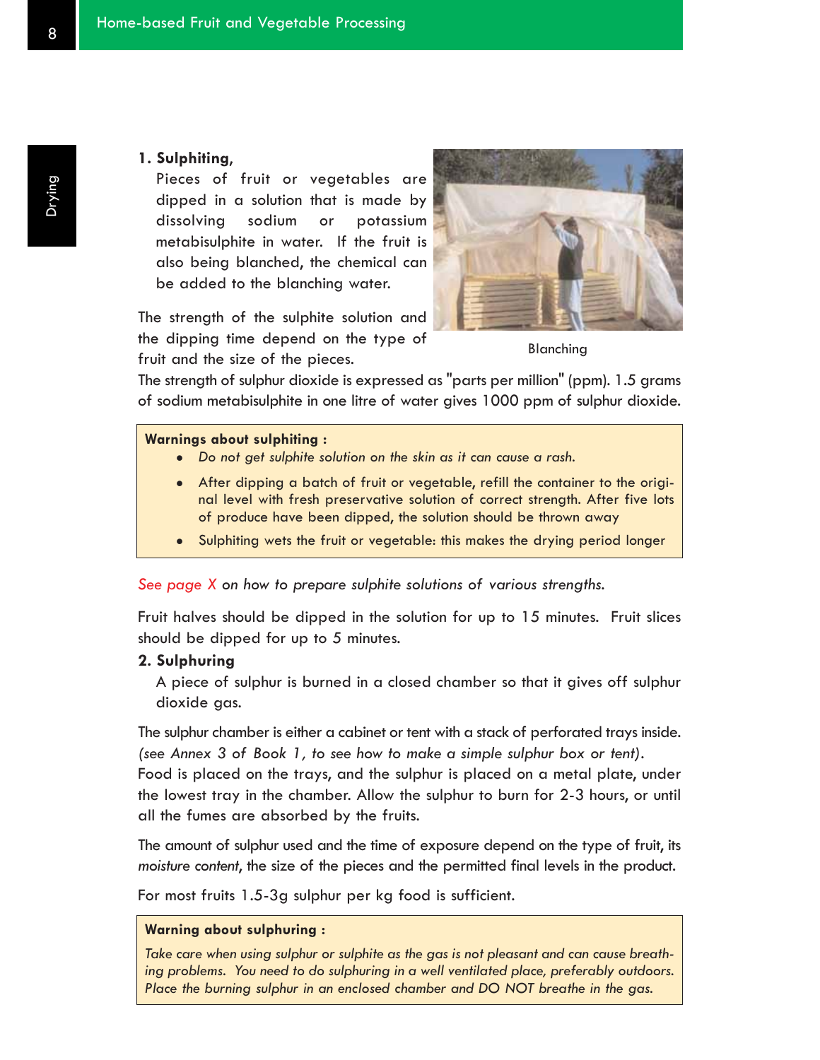**1. Sulphiting,**

Pieces of fruit or vegetables are dipped in a solution that is made by dissolving sodium or potassium metabisulphite in water. If the fruit is also being blanched, the chemical can be added to the blanching water.

Blanching

The strength of the sulphite solution and the dipping time depend on the type of fruit and the size of the pieces.

The strength of sulphur dioxide is expressed as "parts per million" (ppm). 1.5 grams of sodium metabisulphite in one litre of water gives 1000 ppm of sulphur dioxide.

> **Warnings about sulphiting :**
>
> - *Do not get sulphite solution on the skin as it can cause a rash.*
> - After dipping a batch of fruit or vegetable, refill the container to the original level with fresh preservative solution of correct strength. After five lots of produce have been dipped, the solution should be thrown away
> - Sulphiting wets the fruit or vegetable: this makes the drying period longer

*See page X on how to prepare sulphite solutions of various strengths.*

Fruit halves should be dipped in the solution for up to 15 minutes. Fruit slices should be dipped for up to 5 minutes.

**2. Sulphuring**

A piece of sulphur is burned in a closed chamber so that it gives off sulphur dioxide gas.

The sulphur chamber is either a cabinet or tent with a stack of perforated trays inside. *(see Annex 3 of Book 1, to see how to make a simple sulphur box or tent).* Food is placed on the trays, and the sulphur is placed on a metal plate, under the lowest tray in the chamber. Allow the sulphur to burn for 2-3 hours, or until all the fumes are absorbed by the fruits.

The amount of sulphur used and the time of exposure depend on the type of fruit, its *moisture content*, the size of the pieces and the permitted final levels in the product.

For most fruits 1.5-3g sulphur per kg food is sufficient.

> **Warning about sulphuring :**
>
> *Take care when using sulphur or sulphite as the gas is not pleasant and can cause breathing problems. You need to do sulphuring in a well ventilated place, preferably outdoors. Place the burning sulphur in an enclosed chamber and DO NOT breathe in the gas.*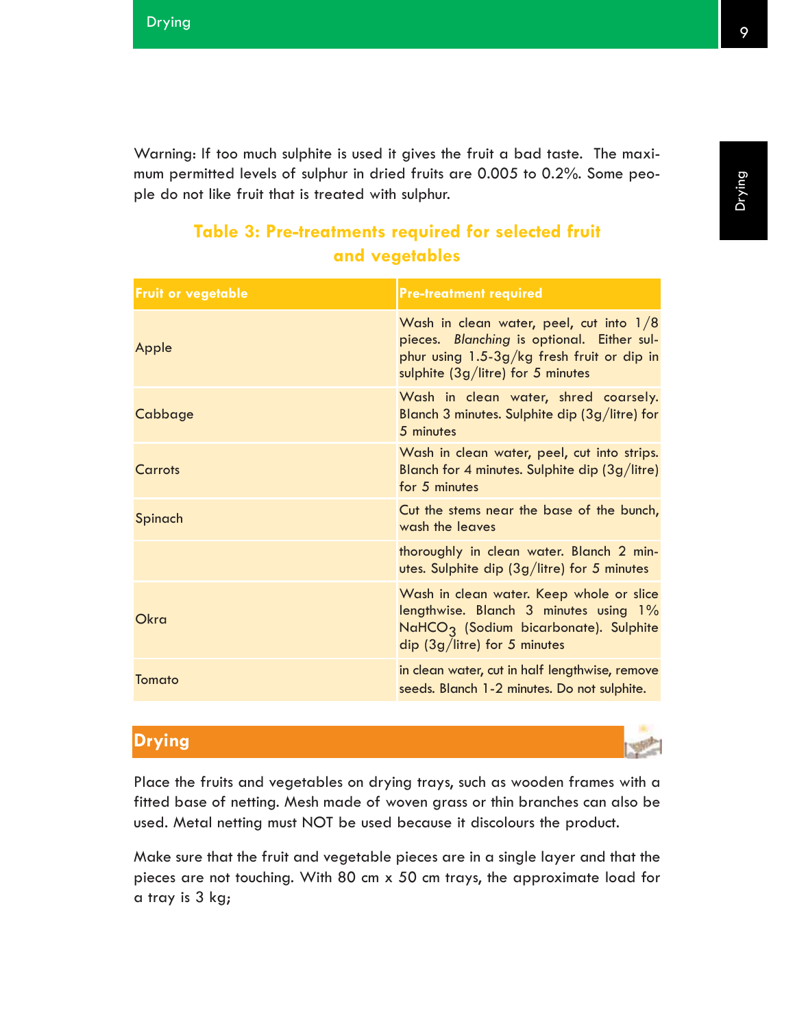Warning: If too much sulphite is used it gives the fruit a bad taste. The maximum permitted levels of sulphur in dried fruits are 0.005 to 0.2%. Some people do not like fruit that is treated with sulphur.

## Table 3: Pre-treatments required for selected fruit and vegetables

| Fruit or vegetable | Pre-treatment required |
|---|---|
| Apple | Wash in clean water, peel, cut into 1/8 pieces. *Blanching* is optional. Either sulphur using 1.5-3g/kg fresh fruit or dip in sulphite (3g/litre) for 5 minutes |
| Cabbage | Wash in clean water, shred coarsely. Blanch 3 minutes. Sulphite dip (3g/litre) for 5 minutes |
| Carrots | Wash in clean water, peel, cut into strips. Blanch for 4 minutes. Sulphite dip (3g/litre) for 5 minutes |
| Spinach | Cut the stems near the base of the bunch, wash the leaves |
| | thoroughly in clean water. Blanch 2 minutes. Sulphite dip (3g/litre) for 5 minutes |
| Okra | Wash in clean water. Keep whole or slice lengthwise. Blanch 3 minutes using 1% $NaHCO_3$ (Sodium bicarbonate). Sulphite dip (3g/litre) for 5 minutes |
| Tomato | in clean water, cut in half lengthwise, remove seeds. Blanch 1-2 minutes. Do not sulphite. |

## Drying

Place the fruits and vegetables on drying trays, such as wooden frames with a fitted base of netting. Mesh made of woven grass or thin branches can also be used. Metal netting must NOT be used because it discolours the product.

Make sure that the fruit and vegetable pieces are in a single layer and that the pieces are not touching. With 80 cm x 50 cm trays, the approximate load for a tray is 3 kg;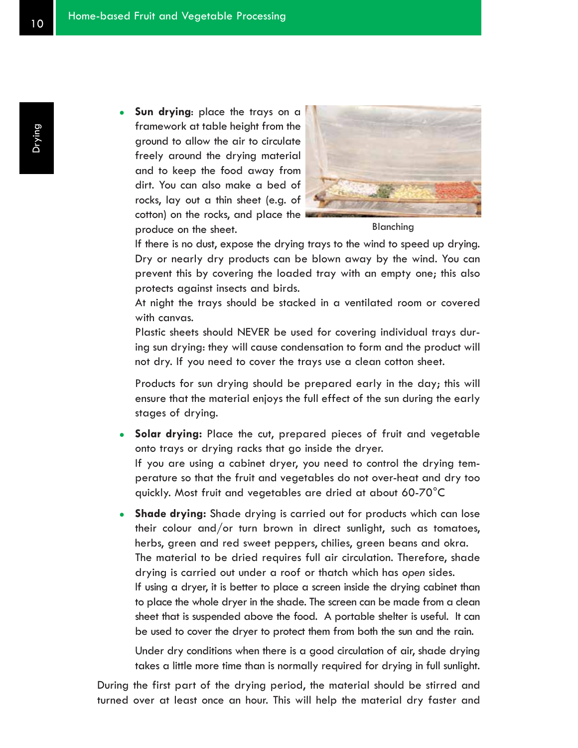- **Sun drying**: place the trays on a framework at table height from the ground to allow the air to circulate freely around the drying material and to keep the food away from dirt. You can also make a bed of rocks, lay out a thin sheet (e.g. of cotton) on the rocks, and place the produce on the sheet.

  Blanching

  If there is no dust, expose the drying trays to the wind to speed up drying. Dry or nearly dry products can be blown away by the wind. You can prevent this by covering the loaded tray with an empty one; this also protects against insects and birds.

  At night the trays should be stacked in a ventilated room or covered with canvas.

  Plastic sheets should NEVER be used for covering individual trays during sun drying: they will cause condensation to form and the product will not dry. If you need to cover the trays use a clean cotton sheet.

  Products for sun drying should be prepared early in the day; this will ensure that the material enjoys the full effect of the sun during the early stages of drying.

- **Solar drying:** Place the cut, prepared pieces of fruit and vegetable onto trays or drying racks that go inside the dryer.

  If you are using a cabinet dryer, you need to control the drying temperature so that the fruit and vegetables do not over-heat and dry too quickly. Most fruit and vegetables are dried at about 60-70°C

- **Shade drying:** Shade drying is carried out for products which can lose their colour and/or turn brown in direct sunlight, such as tomatoes, herbs, green and red sweet peppers, chilies, green beans and okra.

  The material to be dried requires full air circulation. Therefore, shade drying is carried out under a roof or thatch which has *open* sides.

  If using a dryer, it is better to place a screen inside the drying cabinet than to place the whole dryer in the shade. The screen can be made from a clean sheet that is suspended above the food. A portable shelter is useful. It can be used to cover the dryer to protect them from both the sun and the rain.

  Under dry conditions when there is a good circulation of air, shade drying takes a little more time than is normally required for drying in full sunlight.

During the first part of the drying period, the material should be stirred and turned over at least once an hour. This will help the material dry faster and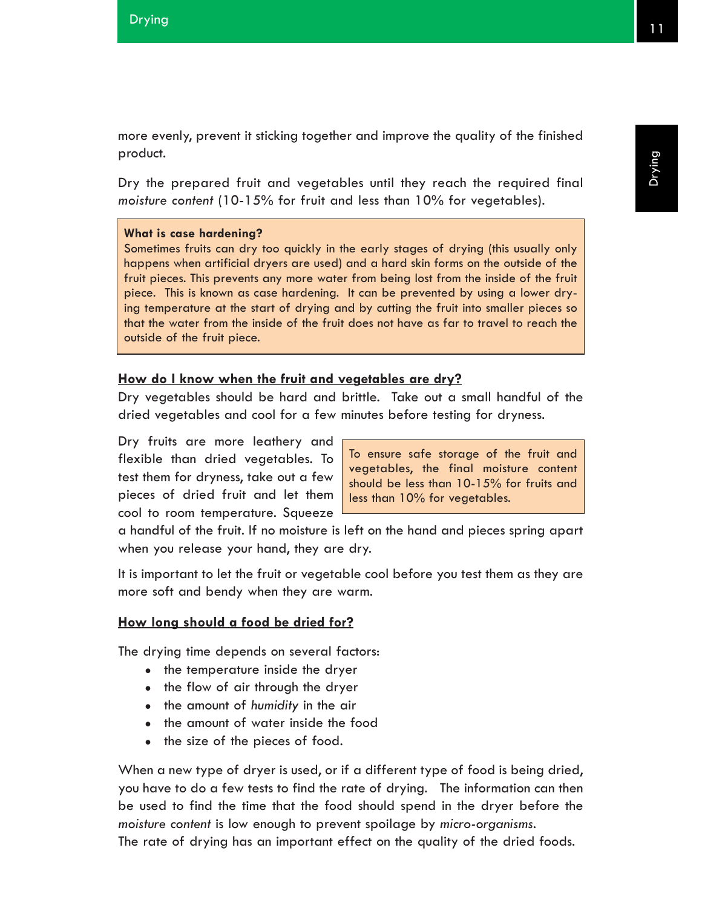more evenly, prevent it sticking together and improve the quality of the finished product.

Dry the prepared fruit and vegetables until they reach the required final *moisture content* (10-15% for fruit and less than 10% for vegetables).

> **What is case hardening?**
> Sometimes fruits can dry too quickly in the early stages of drying (this usually only happens when artificial dryers are used) and a hard skin forms on the outside of the fruit pieces. This prevents any more water from being lost from the inside of the fruit piece. This is known as case hardening. It can be prevented by using a lower drying temperature at the start of drying and by cutting the fruit into smaller pieces so that the water from the inside of the fruit does not have as far to travel to reach the outside of the fruit piece.

**How do I know when the fruit and vegetables are dry?**

Dry vegetables should be hard and brittle. Take out a small handful of the dried vegetables and cool for a few minutes before testing for dryness.

Dry fruits are more leathery and flexible than dried vegetables. To test them for dryness, take out a few pieces of dried fruit and let them cool to room temperature. Squeeze a handful of the fruit. If no moisture is left on the hand and pieces spring apart when you release your hand, they are dry.

> To ensure safe storage of the fruit and vegetables, the final moisture content should be less than 10-15% for fruits and less than 10% for vegetables.

It is important to let the fruit or vegetable cool before you test them as they are more soft and bendy when they are warm.

**How long should a food be dried for?**

The drying time depends on several factors:

- the temperature inside the dryer
- the flow of air through the dryer
- the amount of *humidity* in the air
- the amount of water inside the food
- the size of the pieces of food.

When a new type of dryer is used, or if a different type of food is being dried, you have to do a few tests to find the rate of drying. The information can then be used to find the time that the food should spend in the dryer before the *moisture content* is low enough to prevent spoilage by *micro-organisms*.
The rate of drying has an important effect on the quality of the dried foods.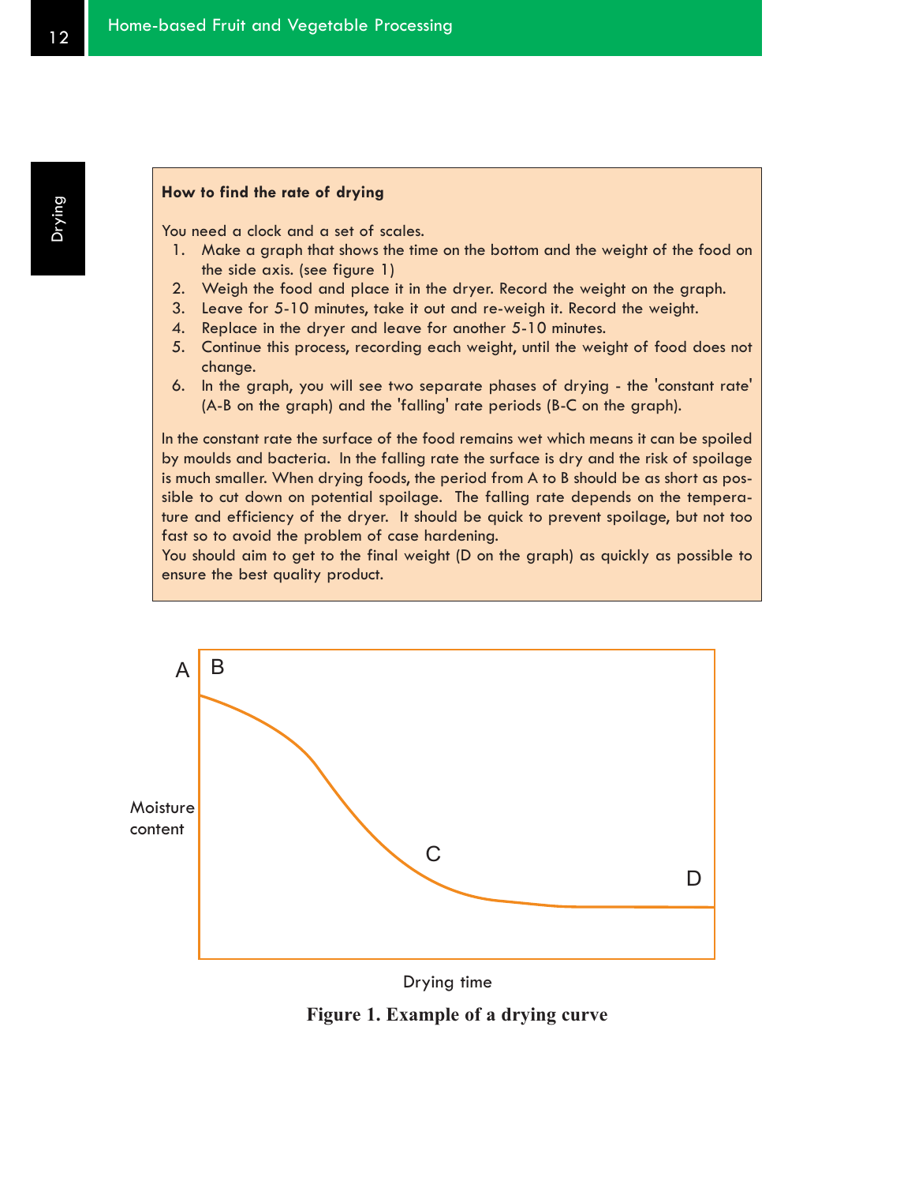**How to find the rate of drying**

You need a clock and a set of scales.

1. Make a graph that shows the time on the bottom and the weight of the food on the side axis. (see figure 1)
2. Weigh the food and place it in the dryer. Record the weight on the graph.
3. Leave for 5-10 minutes, take it out and re-weigh it. Record the weight.
4. Replace in the dryer and leave for another 5-10 minutes.
5. Continue this process, recording each weight, until the weight of food does not change.
6. In the graph, you will see two separate phases of drying - the 'constant rate' (A-B on the graph) and the 'falling' rate periods (B-C on the graph).

In the constant rate the surface of the food remains wet which means it can be spoiled by moulds and bacteria. In the falling rate the surface is dry and the risk of spoilage is much smaller. When drying foods, the period from A to B should be as short as possible to cut down on potential spoilage. The falling rate depends on the temperature and efficiency of the dryer. It should be quick to prevent spoilage, but not too fast so to avoid the problem of case hardening.
You should aim to get to the final weight (D on the graph) as quickly as possible to ensure the best quality product.

**Figure 1. Example of a drying curve**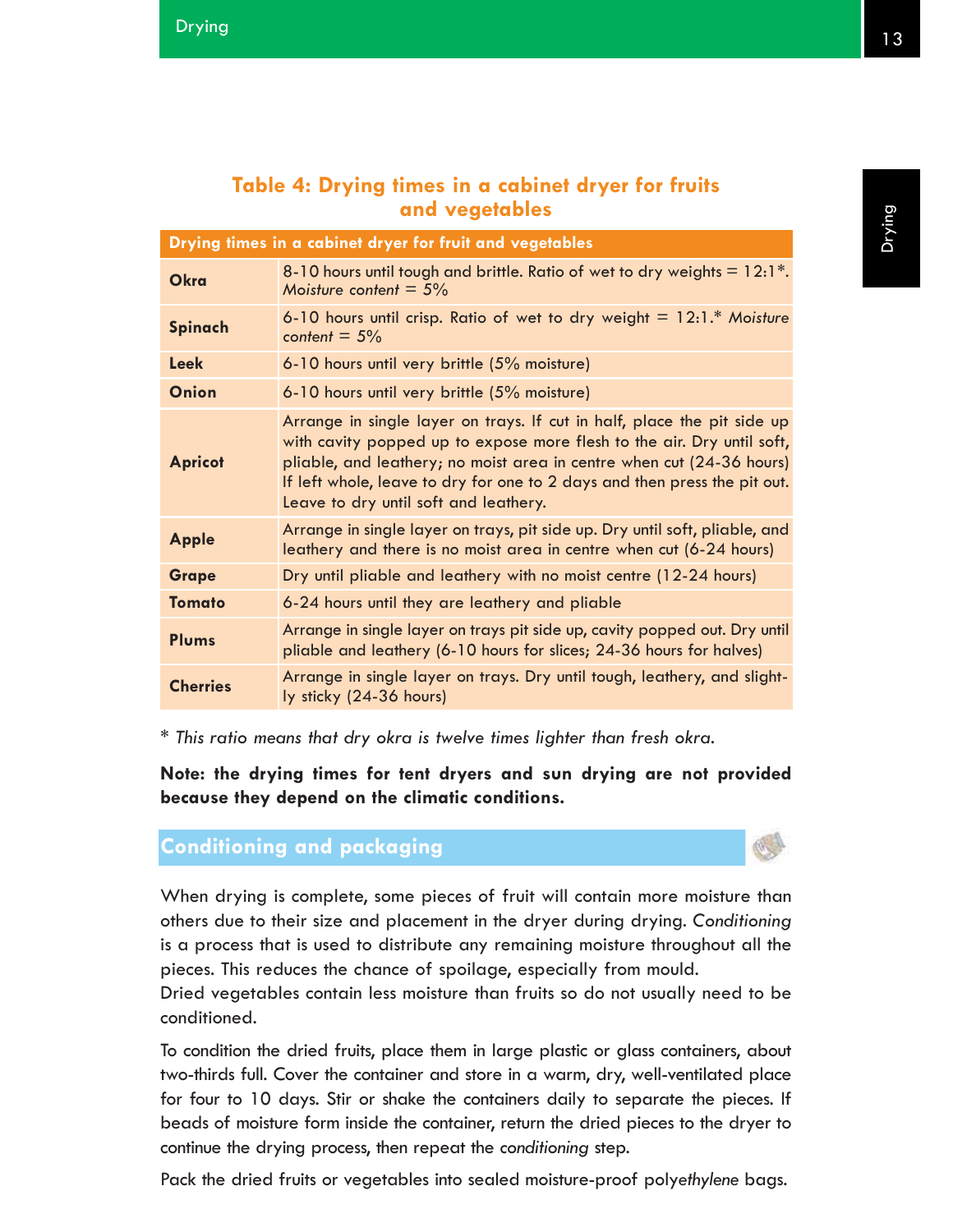## Table 4: Drying times in a cabinet dryer for fruits and vegetables

| Drying times in a cabinet dryer for fruit and vegetables | |
|---|---|
| **Okra** | 8-10 hours until tough and brittle. Ratio of wet to dry weights = 12:1*. *Moisture content = 5%* |
| **Spinach** | 6-10 hours until crisp. Ratio of wet to dry weight = 12:1.* *Moisture content = 5%* |
| **Leek** | 6-10 hours until very brittle (5% moisture) |
| **Onion** | 6-10 hours until very brittle (5% moisture) |
| **Apricot** | Arrange in single layer on trays. If cut in half, place the pit side up with cavity popped up to expose more flesh to the air. Dry until soft, pliable, and leathery; no moist area in centre when cut (24-36 hours) If left whole, leave to dry for one to 2 days and then press the pit out. Leave to dry until soft and leathery. |
| **Apple** | Arrange in single layer on trays, pit side up. Dry until soft, pliable, and leathery and there is no moist area in centre when cut (6-24 hours) |
| **Grape** | Dry until pliable and leathery with no moist centre (12-24 hours) |
| **Tomato** | 6-24 hours until they are leathery and pliable |
| **Plums** | Arrange in single layer on trays pit side up, cavity popped out. Dry until pliable and leathery (6-10 hours for slices; 24-36 hours for halves) |
| **Cherries** | Arrange in single layer on trays. Dry until tough, leathery, and slightly sticky (24-36 hours) |

* *This ratio means that dry okra is twelve times lighter than fresh okra.*

**Note: the drying times for tent dryers and sun drying are not provided because they depend on the climatic conditions.**

## Conditioning and packaging

When drying is complete, some pieces of fruit will contain more moisture than others due to their size and placement in the dryer during drying. *Conditioning* is a process that is used to distribute any remaining moisture throughout all the pieces. This reduces the chance of spoilage, especially from mould.
Dried vegetables contain less moisture than fruits so do not usually need to be conditioned.

To condition the dried fruits, place them in large plastic or glass containers, about two-thirds full. Cover the container and store in a warm, dry, well-ventilated place for four to 10 days. Stir or shake the containers daily to separate the pieces. If beads of moisture form inside the container, return the dried pieces to the dryer to continue the drying process, then repeat the *conditioning* step.

Pack the dried fruits or vegetables into sealed moisture-proof poly*ethylene* bags.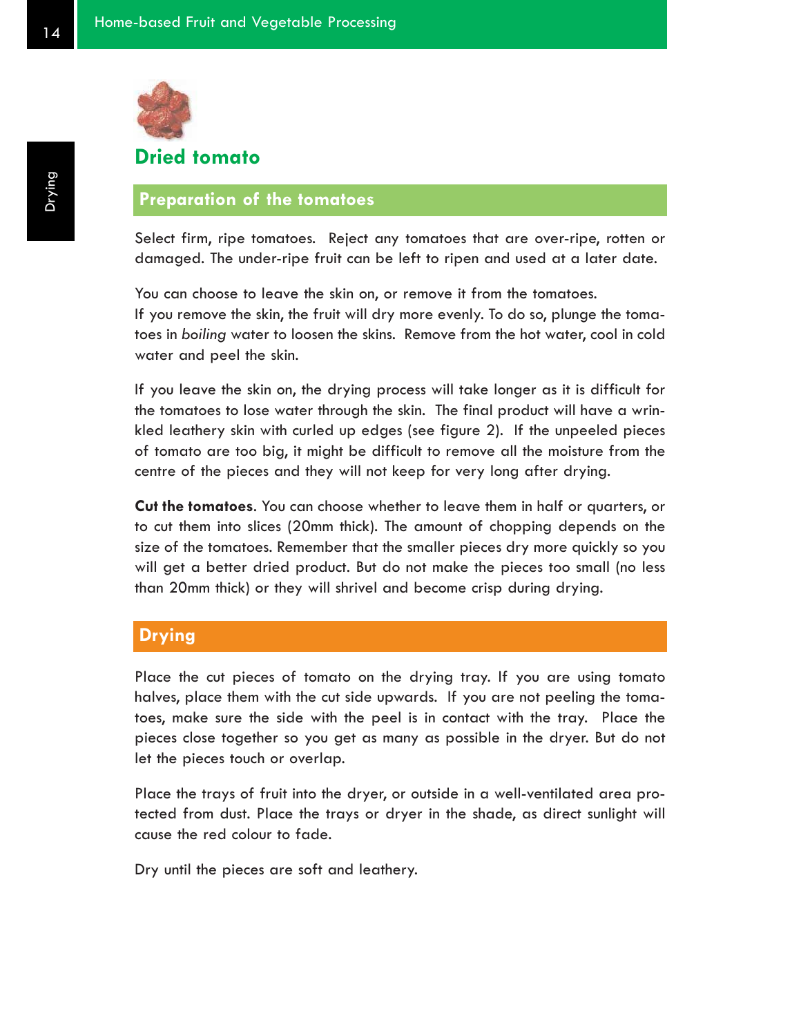# Dried tomato

## Preparation of the tomatoes

Select firm, ripe tomatoes. Reject any tomatoes that are over-ripe, rotten or damaged. The under-ripe fruit can be left to ripen and used at a later date.

You can choose to leave the skin on, or remove it from the tomatoes.
If you remove the skin, the fruit will dry more evenly. To do so, plunge the tomatoes in *boiling* water to loosen the skins. Remove from the hot water, cool in cold water and peel the skin.

If you leave the skin on, the drying process will take longer as it is difficult for the tomatoes to lose water through the skin. The final product will have a wrinkled leathery skin with curled up edges (see figure 2). If the unpeeled pieces of tomato are too big, it might be difficult to remove all the moisture from the centre of the pieces and they will not keep for very long after drying.

**Cut the tomatoes**. You can choose whether to leave them in half or quarters, or to cut them into slices (20mm thick). The amount of chopping depends on the size of the tomatoes. Remember that the smaller pieces dry more quickly so you will get a better dried product. But do not make the pieces too small (no less than 20mm thick) or they will shrivel and become crisp during drying.

## Drying

Place the cut pieces of tomato on the drying tray. If you are using tomato halves, place them with the cut side upwards. If you are not peeling the tomatoes, make sure the side with the peel is in contact with the tray. Place the pieces close together so you get as many as possible in the dryer. But do not let the pieces touch or overlap.

Place the trays of fruit into the dryer, or outside in a well-ventilated area protected from dust. Place the trays or dryer in the shade, as direct sunlight will cause the red colour to fade.

Dry until the pieces are soft and leathery.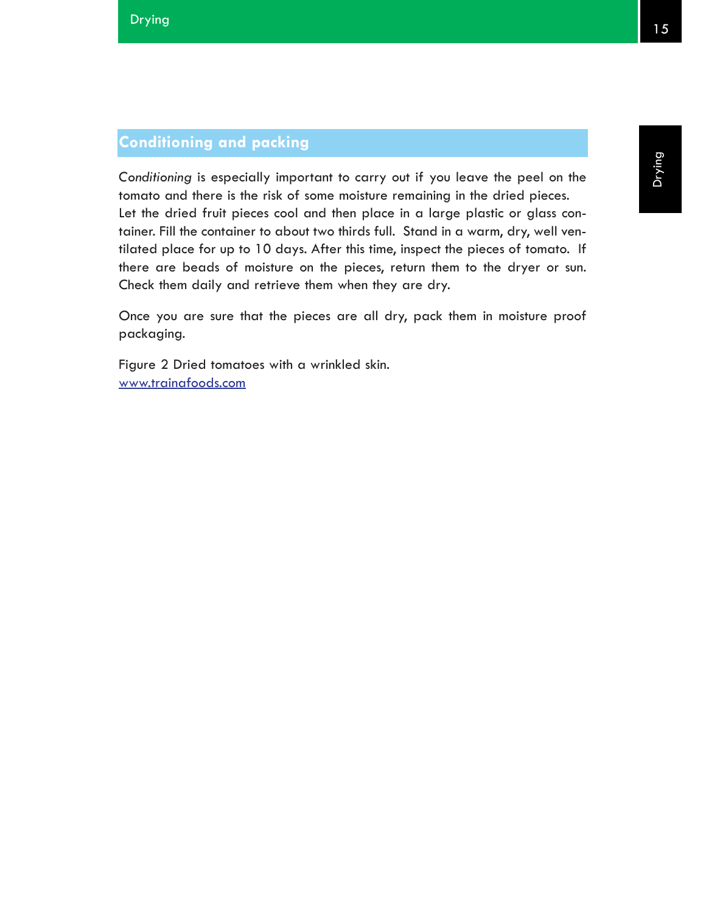## Conditioning and packing

*Conditioning* is especially important to carry out if you leave the peel on the tomato and there is the risk of some moisture remaining in the dried pieces. Let the dried fruit pieces cool and then place in a large plastic or glass container. Fill the container to about two thirds full. Stand in a warm, dry, well ventilated place for up to 10 days. After this time, inspect the pieces of tomato. If there are beads of moisture on the pieces, return them to the dryer or sun. Check them daily and retrieve them when they are dry.

Once you are sure that the pieces are all dry, pack them in moisture proof packaging.

Figure 2 Dried tomatoes with a wrinkled skin.
[www.trainafoods.com](http://www.trainafoods.com)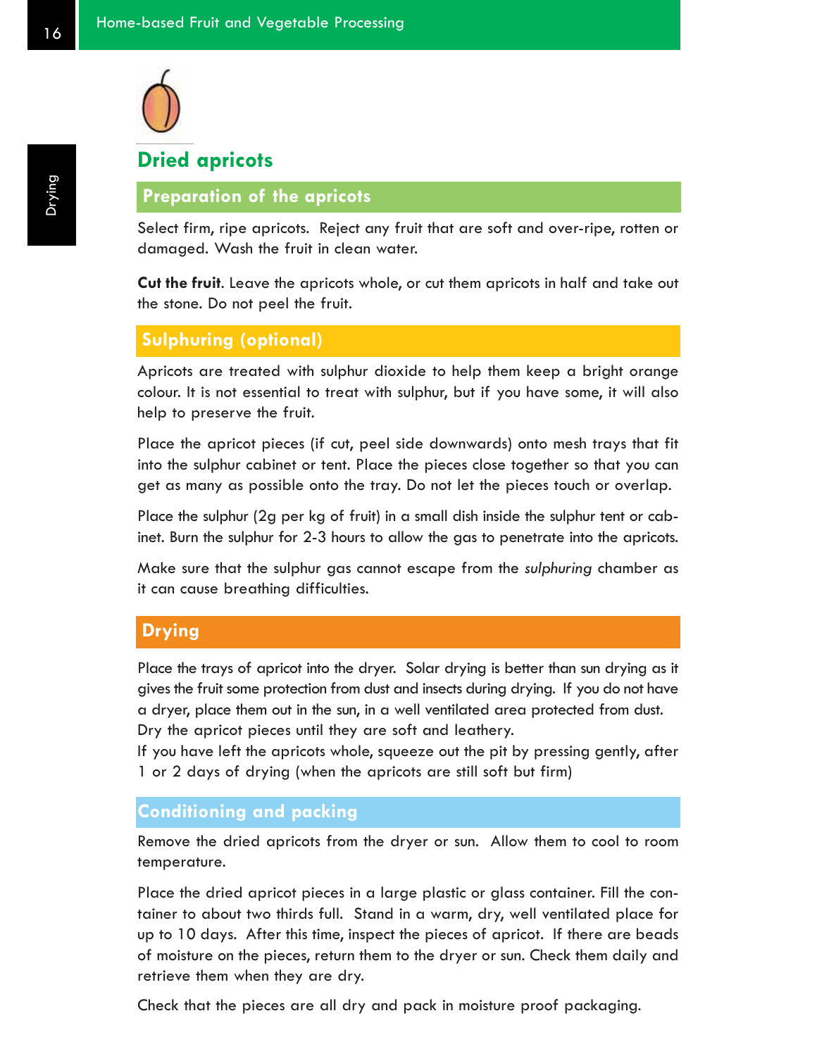# Dried apricots

## Preparation of the apricots

Select firm, ripe apricots. Reject any fruit that are soft and over-ripe, rotten or damaged. Wash the fruit in clean water.

**Cut the fruit**. Leave the apricots whole, or cut them apricots in half and take out the stone. Do not peel the fruit.

## Sulphuring (optional)

Apricots are treated with sulphur dioxide to help them keep a bright orange colour. It is not essential to treat with sulphur, but if you have some, it will also help to preserve the fruit.

Place the apricot pieces (if cut, peel side downwards) onto mesh trays that fit into the sulphur cabinet or tent. Place the pieces close together so that you can get as many as possible onto the tray. Do not let the pieces touch or overlap.

Place the sulphur (2g per kg of fruit) in a small dish inside the sulphur tent or cabinet. Burn the sulphur for 2-3 hours to allow the gas to penetrate into the apricots.

Make sure that the sulphur gas cannot escape from the *sulphuring* chamber as it can cause breathing difficulties.

## Drying

Place the trays of apricot into the dryer. Solar drying is better than sun drying as it gives the fruit some protection from dust and insects during drying. If you do not have a dryer, place them out in the sun, in a well ventilated area protected from dust. Dry the apricot pieces until they are soft and leathery.
If you have left the apricots whole, squeeze out the pit by pressing gently, after 1 or 2 days of drying (when the apricots are still soft but firm)

## Conditioning and packing

Remove the dried apricots from the dryer or sun. Allow them to cool to room temperature.

Place the dried apricot pieces in a large plastic or glass container. Fill the container to about two thirds full. Stand in a warm, dry, well ventilated place for up to 10 days. After this time, inspect the pieces of apricot. If there are beads of moisture on the pieces, return them to the dryer or sun. Check them daily and retrieve them when they are dry.

Check that the pieces are all dry and pack in moisture proof packaging.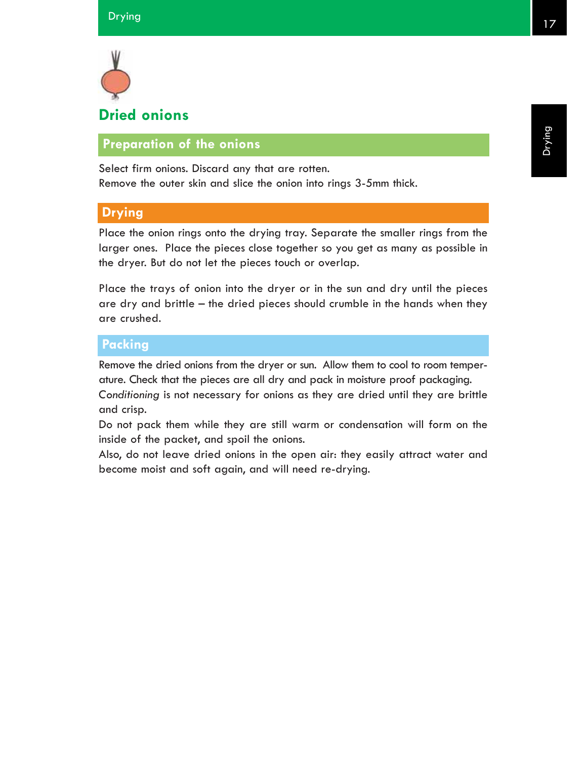# Dried onions

## Preparation of the onions

Select firm onions. Discard any that are rotten.
Remove the outer skin and slice the onion into rings 3-5mm thick.

## Drying

Place the onion rings onto the drying tray. Separate the smaller rings from the larger ones. Place the pieces close together so you get as many as possible in the dryer. But do not let the pieces touch or overlap.

Place the trays of onion into the dryer or in the sun and dry until the pieces are dry and brittle – the dried pieces should crumble in the hands when they are crushed.

## Packing

Remove the dried onions from the dryer or sun. Allow them to cool to room temperature. Check that the pieces are all dry and pack in moisture proof packaging.
*Conditioning* is not necessary for onions as they are dried until they are brittle and crisp.
Do not pack them while they are still warm or condensation will form on the inside of the packet, and spoil the onions.
Also, do not leave dried onions in the open air: they easily attract water and become moist and soft again, and will need re-drying.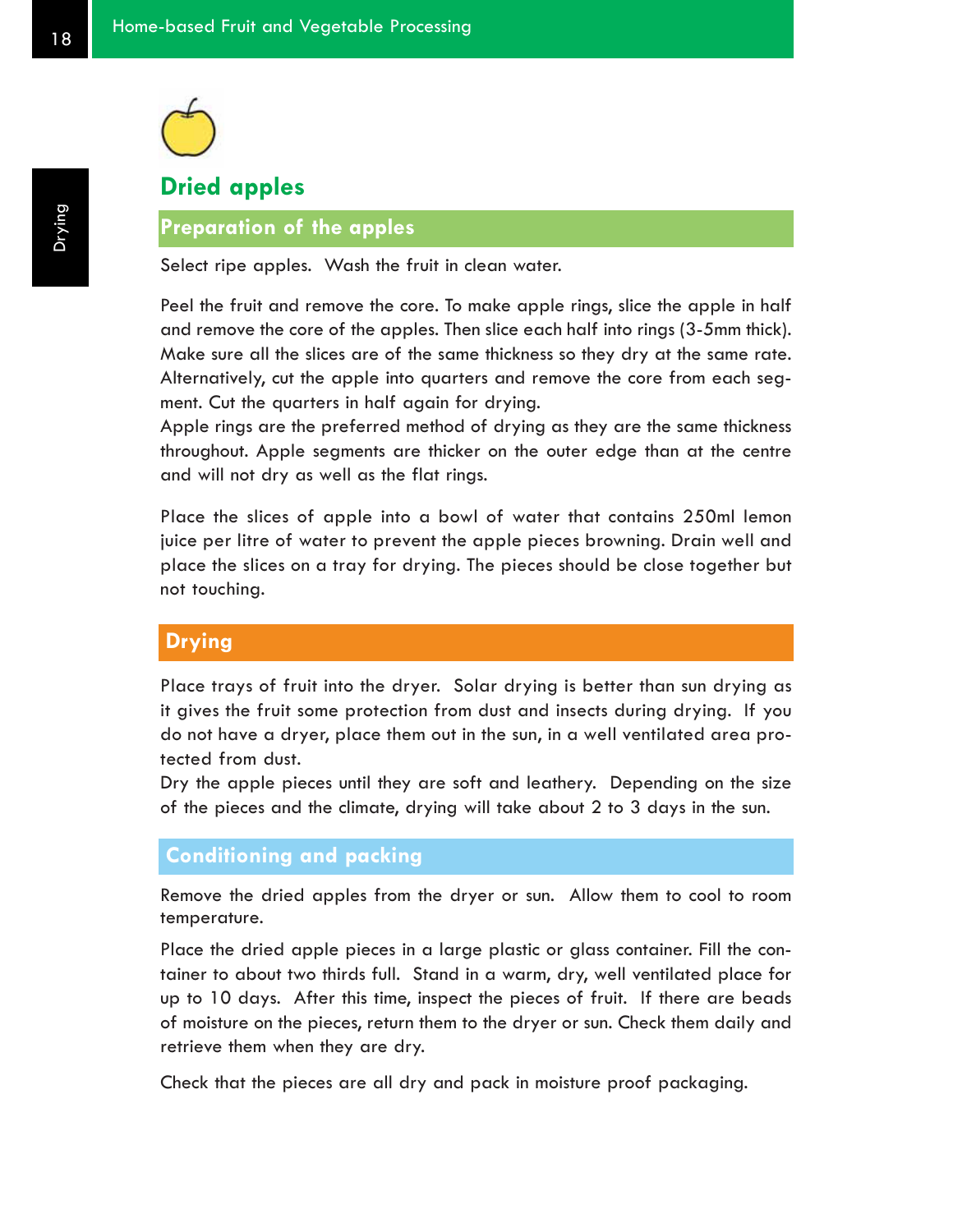## Dried apples

### Preparation of the apples

Select ripe apples. Wash the fruit in clean water.

Peel the fruit and remove the core. To make apple rings, slice the apple in half and remove the core of the apples. Then slice each half into rings (3-5mm thick). Make sure all the slices are of the same thickness so they dry at the same rate. Alternatively, cut the apple into quarters and remove the core from each segment. Cut the quarters in half again for drying.

Apple rings are the preferred method of drying as they are the same thickness throughout. Apple segments are thicker on the outer edge than at the centre and will not dry as well as the flat rings.

Place the slices of apple into a bowl of water that contains 250ml lemon juice per litre of water to prevent the apple pieces browning. Drain well and place the slices on a tray for drying. The pieces should be close together but not touching.

### Drying

Place trays of fruit into the dryer. Solar drying is better than sun drying as it gives the fruit some protection from dust and insects during drying. If you do not have a dryer, place them out in the sun, in a well ventilated area protected from dust.

Dry the apple pieces until they are soft and leathery. Depending on the size of the pieces and the climate, drying will take about 2 to 3 days in the sun.

### Conditioning and packing

Remove the dried apples from the dryer or sun. Allow them to cool to room temperature.

Place the dried apple pieces in a large plastic or glass container. Fill the container to about two thirds full. Stand in a warm, dry, well ventilated place for up to 10 days. After this time, inspect the pieces of fruit. If there are beads of moisture on the pieces, return them to the dryer or sun. Check them daily and retrieve them when they are dry.

Check that the pieces are all dry and pack in moisture proof packaging.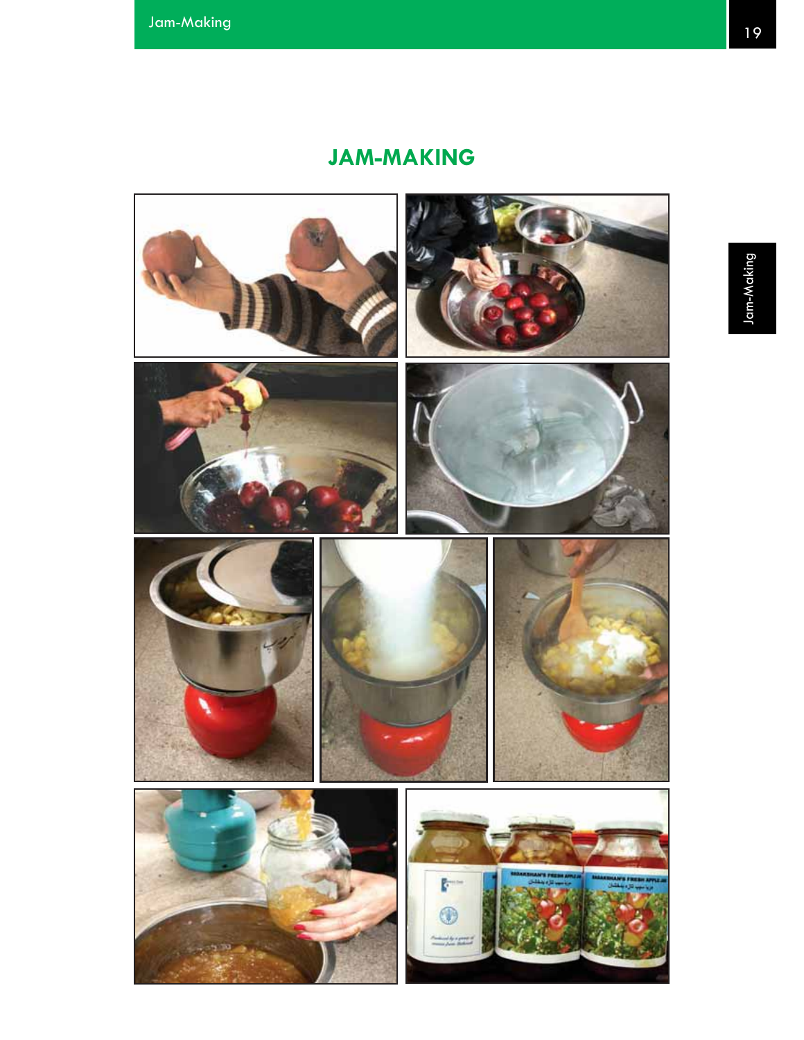# JAM-MAKING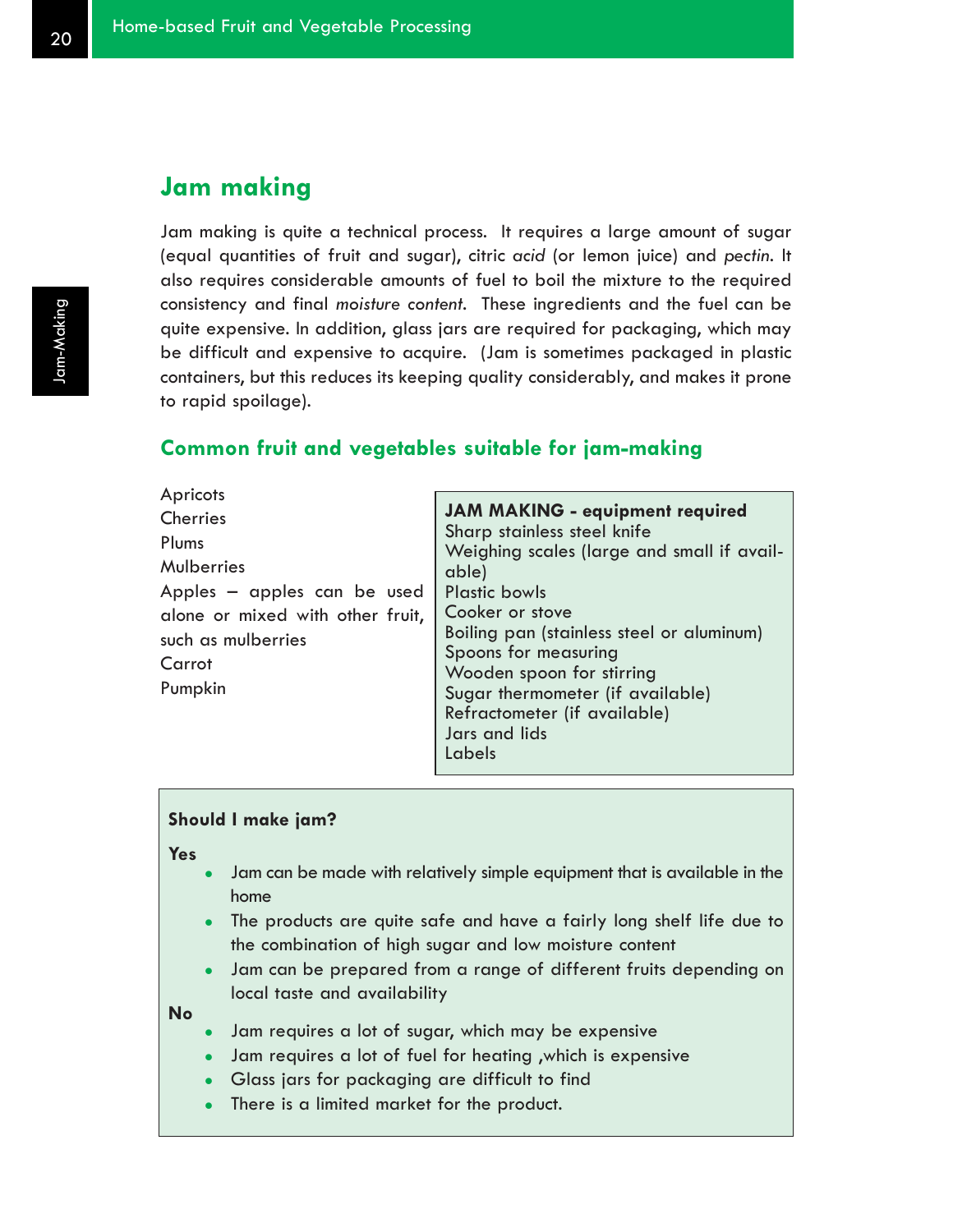## Jam making

Jam making is quite a technical process. It requires a large amount of sugar (equal quantities of fruit and sugar), citric *acid* (or lemon juice) and *pectin*. It also requires considerable amounts of fuel to boil the mixture to the required consistency and final *moisture content*. These ingredients and the fuel can be quite expensive. In addition, glass jars are required for packaging, which may be difficult and expensive to acquire. (Jam is sometimes packaged in plastic containers, but this reduces its keeping quality considerably, and makes it prone to rapid spoilage).

### Common fruit and vegetables suitable for jam-making

Apricots
Cherries
Plums
Mulberries
Apples – apples can be used alone or mixed with other fruit, such as mulberries
Carrot
Pumpkin

**JAM MAKING - equipment required**
Sharp stainless steel knife
Weighing scales (large and small if available)
Plastic bowls
Cooker or stove
Boiling pan (stainless steel or aluminum)
Spoons for measuring
Wooden spoon for stirring
Sugar thermometer (if available)
Refractometer (if available)
Jars and lids
Labels

**Should I make jam?**

**Yes**

- Jam can be made with relatively simple equipment that is available in the home
- The products are quite safe and have a fairly long shelf life due to the combination of high sugar and low moisture content
- Jam can be prepared from a range of different fruits depending on local taste and availability

**No**

- Jam requires a lot of sugar, which may be expensive
- Jam requires a lot of fuel for heating ,which is expensive
- Glass jars for packaging are difficult to find
- There is a limited market for the product.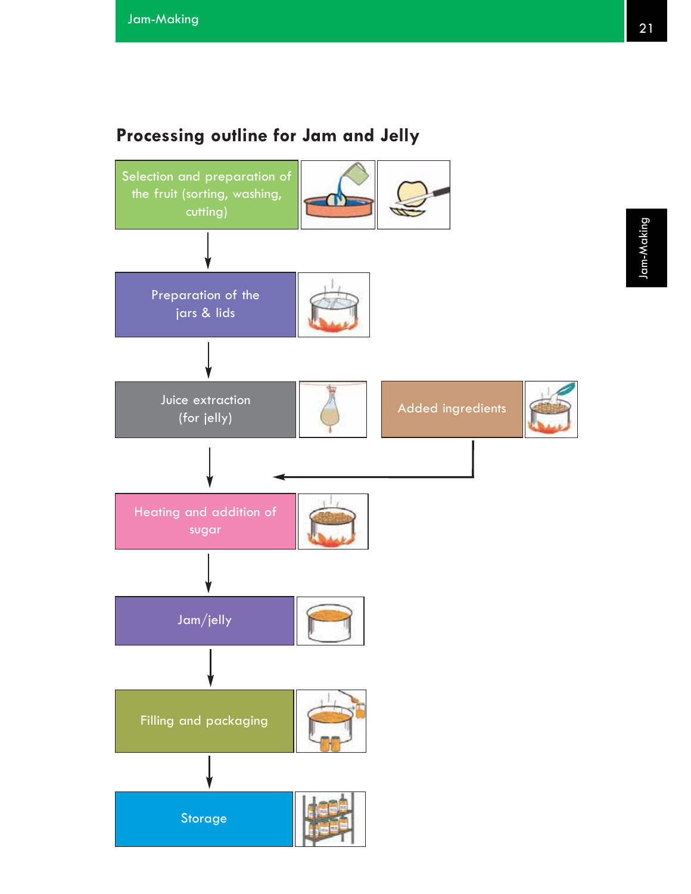## Processing outline for Jam and Jelly

Selection and preparation of the fruit (sorting, washing, cutting)

↓

Preparation of the jars & lids

↓

Juice extraction (for jelly)

Added ingredients

↓

Heating and addition of sugar

↓

Jam/jelly

↓

Filling and packaging

↓

Storage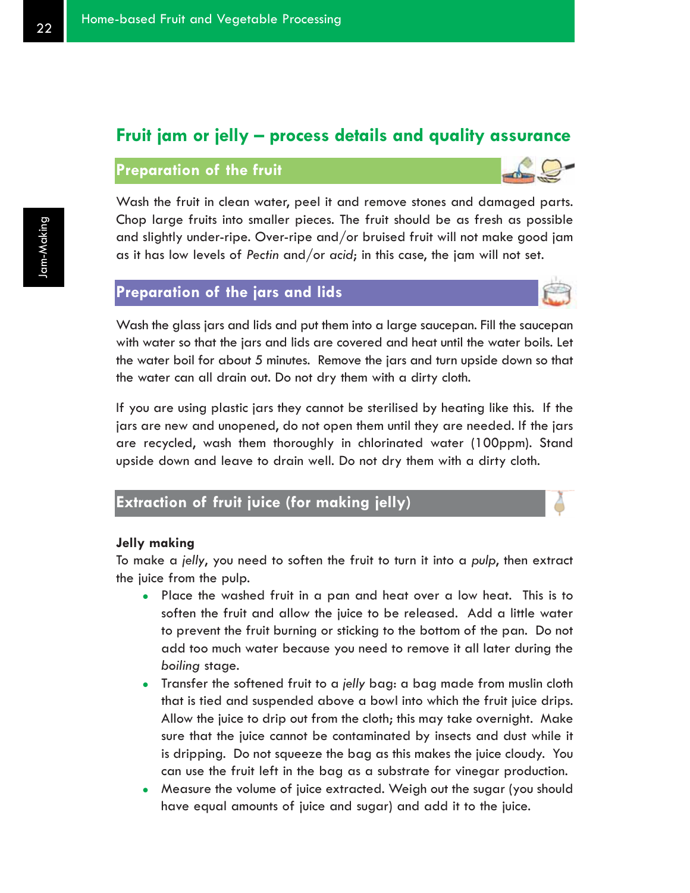# Fruit jam or jelly – process details and quality assurance

## Preparation of the fruit

Wash the fruit in clean water, peel it and remove stones and damaged parts. Chop large fruits into smaller pieces. The fruit should be as fresh as possible and slightly under-ripe. Over-ripe and/or bruised fruit will not make good jam as it has low levels of *Pectin* and/or *acid*; in this case, the jam will not set.

## Preparation of the jars and lids

Wash the glass jars and lids and put them into a large saucepan. Fill the saucepan with water so that the jars and lids are covered and heat until the water boils. Let the water boil for about 5 minutes. Remove the jars and turn upside down so that the water can all drain out. Do not dry them with a dirty cloth.

If you are using plastic jars they cannot be sterilised by heating like this. If the jars are new and unopened, do not open them until they are needed. If the jars are recycled, wash them thoroughly in chlorinated water (100ppm). Stand upside down and leave to drain well. Do not dry them with a dirty cloth.

## Extraction of fruit juice (for making jelly)

**Jelly making**

To make a *jelly*, you need to soften the fruit to turn it into a *pulp*, then extract the juice from the pulp.

- Place the washed fruit in a pan and heat over a low heat. This is to soften the fruit and allow the juice to be released. Add a little water to prevent the fruit burning or sticking to the bottom of the pan. Do not add too much water because you need to remove it all later during the *boiling* stage.
- Transfer the softened fruit to a *jelly* bag: a bag made from muslin cloth that is tied and suspended above a bowl into which the fruit juice drips. Allow the juice to drip out from the cloth; this may take overnight. Make sure that the juice cannot be contaminated by insects and dust while it is dripping. Do not squeeze the bag as this makes the juice cloudy. You can use the fruit left in the bag as a substrate for vinegar production.
- Measure the volume of juice extracted. Weigh out the sugar (you should have equal amounts of juice and sugar) and add it to the juice.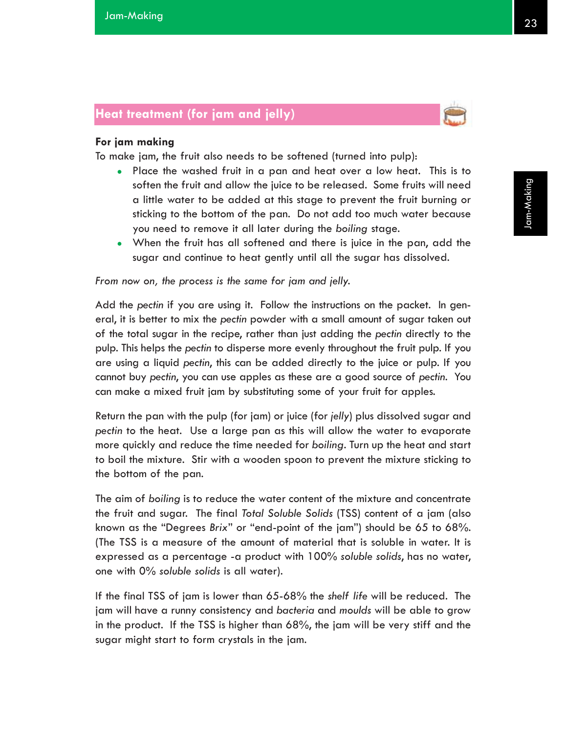## Heat treatment (for jam and jelly)

**For jam making**

To make jam, the fruit also needs to be softened (turned into pulp):

- Place the washed fruit in a pan and heat over a low heat. This is to soften the fruit and allow the juice to be released. Some fruits will need a little water to be added at this stage to prevent the fruit burning or sticking to the bottom of the pan. Do not add too much water because you need to remove it all later during the *boiling* stage.
- When the fruit has all softened and there is juice in the pan, add the sugar and continue to heat gently until all the sugar has dissolved.

*From now on, the process is the same for jam and jelly.*

Add the *pectin* if you are using it. Follow the instructions on the packet. In general, it is better to mix the *pectin* powder with a small amount of sugar taken out of the total sugar in the recipe, rather than just adding the *pectin* directly to the pulp. This helps the *pectin* to disperse more evenly throughout the fruit pulp. If you are using a liquid *pectin*, this can be added directly to the juice or pulp. If you cannot buy *pectin*, you can use apples as these are a good source of *pectin*. You can make a mixed fruit jam by substituting some of your fruit for apples.

Return the pan with the pulp (for jam) or juice (for *jelly*) plus dissolved sugar and *pectin* to the heat. Use a large pan as this will allow the water to evaporate more quickly and reduce the time needed for *boiling*. Turn up the heat and start to boil the mixture. Stir with a wooden spoon to prevent the mixture sticking to the bottom of the pan.

The aim of *boiling* is to reduce the water content of the mixture and concentrate the fruit and sugar. The final *Total Soluble Solids* (TSS) content of a jam (also known as the "Degrees *Brix*" or "end-point of the jam") should be 65 to 68%. (The TSS is a measure of the amount of material that is soluble in water. It is expressed as a percentage -a product with 100% *soluble solids*, has no water, one with 0% *soluble solids* is all water).

If the final TSS of jam is lower than 65-68% the *shelf life* will be reduced. The jam will have a runny consistency and *bacteria* and *moulds* will be able to grow in the product. If the TSS is higher than 68%, the jam will be very stiff and the sugar might start to form crystals in the jam.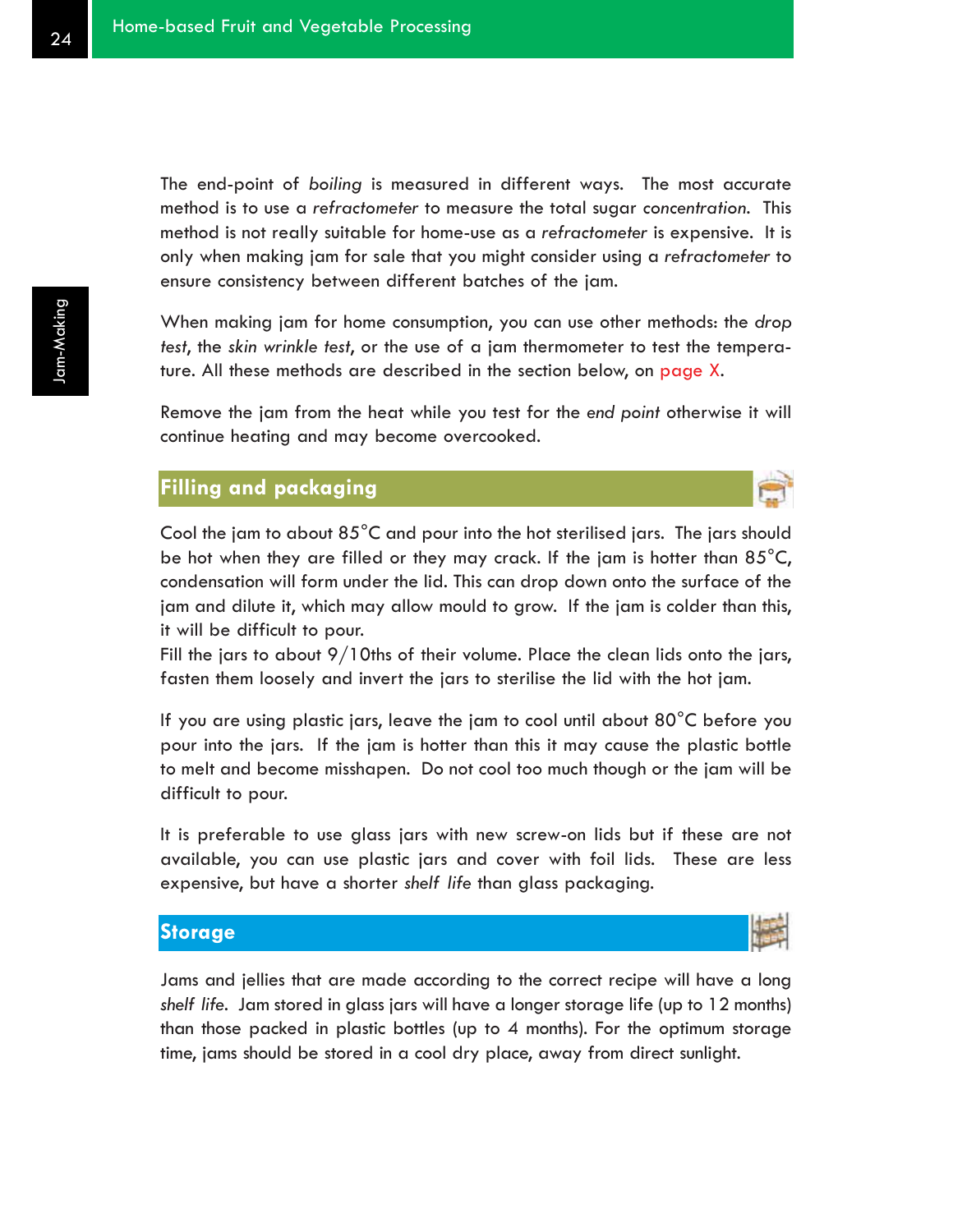The end-point of *boiling* is measured in different ways. The most accurate method is to use a *refractometer* to measure the total sugar *concentration*. This method is not really suitable for home-use as a *refractometer* is expensive. It is only when making jam for sale that you might consider using a *refractometer* to ensure consistency between different batches of the jam.

When making jam for home consumption, you can use other methods: the *drop test*, the *skin wrinkle test*, or the use of a jam thermometer to test the temperature. All these methods are described in the section below, on page X.

Remove the jam from the heat while you test for the *end point* otherwise it will continue heating and may become overcooked.

## Filling and packaging

Cool the jam to about 85°C and pour into the hot sterilised jars. The jars should be hot when they are filled or they may crack. If the jam is hotter than 85°C, condensation will form under the lid. This can drop down onto the surface of the jam and dilute it, which may allow mould to grow. If the jam is colder than this, it will be difficult to pour.

Fill the jars to about 9/10ths of their volume. Place the clean lids onto the jars, fasten them loosely and invert the jars to sterilise the lid with the hot jam.

If you are using plastic jars, leave the jam to cool until about 80°C before you pour into the jars. If the jam is hotter than this it may cause the plastic bottle to melt and become misshapen. Do not cool too much though or the jam will be difficult to pour.

It is preferable to use glass jars with new screw-on lids but if these are not available, you can use plastic jars and cover with foil lids. These are less expensive, but have a shorter *shelf life* than glass packaging.

## Storage

Jams and jellies that are made according to the correct recipe will have a long *shelf life*. Jam stored in glass jars will have a longer storage life (up to 12 months) than those packed in plastic bottles (up to 4 months). For the optimum storage time, jams should be stored in a cool dry place, away from direct sunlight.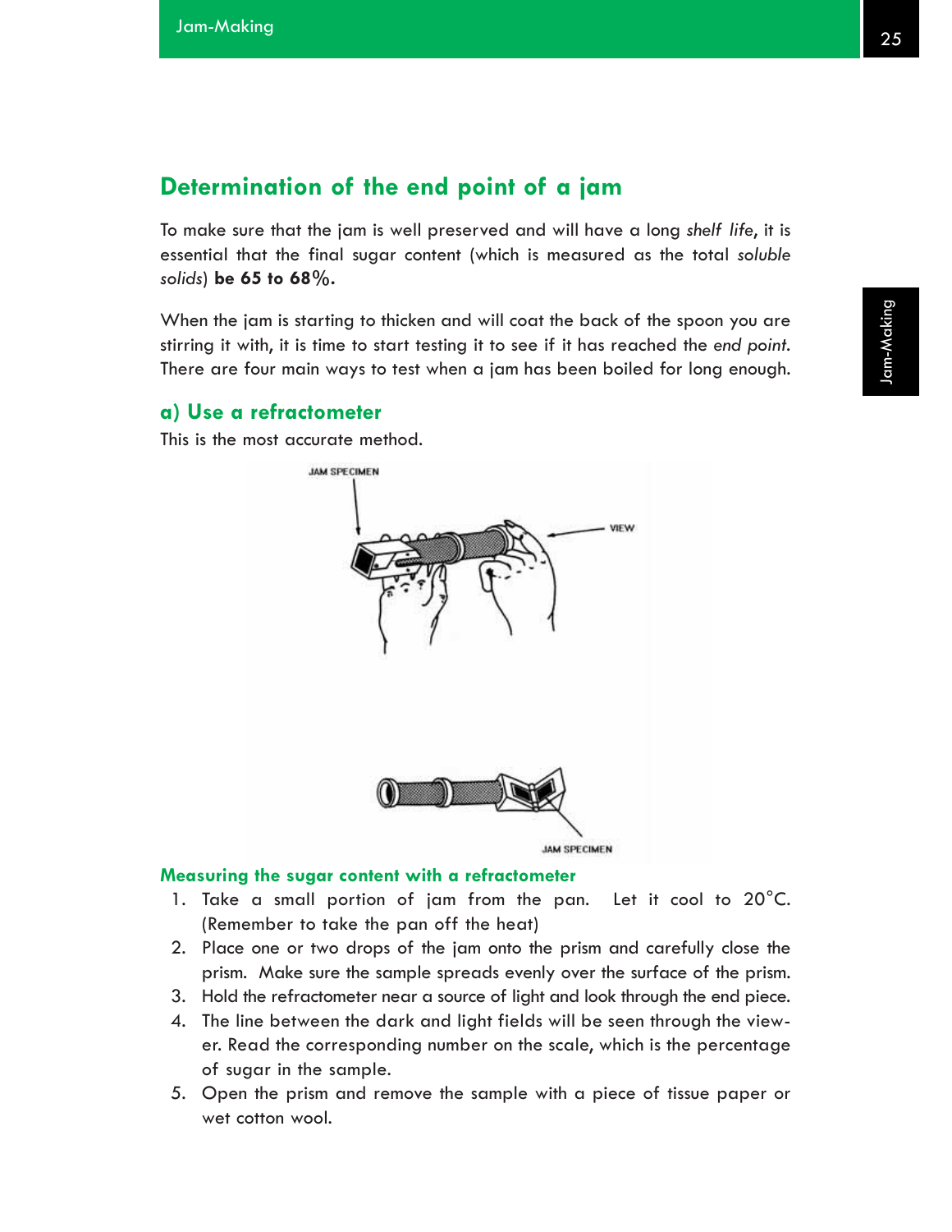## Determination of the end point of a jam

To make sure that the jam is well preserved and will have a long *shelf life*, it is essential that the final sugar content (which is measured as the total *soluble solids*) **be 65 to 68%.**

When the jam is starting to thicken and will coat the back of the spoon you are stirring it with, it is time to start testing it to see if it has reached the *end point*. There are four main ways to test when a jam has been boiled for long enough.

### a) Use a refractometer

This is the most accurate method.

JAM SPECIMEN

VIEW

JAM SPECIMEN

**Measuring the sugar content with a refractometer**

1. Take a small portion of jam from the pan. Let it cool to 20°C. (Remember to take the pan off the heat)
2. Place one or two drops of the jam onto the prism and carefully close the prism. Make sure the sample spreads evenly over the surface of the prism.
3. Hold the refractometer near a source of light and look through the end piece.
4. The line between the dark and light fields will be seen through the viewer. Read the corresponding number on the scale, which is the percentage of sugar in the sample.
5. Open the prism and remove the sample with a piece of tissue paper or wet cotton wool.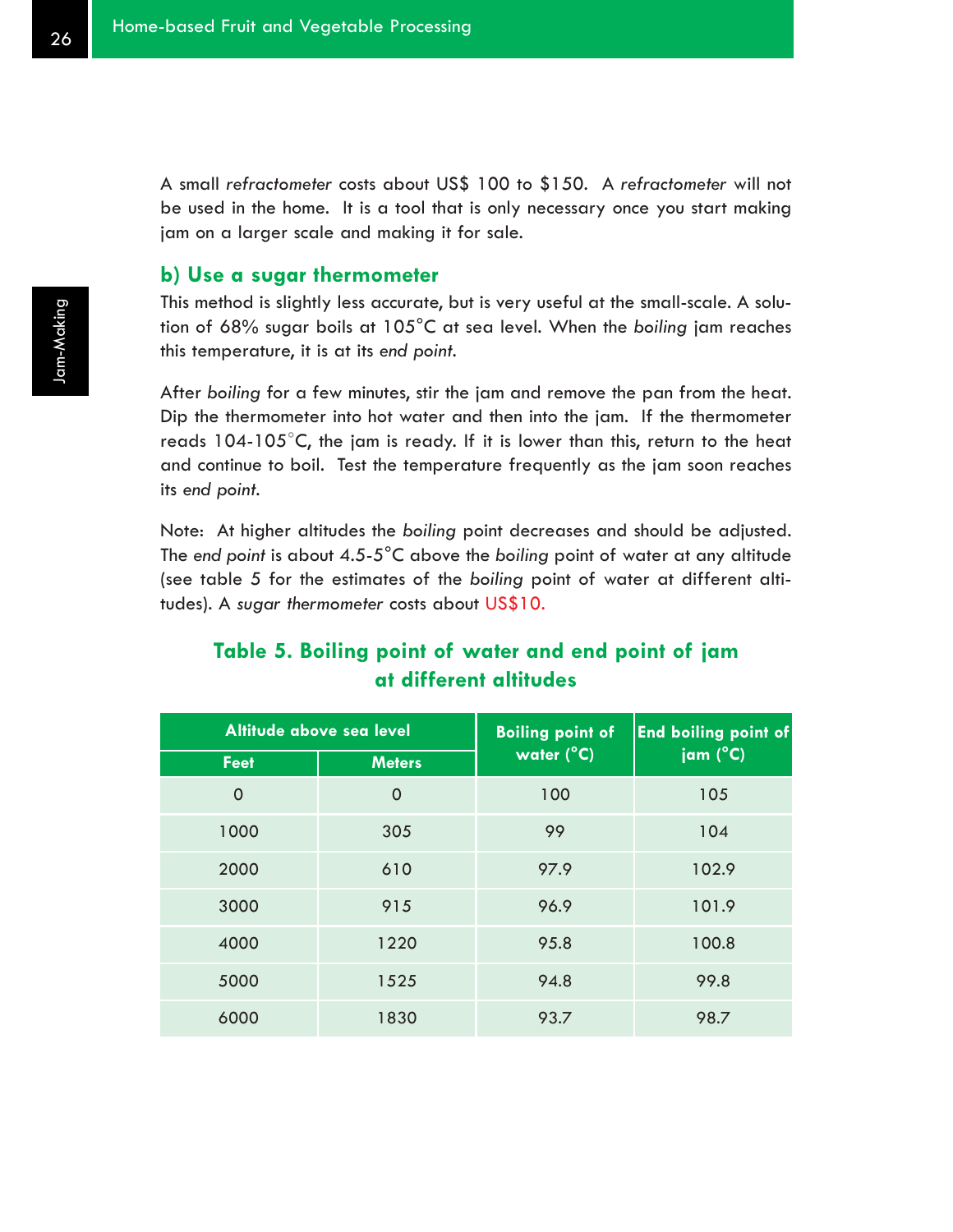A small *refractometer* costs about US$ 100 to $150. A *refractometer* will not be used in the home. It is a tool that is only necessary once you start making jam on a larger scale and making it for sale.

### b) Use a sugar thermometer

This method is slightly less accurate, but is very useful at the small-scale. A solution of 68% sugar boils at 105°C at sea level. When the *boiling* jam reaches this temperature, it is at its *end point*.

After *boiling* for a few minutes, stir the jam and remove the pan from the heat. Dip the thermometer into hot water and then into the jam. If the thermometer reads 104-105°C, the jam is ready. If it is lower than this, return to the heat and continue to boil. Test the temperature frequently as the jam soon reaches its *end point*.

Note: At higher altitudes the *boiling* point decreases and should be adjusted. The *end point* is about 4.5-5°C above the *boiling* point of water at any altitude (see table 5 for the estimates of the *boiling* point of water at different altitudes). A *sugar thermometer* costs about US$10.

**Table 5. Boiling point of water and end point of jam at different altitudes**

| Altitude above sea level | | Boiling point of water (°C) | End boiling point of jam (°C) |
|---|---|---|---|
| Feet | Meters | | |
| 0 | 0 | 100 | 105 |
| 1000 | 305 | 99 | 104 |
| 2000 | 610 | 97.9 | 102.9 |
| 3000 | 915 | 96.9 | 101.9 |
| 4000 | 1220 | 95.8 | 100.8 |
| 5000 | 1525 | 94.8 | 99.8 |
| 6000 | 1830 | 93.7 | 98.7 |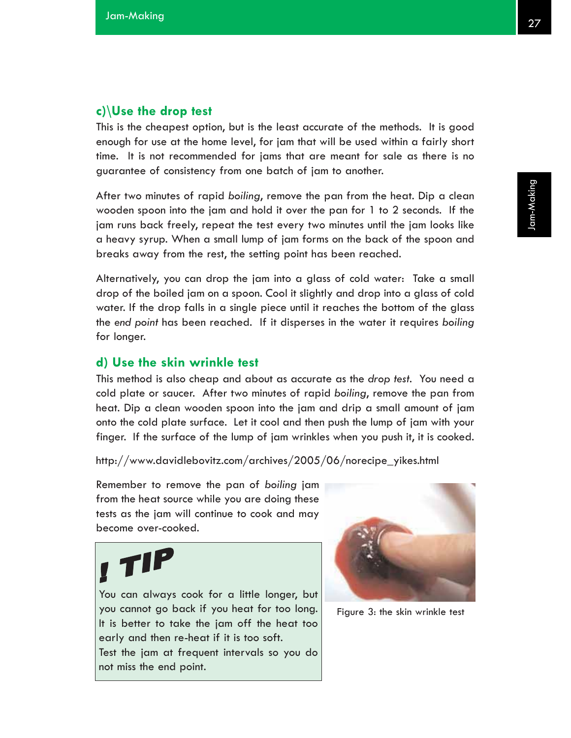### c)\Use the drop test

This is the cheapest option, but is the least accurate of the methods. It is good enough for use at the home level, for jam that will be used within a fairly short time. It is not recommended for jams that are meant for sale as there is no guarantee of consistency from one batch of jam to another.

After two minutes of rapid *boiling*, remove the pan from the heat. Dip a clean wooden spoon into the jam and hold it over the pan for 1 to 2 seconds. If the jam runs back freely, repeat the test every two minutes until the jam looks like a heavy syrup. When a small lump of jam forms on the back of the spoon and breaks away from the rest, the setting point has been reached.

Alternatively, you can drop the jam into a glass of cold water: Take a small drop of the boiled jam on a spoon. Cool it slightly and drop into a glass of cold water. If the drop falls in a single piece until it reaches the bottom of the glass the *end point* has been reached. If it disperses in the water it requires *boiling* for longer.

### d) Use the skin wrinkle test

This method is also cheap and about as accurate as the *drop test*. You need a cold plate or saucer. After two minutes of rapid *boiling*, remove the pan from heat. Dip a clean wooden spoon into the jam and drip a small amount of jam onto the cold plate surface. Let it cool and then push the lump of jam with your finger. If the surface of the lump of jam wrinkles when you push it, it is cooked.

http://www.davidlebovitz.com/archives/2005/06/norecipe_yikes.html

Remember to remove the pan of *boiling* jam from the heat source while you are doing these tests as the jam will continue to cook and may become over-cooked.

Figure 3: the skin wrinkle test

**! TIP**

You can always cook for a little longer, but you cannot go back if you heat for too long. It is better to take the jam off the heat too early and then re-heat if it is too soft.
Test the jam at frequent intervals so you do not miss the end point.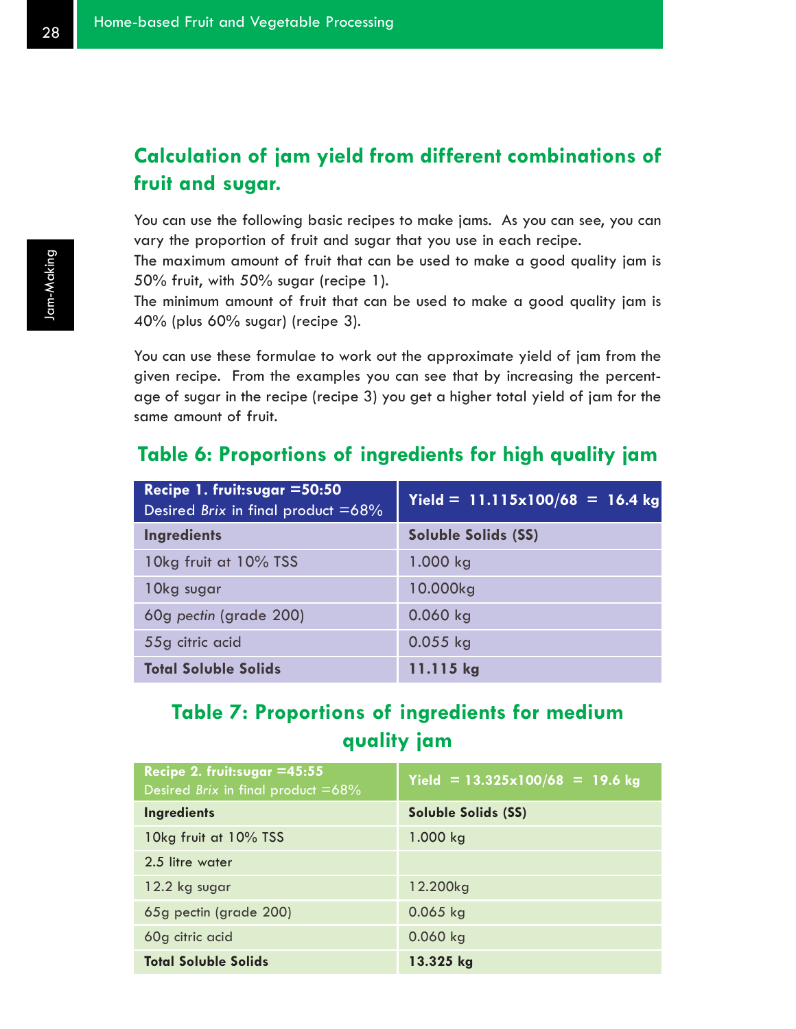## Calculation of jam yield from different combinations of fruit and sugar.

You can use the following basic recipes to make jams. As you can see, you can vary the proportion of fruit and sugar that you use in each recipe.
The maximum amount of fruit that can be used to make a good quality jam is 50% fruit, with 50% sugar (recipe 1).
The minimum amount of fruit that can be used to make a good quality jam is 40% (plus 60% sugar) (recipe 3).

You can use these formulae to work out the approximate yield of jam from the given recipe. From the examples you can see that by increasing the percentage of sugar in the recipe (recipe 3) you get a higher total yield of jam for the same amount of fruit.

### Table 6: Proportions of ingredients for high quality jam

| **Recipe 1. fruit:sugar =50:50**<br>Desired *Brix* in final product =68% | **Yield = 11.115x100/68 = 16.4 kg** |
|---|---|
| **Ingredients** | **Soluble Solids (SS)** |
| 10kg fruit at 10% TSS | 1.000 kg |
| 10kg sugar | 10.000kg |
| 60g *pectin* (grade 200) | 0.060 kg |
| 55g citric acid | 0.055 kg |
| **Total Soluble Solids** | **11.115 kg** |

### Table 7: Proportions of ingredients for medium quality jam

| **Recipe 2. fruit:sugar =45:55**<br>Desired *Brix* in final product =68% | **Yield = 13.325x100/68 = 19.6 kg** |
|---|---|
| **Ingredients** | **Soluble Solids (SS)** |
| 10kg fruit at 10% TSS | 1.000 kg |
| 2.5 litre water | |
| 12.2 kg sugar | 12.200kg |
| 65g pectin (grade 200) | 0.065 kg |
| 60g citric acid | 0.060 kg |
| **Total Soluble Solids** | **13.325 kg** |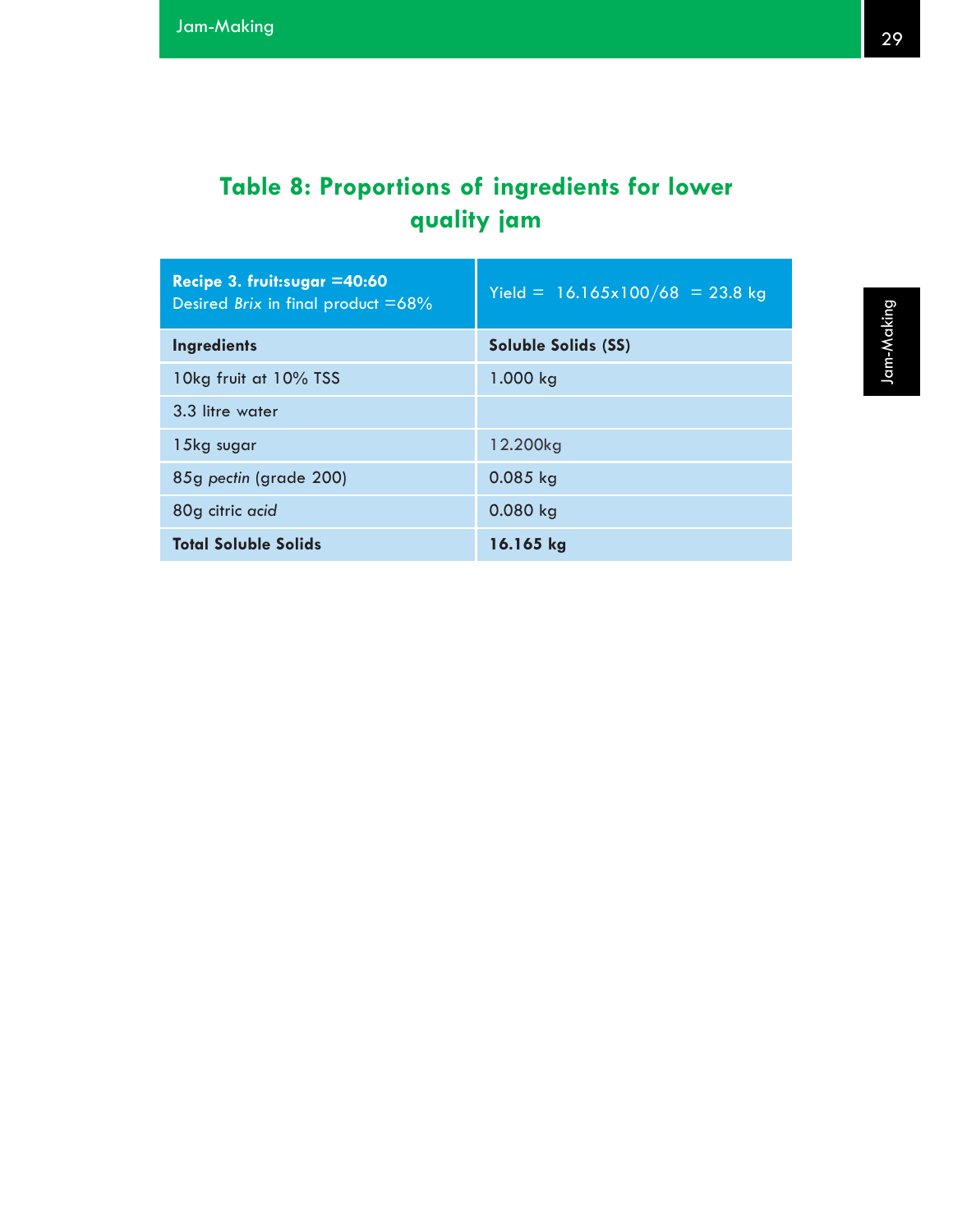## Table 8: Proportions of ingredients for lower quality jam

| **Recipe 3. fruit:sugar =40:60** Desired *Brix* in final product =68% | Yield = 16.165x100/68 = 23.8 kg |
|---|---|
| **Ingredients** | **Soluble Solids (SS)** |
| 10kg fruit at 10% TSS | 1.000 kg |
| 3.3 litre water | |
| 15kg sugar | 12.200kg |
| 85g *pectin* (grade 200) | 0.085 kg |
| 80g citric *acid* | 0.080 kg |
| **Total Soluble Solids** | **16.165 kg** |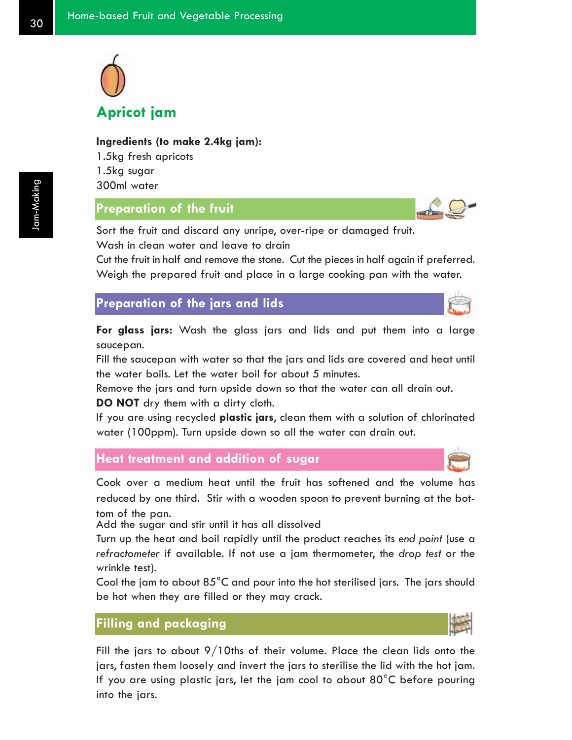# Apricot jam

**Ingredients (to make 2.4kg jam):**
1.5kg fresh apricots
1.5kg sugar
300ml water

## Preparation of the fruit

Sort the fruit and discard any unripe, over-ripe or damaged fruit.
Wash in clean water and leave to drain
Cut the fruit in half and remove the stone. Cut the pieces in half again if preferred.
Weigh the prepared fruit and place in a large cooking pan with the water.

## Preparation of the jars and lids

**For glass jars:** Wash the glass jars and lids and put them into a large saucepan.
Fill the saucepan with water so that the jars and lids are covered and heat until the water boils. Let the water boil for about 5 minutes.
Remove the jars and turn upside down so that the water can all drain out.
**DO NOT** dry them with a dirty cloth.
If you are using recycled **plastic jars,** clean them with a solution of chlorinated water (100ppm). Turn upside down so all the water can drain out.

## Heat treatment and addition of sugar

Cook over a medium heat until the fruit has softened and the volume has reduced by one third. Stir with a wooden spoon to prevent burning at the bottom of the pan.
Add the sugar and stir until it has all dissolved
Turn up the heat and boil rapidly until the product reaches its *end point* (use a *refractometer* if available. If not use a jam thermometer, the *drop test* or the wrinkle test).
Cool the jam to about 85°C and pour into the hot sterilised jars. The jars should be hot when they are filled or they may crack.

## Filling and packaging

Fill the jars to about 9/10ths of their volume. Place the clean lids onto the jars, fasten them loosely and invert the jars to sterilise the lid with the hot jam.
If you are using plastic jars, let the jam cool to about 80°C before pouring into the jars.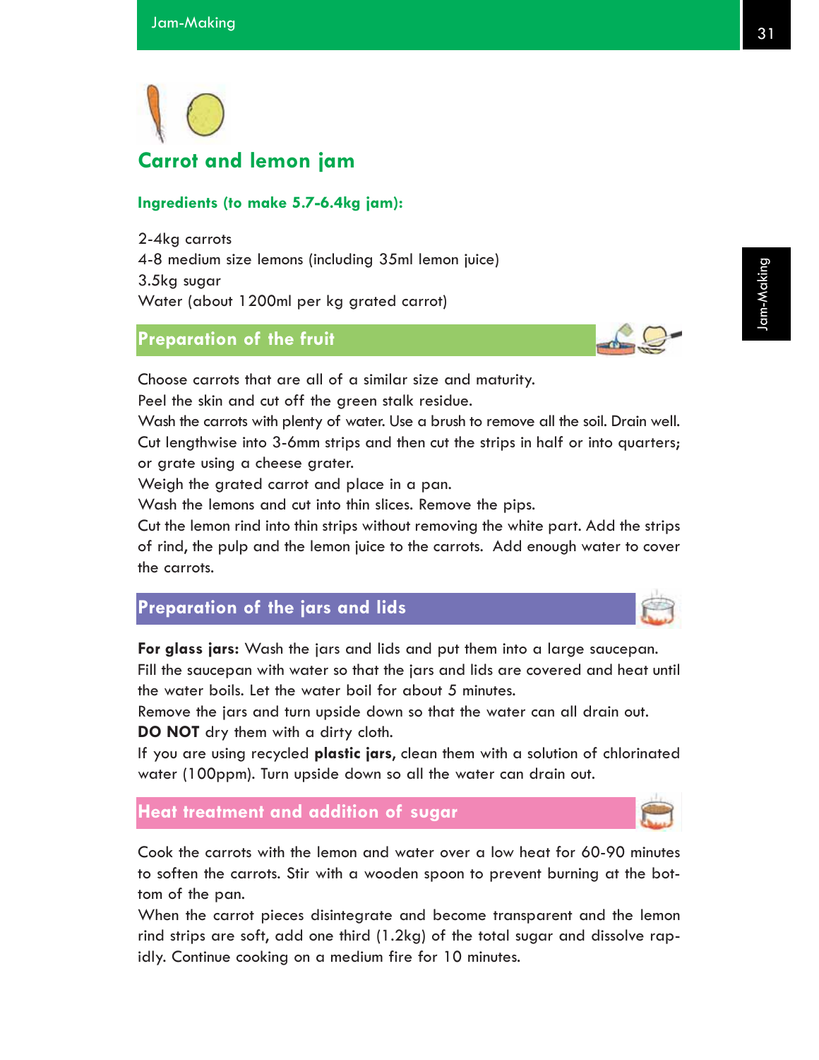## Carrot and lemon jam

### Ingredients (to make 5.7-6.4kg jam):

2-4kg carrots
4-8 medium size lemons (including 35ml lemon juice)
3.5kg sugar
Water (about 1200ml per kg grated carrot)

### Preparation of the fruit

Choose carrots that are all of a similar size and maturity.
Peel the skin and cut off the green stalk residue.
Wash the carrots with plenty of water. Use a brush to remove all the soil. Drain well.
Cut lengthwise into 3-6mm strips and then cut the strips in half or into quarters; or grate using a cheese grater.
Weigh the grated carrot and place in a pan.
Wash the lemons and cut into thin slices. Remove the pips.
Cut the lemon rind into thin strips without removing the white part. Add the strips of rind, the pulp and the lemon juice to the carrots. Add enough water to cover the carrots.

### Preparation of the jars and lids

**For glass jars:** Wash the jars and lids and put them into a large saucepan. Fill the saucepan with water so that the jars and lids are covered and heat until the water boils. Let the water boil for about 5 minutes.
Remove the jars and turn upside down so that the water can all drain out.
**DO NOT** dry them with a dirty cloth.
If you are using recycled **plastic jars,** clean them with a solution of chlorinated water (100ppm). Turn upside down so all the water can drain out.

### Heat treatment and addition of sugar

Cook the carrots with the lemon and water over a low heat for 60-90 minutes to soften the carrots. Stir with a wooden spoon to prevent burning at the bottom of the pan.
When the carrot pieces disintegrate and become transparent and the lemon rind strips are soft, add one third (1.2kg) of the total sugar and dissolve rapidly. Continue cooking on a medium fire for 10 minutes.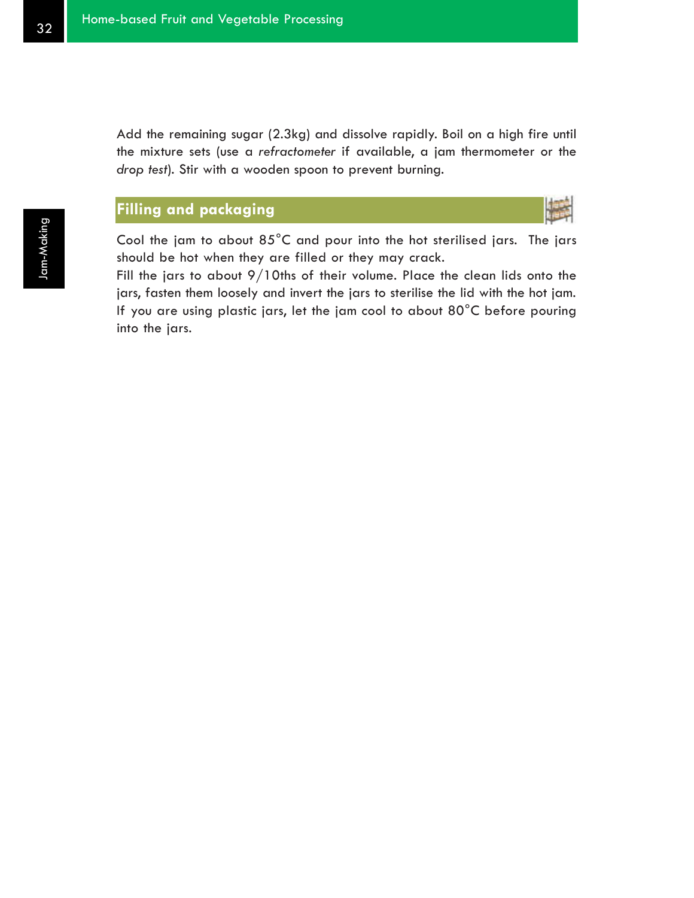Add the remaining sugar (2.3kg) and dissolve rapidly. Boil on a high fire until the mixture sets (use a *refractometer* if available, a jam thermometer or the *drop test*). Stir with a wooden spoon to prevent burning.

## Filling and packaging

Cool the jam to about 85°C and pour into the hot sterilised jars. The jars should be hot when they are filled or they may crack.

Fill the jars to about 9/10ths of their volume. Place the clean lids onto the jars, fasten them loosely and invert the jars to sterilise the lid with the hot jam. If you are using plastic jars, let the jam cool to about 80°C before pouring into the jars.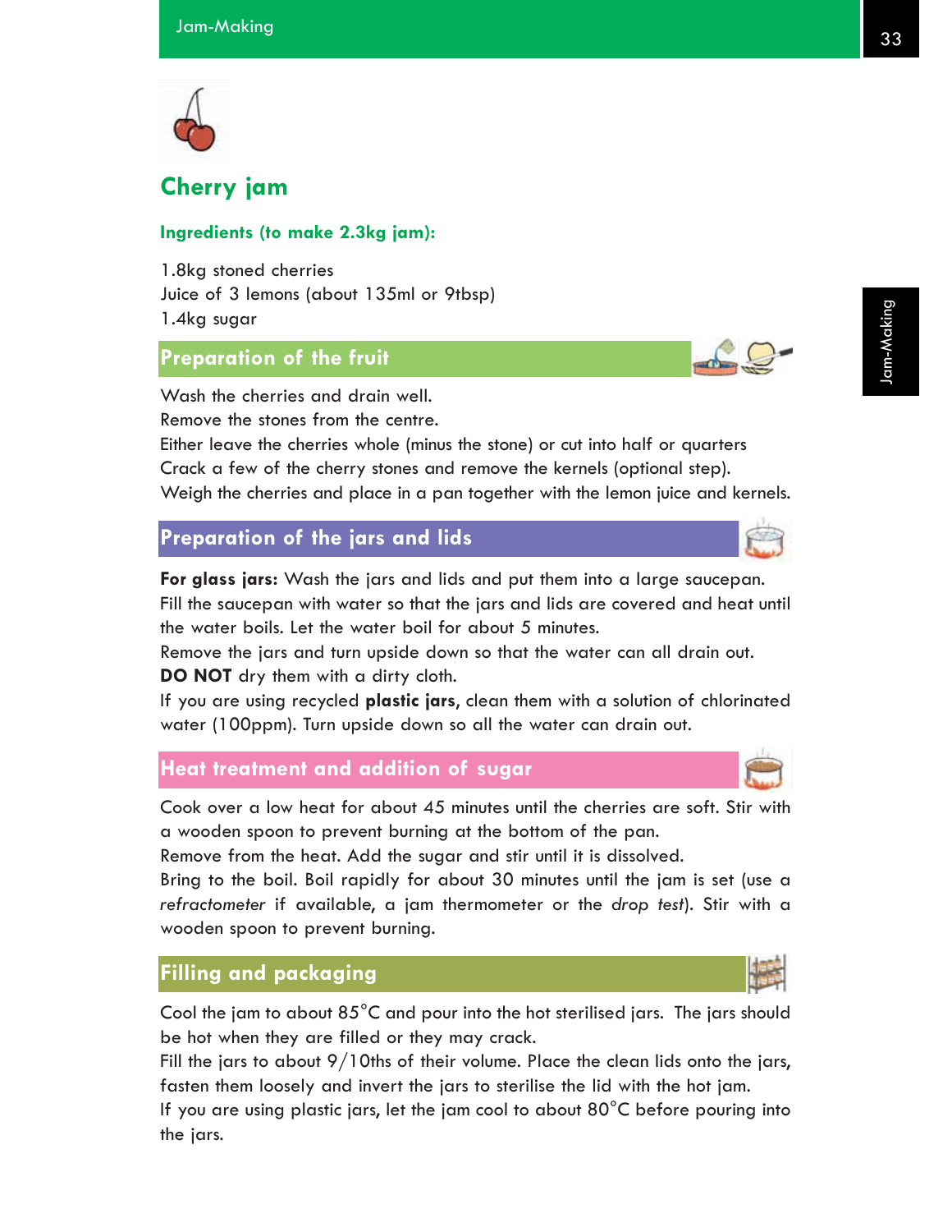## Cherry jam

### Ingredients (to make 2.3kg jam):

1.8kg stoned cherries
Juice of 3 lemons (about 135ml or 9tbsp)
1.4kg sugar

### Preparation of the fruit

Wash the cherries and drain well.
Remove the stones from the centre.
Either leave the cherries whole (minus the stone) or cut into half or quarters
Crack a few of the cherry stones and remove the kernels (optional step).
Weigh the cherries and place in a pan together with the lemon juice and kernels.

### Preparation of the jars and lids

**For glass jars:** Wash the jars and lids and put them into a large saucepan. Fill the saucepan with water so that the jars and lids are covered and heat until the water boils. Let the water boil for about 5 minutes.
Remove the jars and turn upside down so that the water can all drain out.
**DO NOT** dry them with a dirty cloth.
If you are using recycled **plastic jars**, clean them with a solution of chlorinated water (100ppm). Turn upside down so all the water can drain out.

### Heat treatment and addition of sugar

Cook over a low heat for about 45 minutes until the cherries are soft. Stir with a wooden spoon to prevent burning at the bottom of the pan.
Remove from the heat. Add the sugar and stir until it is dissolved.
Bring to the boil. Boil rapidly for about 30 minutes until the jam is set (use a *refractometer* if available, a jam thermometer or the *drop test*). Stir with a wooden spoon to prevent burning.

### Filling and packaging

Cool the jam to about 85°C and pour into the hot sterilised jars. The jars should be hot when they are filled or they may crack.
Fill the jars to about 9/10ths of their volume. Place the clean lids onto the jars, fasten them loosely and invert the jars to sterilise the lid with the hot jam.
If you are using plastic jars, let the jam cool to about 80°C before pouring into the jars.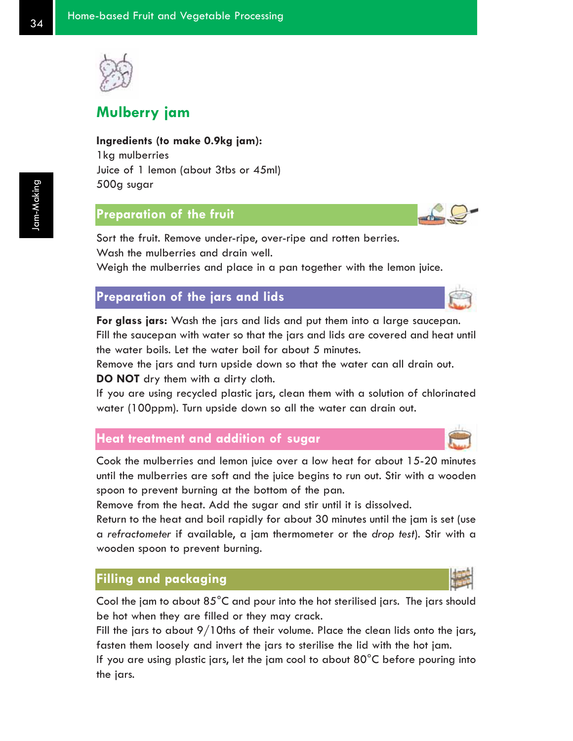## Mulberry jam

**Ingredients (to make 0.9kg jam):**
1kg mulberries
Juice of 1 lemon (about 3tbs or 45ml)
500g sugar

### Preparation of the fruit

Sort the fruit. Remove under-ripe, over-ripe and rotten berries.
Wash the mulberries and drain well.
Weigh the mulberries and place in a pan together with the lemon juice.

### Preparation of the jars and lids

**For glass jars:** Wash the jars and lids and put them into a large saucepan. Fill the saucepan with water so that the jars and lids are covered and heat until the water boils. Let the water boil for about 5 minutes.
Remove the jars and turn upside down so that the water can all drain out.
**DO NOT** dry them with a dirty cloth.
If you are using recycled plastic jars, clean them with a solution of chlorinated water (100ppm). Turn upside down so all the water can drain out.

### Heat treatment and addition of sugar

Cook the mulberries and lemon juice over a low heat for about 15-20 minutes until the mulberries are soft and the juice begins to run out. Stir with a wooden spoon to prevent burning at the bottom of the pan.
Remove from the heat. Add the sugar and stir until it is dissolved.
Return to the heat and boil rapidly for about 30 minutes until the jam is set (use a *refractometer* if available, a jam thermometer or the *drop test*). Stir with a wooden spoon to prevent burning.

### Filling and packaging

Cool the jam to about 85°C and pour into the hot sterilised jars. The jars should be hot when they are filled or they may crack.
Fill the jars to about 9/10ths of their volume. Place the clean lids onto the jars, fasten them loosely and invert the jars to sterilise the lid with the hot jam.
If you are using plastic jars, let the jam cool to about 80°C before pouring into the jars.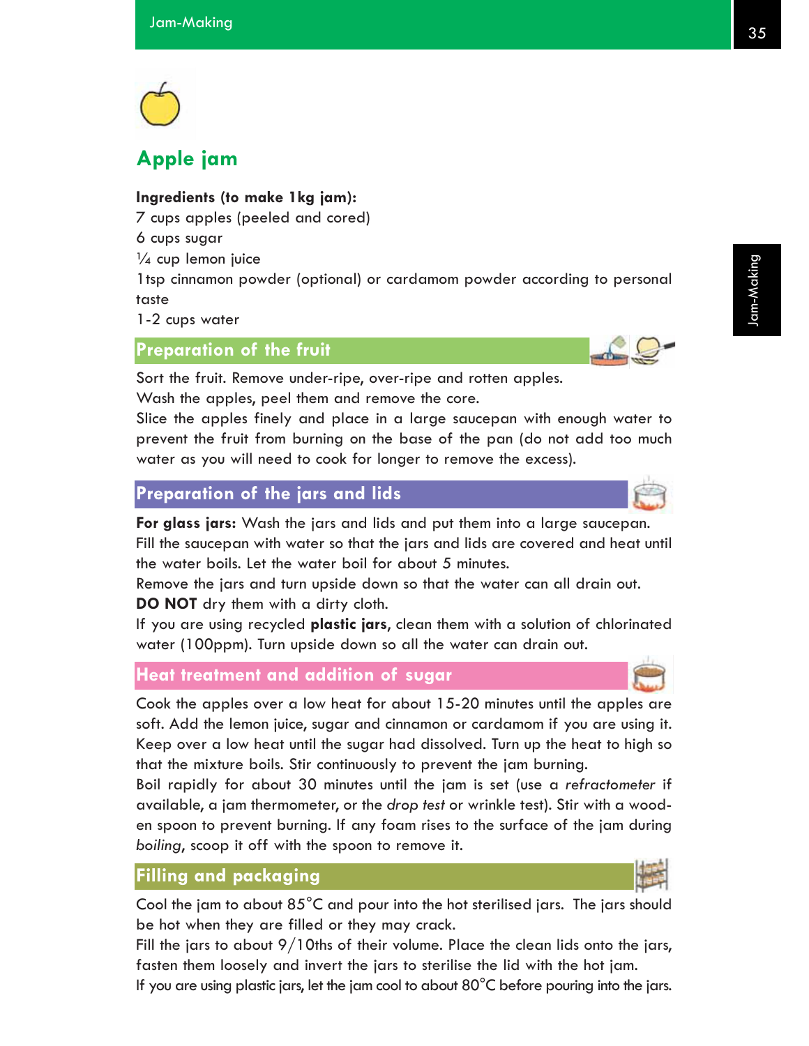## Apple jam

**Ingredients (to make 1kg jam):**
7 cups apples (peeled and cored)
6 cups sugar
¼ cup lemon juice
1tsp cinnamon powder (optional) or cardamom powder according to personal taste
1-2 cups water

### Preparation of the fruit

Sort the fruit. Remove under-ripe, over-ripe and rotten apples.
Wash the apples, peel them and remove the core.
Slice the apples finely and place in a large saucepan with enough water to prevent the fruit from burning on the base of the pan (do not add too much water as you will need to cook for longer to remove the excess).

### Preparation of the jars and lids

**For glass jars:** Wash the jars and lids and put them into a large saucepan. Fill the saucepan with water so that the jars and lids are covered and heat until the water boils. Let the water boil for about 5 minutes.
Remove the jars and turn upside down so that the water can all drain out.
**DO NOT** dry them with a dirty cloth.
If you are using recycled **plastic jars**, clean them with a solution of chlorinated water (100ppm). Turn upside down so all the water can drain out.

### Heat treatment and addition of sugar

Cook the apples over a low heat for about 15-20 minutes until the apples are soft. Add the lemon juice, sugar and cinnamon or cardamom if you are using it. Keep over a low heat until the sugar had dissolved. Turn up the heat to high so that the mixture boils. Stir continuously to prevent the jam burning.
Boil rapidly for about 30 minutes until the jam is set (use a *refractometer* if available, a jam thermometer, or the *drop test* or wrinkle test). Stir with a wooden spoon to prevent burning. If any foam rises to the surface of the jam during *boiling*, scoop it off with the spoon to remove it.

### Filling and packaging

Cool the jam to about 85°C and pour into the hot sterilised jars. The jars should be hot when they are filled or they may crack.
Fill the jars to about 9/10ths of their volume. Place the clean lids onto the jars, fasten them loosely and invert the jars to sterilise the lid with the hot jam.
If you are using plastic jars, let the jam cool to about 80°C before pouring into the jars.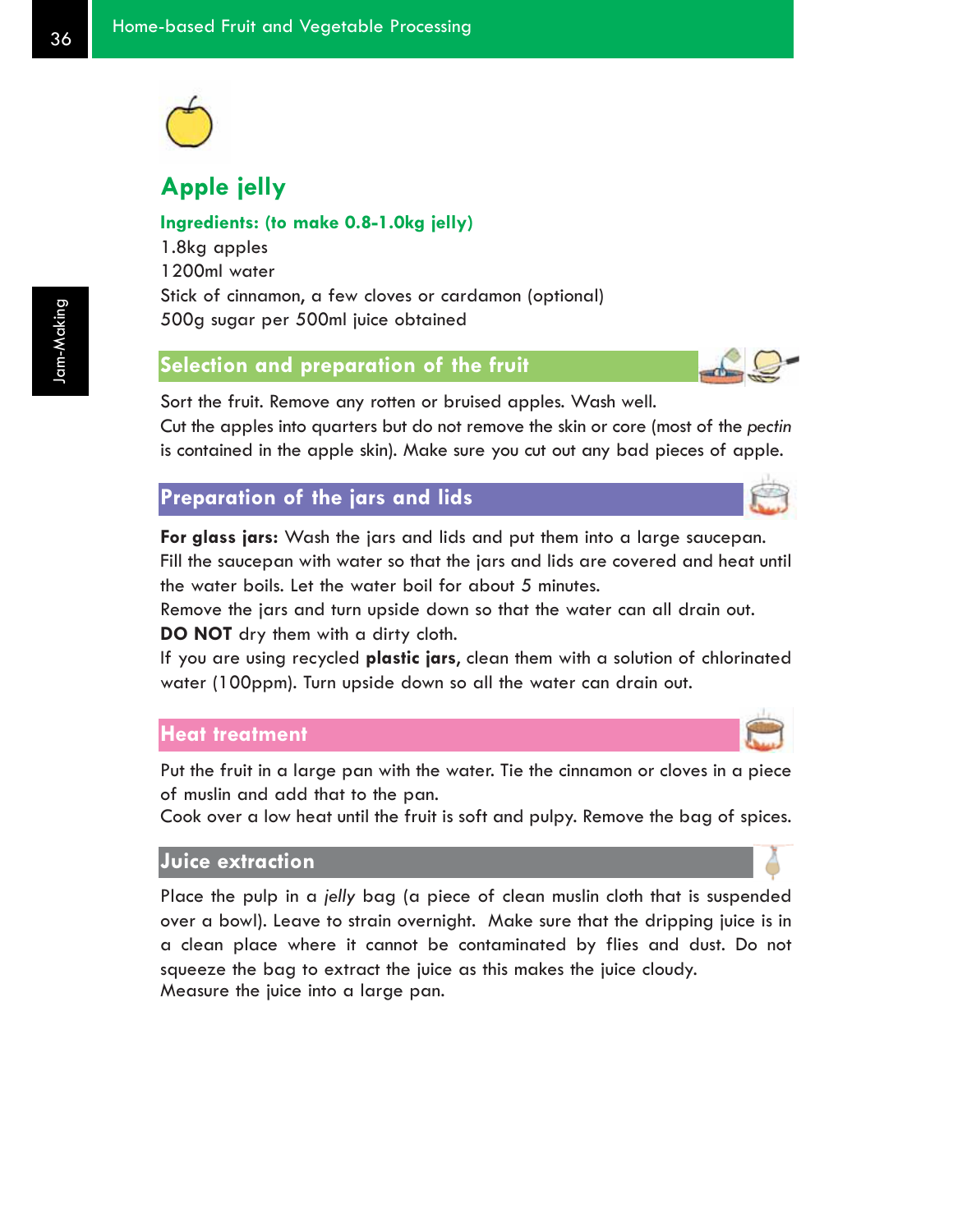## Apple jelly

**Ingredients: (to make 0.8-1.0kg jelly)**

1.8kg apples
1200ml water
Stick of cinnamon, a few cloves or cardamon (optional)
500g sugar per 500ml juice obtained

### Selection and preparation of the fruit

Sort the fruit. Remove any rotten or bruised apples. Wash well.
Cut the apples into quarters but do not remove the skin or core (most of the *pectin* is contained in the apple skin). Make sure you cut out any bad pieces of apple.

### Preparation of the jars and lids

**For glass jars:** Wash the jars and lids and put them into a large saucepan. Fill the saucepan with water so that the jars and lids are covered and heat until the water boils. Let the water boil for about 5 minutes.
Remove the jars and turn upside down so that the water can all drain out.
**DO NOT** dry them with a dirty cloth.
If you are using recycled **plastic jars**, clean them with a solution of chlorinated water (100ppm). Turn upside down so all the water can drain out.

### Heat treatment

Put the fruit in a large pan with the water. Tie the cinnamon or cloves in a piece of muslin and add that to the pan.
Cook over a low heat until the fruit is soft and pulpy. Remove the bag of spices.

### Juice extraction

Place the pulp in a *jelly* bag (a piece of clean muslin cloth that is suspended over a bowl). Leave to strain overnight. Make sure that the dripping juice is in a clean place where it cannot be contaminated by flies and dust. Do not squeeze the bag to extract the juice as this makes the juice cloudy.
Measure the juice into a large pan.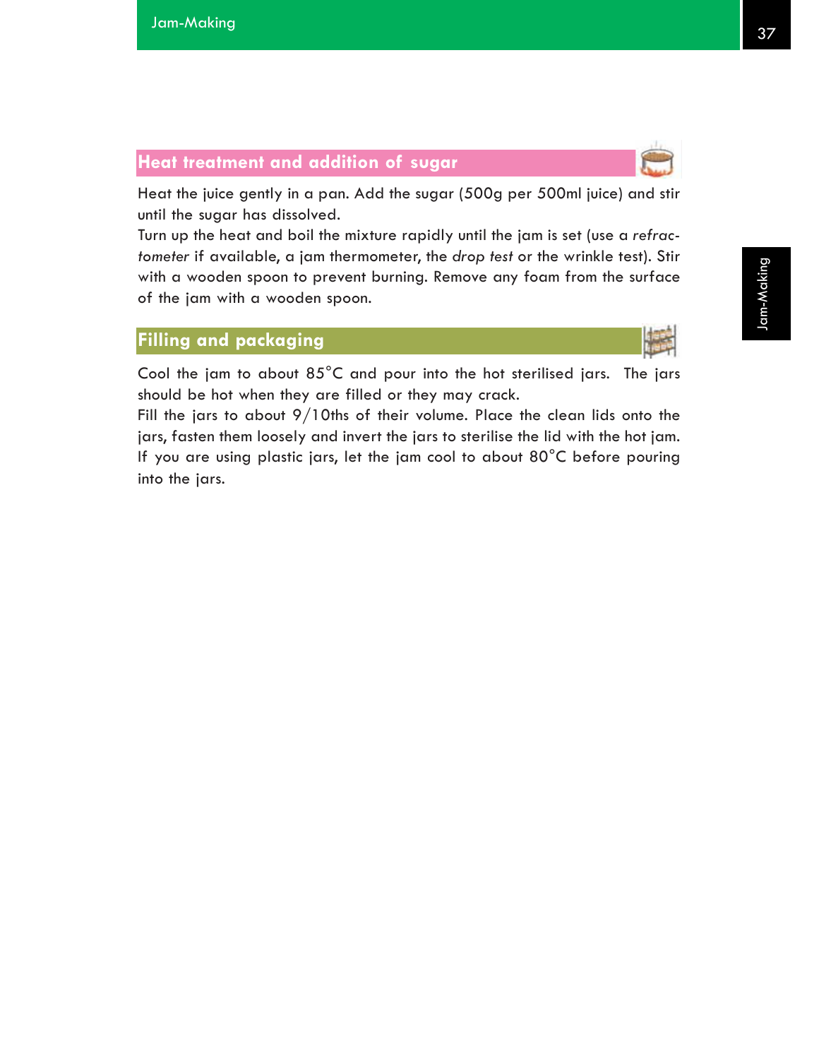## Heat treatment and addition of sugar

Heat the juice gently in a pan. Add the sugar (500g per 500ml juice) and stir until the sugar has dissolved.
Turn up the heat and boil the mixture rapidly until the jam is set (use a *refractometer* if available, a jam thermometer, the *drop test* or the wrinkle test). Stir with a wooden spoon to prevent burning. Remove any foam from the surface of the jam with a wooden spoon.

## Filling and packaging

Cool the jam to about 85°C and pour into the hot sterilised jars. The jars should be hot when they are filled or they may crack.
Fill the jars to about 9/10ths of their volume. Place the clean lids onto the jars, fasten them loosely and invert the jars to sterilise the lid with the hot jam.
If you are using plastic jars, let the jam cool to about 80°C before pouring into the jars.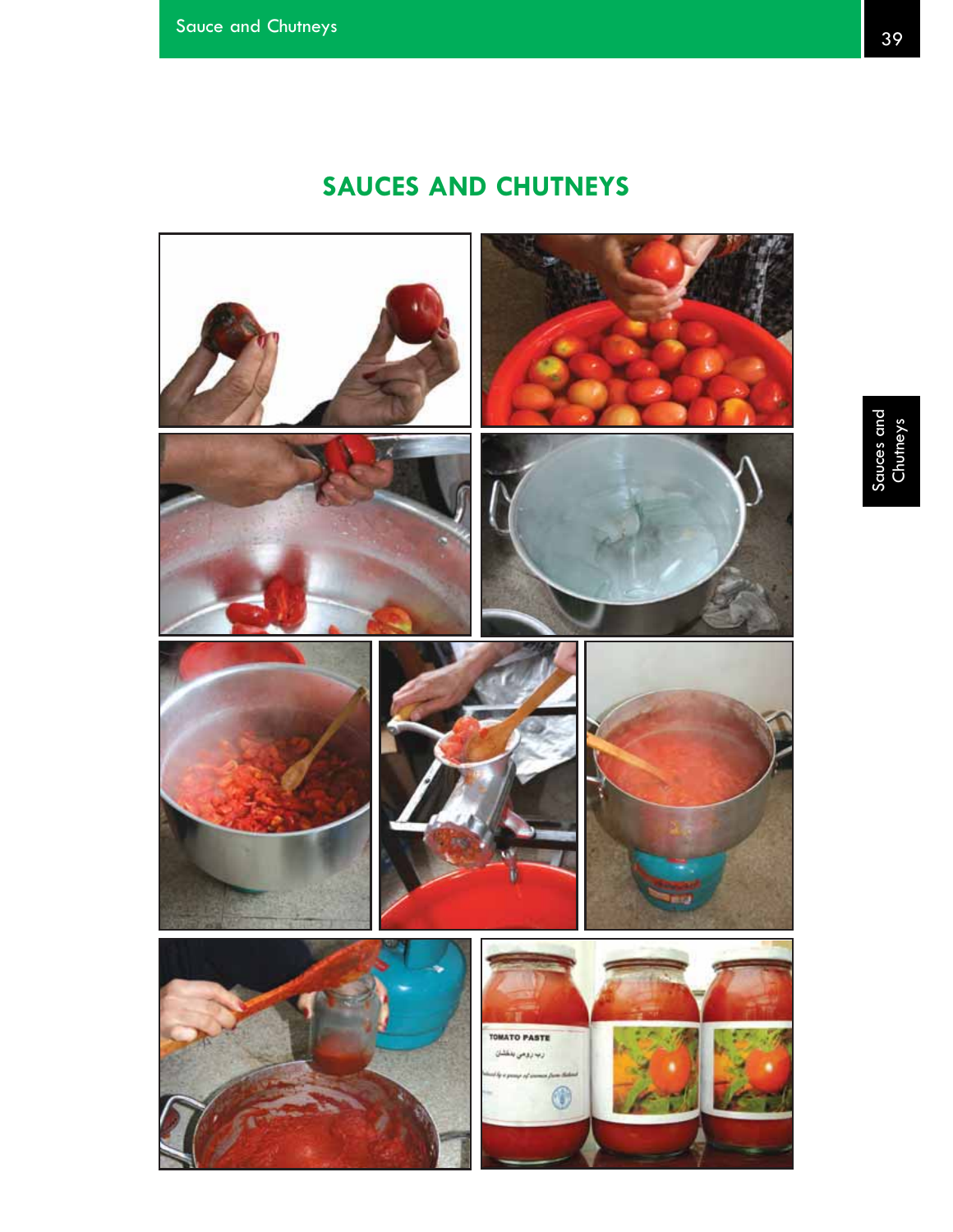# SAUCES AND CHUTNEYS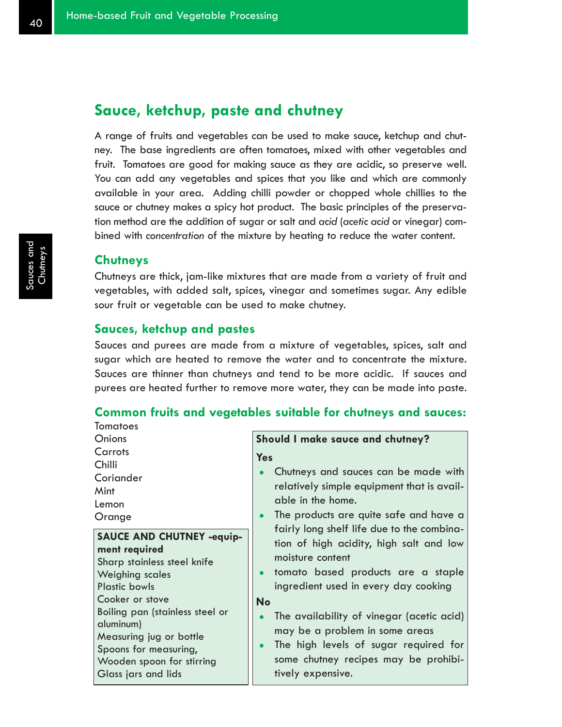## Sauce, ketchup, paste and chutney

A range of fruits and vegetables can be used to make sauce, ketchup and chutney. The base ingredients are often tomatoes, mixed with other vegetables and fruit. Tomatoes are good for making sauce as they are acidic, so preserve well. You can add any vegetables and spices that you like and which are commonly available in your area. Adding chilli powder or chopped whole chillies to the sauce or chutney makes a spicy hot product. The basic principles of the preservation method are the addition of sugar or salt and *acid* (*acetic acid* or vinegar) combined with *concentration* of the mixture by heating to reduce the water content.

### Chutneys

Chutneys are thick, jam-like mixtures that are made from a variety of fruit and vegetables, with added salt, spices, vinegar and sometimes sugar. Any edible sour fruit or vegetable can be used to make chutney.

### Sauces, ketchup and pastes

Sauces and purees are made from a mixture of vegetables, spices, salt and sugar which are heated to remove the water and to concentrate the mixture. Sauces are thinner than chutneys and tend to be more acidic. If sauces and purees are heated further to remove more water, they can be made into paste.

### Common fruits and vegetables suitable for chutneys and sauces:

Tomatoes
Onions
Carrots
Chilli
Coriander
Mint
Lemon
Orange

**SAUCE AND CHUTNEY -equipment required**

Sharp stainless steel knife
Weighing scales
Plastic bowls
Cooker or stove
Boiling pan (stainless steel or aluminum)
Measuring jug or bottle
Spoons for measuring,
Wooden spoon for stirring
Glass jars and lids

**Should I make sauce and chutney?**

**Yes**

- Chutneys and sauces can be made with relatively simple equipment that is available in the home.
- The products are quite safe and have a fairly long shelf life due to the combination of high acidity, high salt and low moisture content
- tomato based products are a staple ingredient used in every day cooking

**No**

- The availability of vinegar (acetic acid) may be a problem in some areas
- The high levels of sugar required for some chutney recipes may be prohibitively expensive.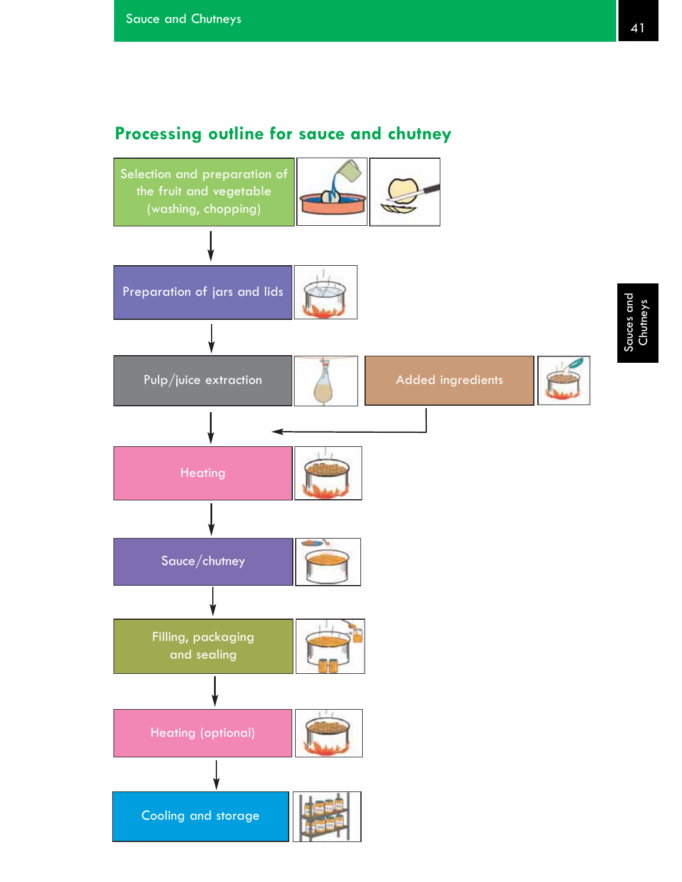## Processing outline for sauce and chutney

Selection and preparation of the fruit and vegetable (washing, chopping)

↓

Preparation of jars and lids

↓

Pulp/juice extraction ← Added ingredients

↓

Heating

↓

Sauce/chutney

↓

Filling, packaging and sealing

↓

Heating (optional)

↓

Cooling and storage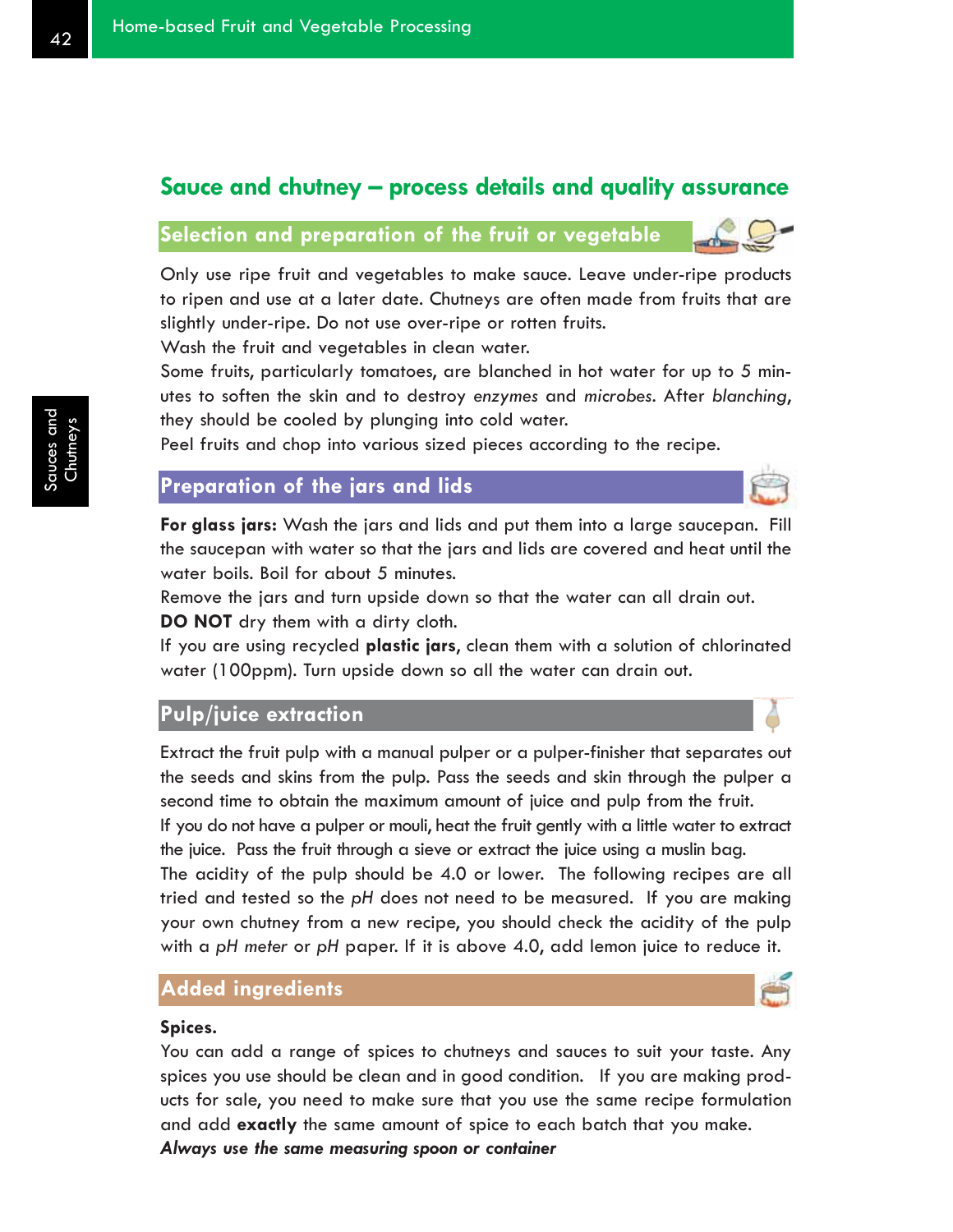## Sauce and chutney – process details and quality assurance

### Selection and preparation of the fruit or vegetable

Only use ripe fruit and vegetables to make sauce. Leave under-ripe products to ripen and use at a later date. Chutneys are often made from fruits that are slightly under-ripe. Do not use over-ripe or rotten fruits.

Wash the fruit and vegetables in clean water.

Some fruits, particularly tomatoes, are blanched in hot water for up to 5 minutes to soften the skin and to destroy *enzymes* and *microbes*. After *blanching*, they should be cooled by plunging into cold water.

Peel fruits and chop into various sized pieces according to the recipe.

### Preparation of the jars and lids

**For glass jars:** Wash the jars and lids and put them into a large saucepan. Fill the saucepan with water so that the jars and lids are covered and heat until the water boils. Boil for about 5 minutes.

Remove the jars and turn upside down so that the water can all drain out.

**DO NOT** dry them with a dirty cloth.

If you are using recycled **plastic jars**, clean them with a solution of chlorinated water (100ppm). Turn upside down so all the water can drain out.

### Pulp/juice extraction

Extract the fruit pulp with a manual pulper or a pulper-finisher that separates out the seeds and skins from the pulp. Pass the seeds and skin through the pulper a second time to obtain the maximum amount of juice and pulp from the fruit.

If you do not have a pulper or mouli, heat the fruit gently with a little water to extract the juice. Pass the fruit through a sieve or extract the juice using a muslin bag.

The acidity of the pulp should be 4.0 or lower. The following recipes are all tried and tested so the *pH* does not need to be measured. If you are making your own chutney from a new recipe, you should check the acidity of the pulp with a *pH meter* or *pH* paper. If it is above 4.0, add lemon juice to reduce it.

### Added ingredients

**Spices.**

You can add a range of spices to chutneys and sauces to suit your taste. Any spices you use should be clean and in good condition. If you are making products for sale, you need to make sure that you use the same recipe formulation and add **exactly** the same amount of spice to each batch that you make.

***Always use the same measuring spoon or container***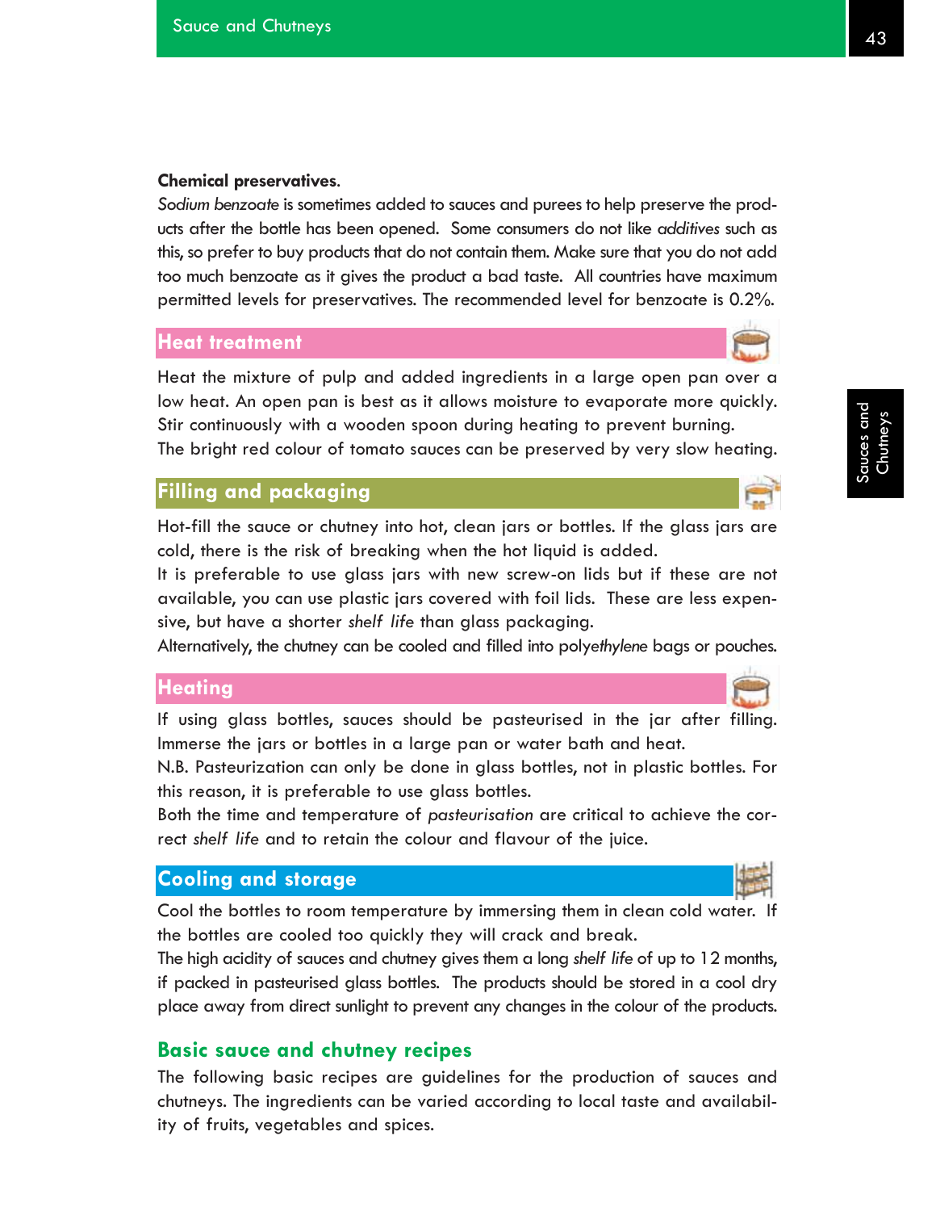**Chemical preservatives.**

*Sodium benzoate* is sometimes added to sauces and purees to help preserve the products after the bottle has been opened. Some consumers do not like *additives* such as this, so prefer to buy products that do not contain them. Make sure that you do not add too much benzoate as it gives the product a bad taste. All countries have maximum permitted levels for preservatives. The recommended level for benzoate is 0.2%.

## Heat treatment

Heat the mixture of pulp and added ingredients in a large open pan over a low heat. An open pan is best as it allows moisture to evaporate more quickly. Stir continuously with a wooden spoon during heating to prevent burning.
The bright red colour of tomato sauces can be preserved by very slow heating.

## Filling and packaging

Hot-fill the sauce or chutney into hot, clean jars or bottles. If the glass jars are cold, there is the risk of breaking when the hot liquid is added.
It is preferable to use glass jars with new screw-on lids but if these are not available, you can use plastic jars covered with foil lids. These are less expensive, but have a shorter *shelf life* than glass packaging.
Alternatively, the chutney can be cooled and filled into poly*ethylene* bags or pouches.

## Heating

If using glass bottles, sauces should be pasteurised in the jar after filling. Immerse the jars or bottles in a large pan or water bath and heat.
N.B. Pasteurization can only be done in glass bottles, not in plastic bottles. For this reason, it is preferable to use glass bottles.
Both the time and temperature of *pasteurisation* are critical to achieve the correct *shelf life* and to retain the colour and flavour of the juice.

## Cooling and storage

Cool the bottles to room temperature by immersing them in clean cold water. If the bottles are cooled too quickly they will crack and break.
The high acidity of sauces and chutney gives them a long *shelf life* of up to 12 months, if packed in pasteurised glass bottles. The products should be stored in a cool dry place away from direct sunlight to prevent any changes in the colour of the products.

## Basic sauce and chutney recipes

The following basic recipes are guidelines for the production of sauces and chutneys. The ingredients can be varied according to local taste and availability of fruits, vegetables and spices.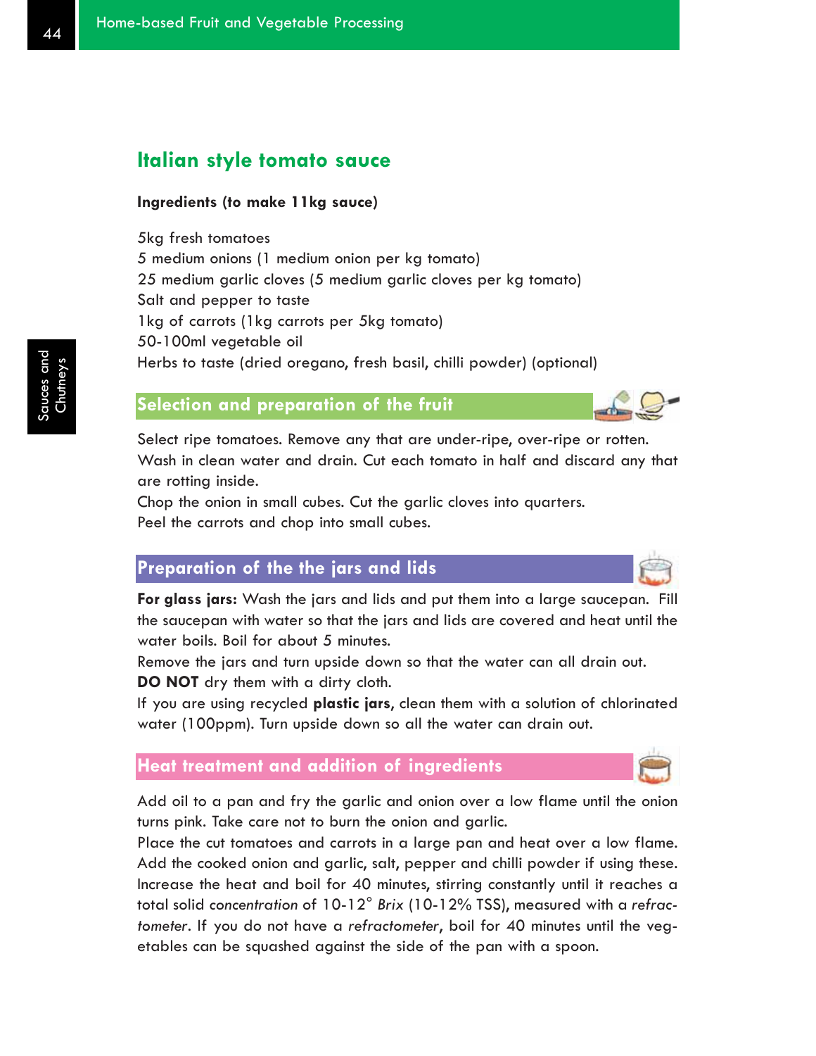## Italian style tomato sauce

**Ingredients (to make 11kg sauce)**

5kg fresh tomatoes
5 medium onions (1 medium onion per kg tomato)
25 medium garlic cloves (5 medium garlic cloves per kg tomato)
Salt and pepper to taste
1kg of carrots (1kg carrots per 5kg tomato)
50-100ml vegetable oil
Herbs to taste (dried oregano, fresh basil, chilli powder) (optional)

### Selection and preparation of the fruit

Select ripe tomatoes. Remove any that are under-ripe, over-ripe or rotten. Wash in clean water and drain. Cut each tomato in half and discard any that are rotting inside.
Chop the onion in small cubes. Cut the garlic cloves into quarters.
Peel the carrots and chop into small cubes.

### Preparation of the the jars and lids

**For glass jars:** Wash the jars and lids and put them into a large saucepan. Fill the saucepan with water so that the jars and lids are covered and heat until the water boils. Boil for about 5 minutes.
Remove the jars and turn upside down so that the water can all drain out.
**DO NOT** dry them with a dirty cloth.
If you are using recycled **plastic jars**, clean them with a solution of chlorinated water (100ppm). Turn upside down so all the water can drain out.

### Heat treatment and addition of ingredients

Add oil to a pan and fry the garlic and onion over a low flame until the onion turns pink. Take care not to burn the onion and garlic.
Place the cut tomatoes and carrots in a large pan and heat over a low flame. Add the cooked onion and garlic, salt, pepper and chilli powder if using these. Increase the heat and boil for 40 minutes, stirring constantly until it reaches a total solid *concentration* of 10-12° *Brix* (10-12% TSS), measured with a *refractometer*. If you do not have a *refractometer*, boil for 40 minutes until the vegetables can be squashed against the side of the pan with a spoon.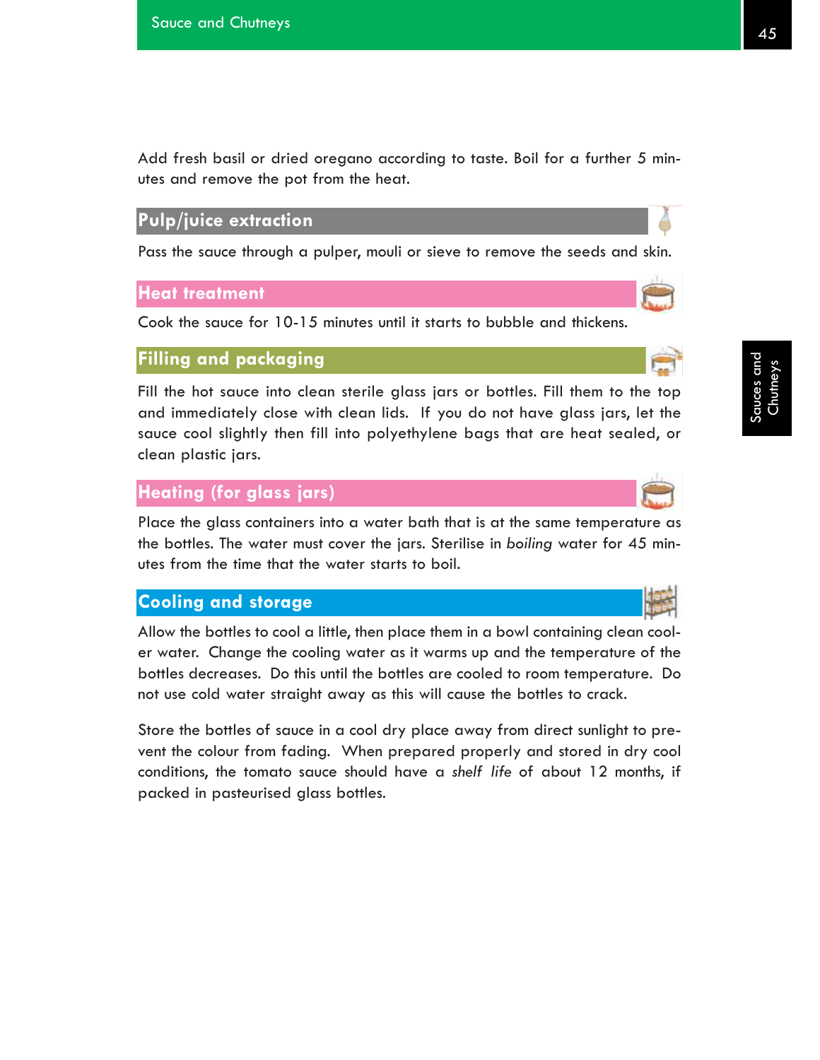Add fresh basil or dried oregano according to taste. Boil for a further 5 minutes and remove the pot from the heat.

## Pulp/juice extraction

Pass the sauce through a pulper, mouli or sieve to remove the seeds and skin.

## Heat treatment

Cook the sauce for 10-15 minutes until it starts to bubble and thickens.

## Filling and packaging

Fill the hot sauce into clean sterile glass jars or bottles. Fill them to the top and immediately close with clean lids. If you do not have glass jars, let the sauce cool slightly then fill into polyethylene bags that are heat sealed, or clean plastic jars.

## Heating (for glass jars)

Place the glass containers into a water bath that is at the same temperature as the bottles. The water must cover the jars. Sterilise in *boiling* water for 45 minutes from the time that the water starts to boil.

## Cooling and storage

Allow the bottles to cool a little, then place them in a bowl containing clean cooler water. Change the cooling water as it warms up and the temperature of the bottles decreases. Do this until the bottles are cooled to room temperature. Do not use cold water straight away as this will cause the bottles to crack.

Store the bottles of sauce in a cool dry place away from direct sunlight to prevent the colour from fading. When prepared properly and stored in dry cool conditions, the tomato sauce should have a *shelf life* of about 12 months, if packed in pasteurised glass bottles.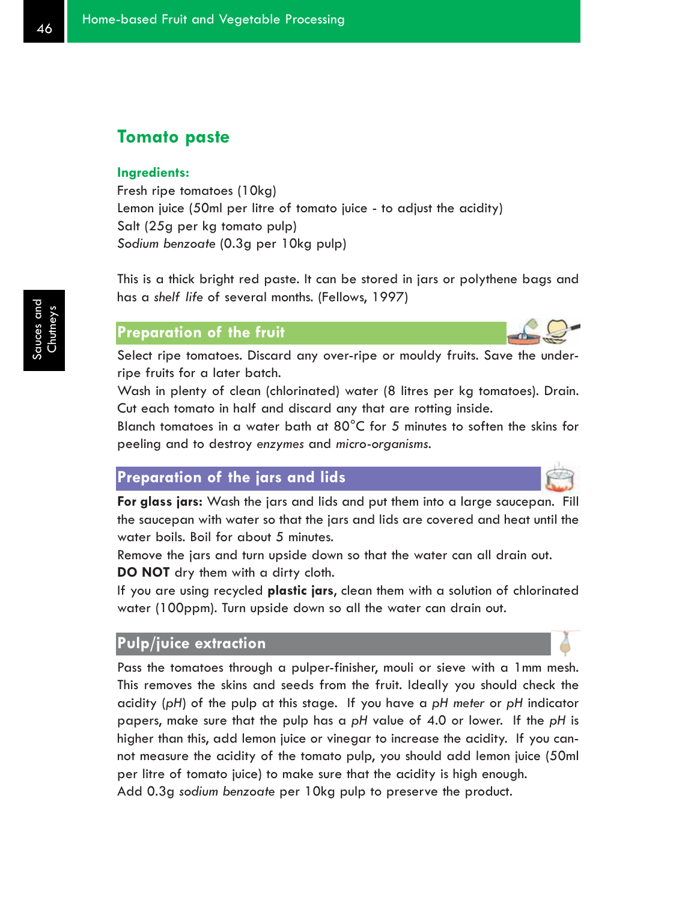## Tomato paste

### Ingredients:

Fresh ripe tomatoes (10kg)
Lemon juice (50ml per litre of tomato juice - to adjust the acidity)
Salt (25g per kg tomato pulp)
*Sodium benzoate* (0.3g per 10kg pulp)

This is a thick bright red paste. It can be stored in jars or polythene bags and has a *shelf life* of several months. (Fellows, 1997)

### Preparation of the fruit

Select ripe tomatoes. Discard any over-ripe or mouldy fruits. Save the under-ripe fruits for a later batch.
Wash in plenty of clean (chlorinated) water (8 litres per kg tomatoes). Drain.
Cut each tomato in half and discard any that are rotting inside.
Blanch tomatoes in a water bath at 80°C for 5 minutes to soften the skins for peeling and to destroy *enzymes* and *micro-organisms*.

### Preparation of the jars and lids

**For glass jars:** Wash the jars and lids and put them into a large saucepan. Fill the saucepan with water so that the jars and lids are covered and heat until the water boils. Boil for about 5 minutes.
Remove the jars and turn upside down so that the water can all drain out.
**DO NOT** dry them with a dirty cloth.
If you are using recycled **plastic jars**, clean them with a solution of chlorinated water (100ppm). Turn upside down so all the water can drain out.

### Pulp/juice extraction

Pass the tomatoes through a pulper-finisher, mouli or sieve with a 1mm mesh. This removes the skins and seeds from the fruit. Ideally you should check the acidity (*pH*) of the pulp at this stage. If you have a *pH meter* or *pH* indicator papers, make sure that the pulp has a *pH* value of 4.0 or lower. If the *pH* is higher than this, add lemon juice or vinegar to increase the acidity. If you cannot measure the acidity of the tomato pulp, you should add lemon juice (50ml per litre of tomato juice) to make sure that the acidity is high enough.
Add 0.3g *sodium benzoate* per 10kg pulp to preserve the product.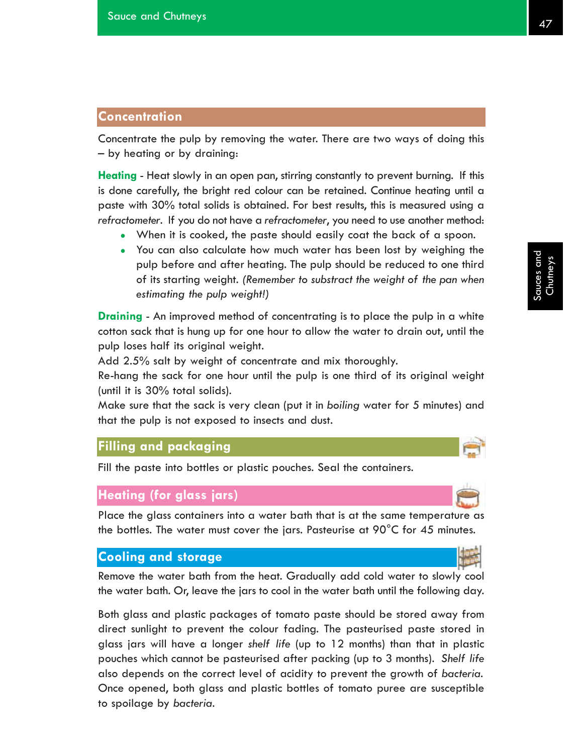## Concentration

Concentrate the pulp by removing the water. There are two ways of doing this – by heating or by draining:

**Heating** - Heat slowly in an open pan, stirring constantly to prevent burning. If this is done carefully, the bright red colour can be retained. Continue heating until a paste with 30% total solids is obtained. For best results, this is measured using a *refractometer*. If you do not have a *refractometer*, you need to use another method:

- When it is cooked, the paste should easily coat the back of a spoon.
- You can also calculate how much water has been lost by weighing the pulp before and after heating. The pulp should be reduced to one third of its starting weight. *(Remember to substract the weight of the pan when estimating the pulp weight!)*

**Draining** - An improved method of concentrating is to place the pulp in a white cotton sack that is hung up for one hour to allow the water to drain out, until the pulp loses half its original weight.

Add 2.5% salt by weight of concentrate and mix thoroughly.

Re-hang the sack for one hour until the pulp is one third of its original weight (until it is 30% total solids).

Make sure that the sack is very clean (put it in *boiling* water for 5 minutes) and that the pulp is not exposed to insects and dust.

## Filling and packaging

Fill the paste into bottles or plastic pouches. Seal the containers.

## Heating (for glass jars)

Place the glass containers into a water bath that is at the same temperature as the bottles. The water must cover the jars. Pasteurise at 90°C for 45 minutes.

## Cooling and storage

Remove the water bath from the heat. Gradually add cold water to slowly cool the water bath. Or, leave the jars to cool in the water bath until the following day.

Both glass and plastic packages of tomato paste should be stored away from direct sunlight to prevent the colour fading. The pasteurised paste stored in glass jars will have a longer *shelf life* (up to 12 months) than that in plastic pouches which cannot be pasteurised after packing (up to 3 months). *Shelf life* also depends on the correct level of acidity to prevent the growth of *bacteria*. Once opened, both glass and plastic bottles of tomato puree are susceptible to spoilage by *bacteria*.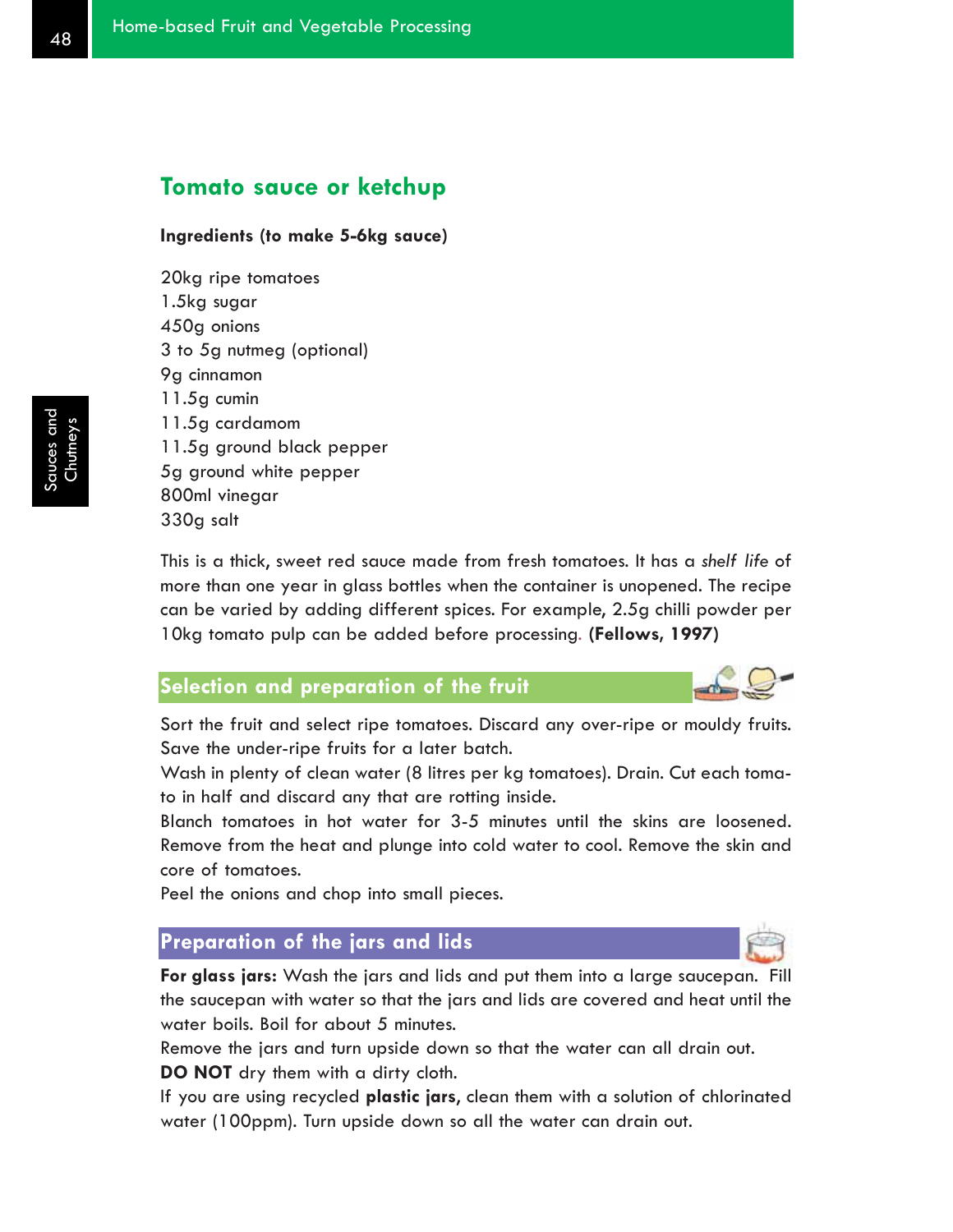## Tomato sauce or ketchup

**Ingredients (to make 5-6kg sauce)**

20kg ripe tomatoes
1.5kg sugar
450g onions
3 to 5g nutmeg (optional)
9g cinnamon
11.5g cumin
11.5g cardamom
11.5g ground black pepper
5g ground white pepper
800ml vinegar
330g salt

This is a thick, sweet red sauce made from fresh tomatoes. It has a *shelf life* of more than one year in glass bottles when the container is unopened. The recipe can be varied by adding different spices. For example, 2.5g chilli powder per 10kg tomato pulp can be added before processing. **(Fellows, 1997)**

### Selection and preparation of the fruit

Sort the fruit and select ripe tomatoes. Discard any over-ripe or mouldy fruits. Save the under-ripe fruits for a later batch.

Wash in plenty of clean water (8 litres per kg tomatoes). Drain. Cut each tomato in half and discard any that are rotting inside.

Blanch tomatoes in hot water for 3-5 minutes until the skins are loosened. Remove from the heat and plunge into cold water to cool. Remove the skin and core of tomatoes.

Peel the onions and chop into small pieces.

### Preparation of the jars and lids

**For glass jars:** Wash the jars and lids and put them into a large saucepan. Fill the saucepan with water so that the jars and lids are covered and heat until the water boils. Boil for about 5 minutes.

Remove the jars and turn upside down so that the water can all drain out.

**DO NOT** dry them with a dirty cloth.

If you are using recycled **plastic jars,** clean them with a solution of chlorinated water (100ppm). Turn upside down so all the water can drain out.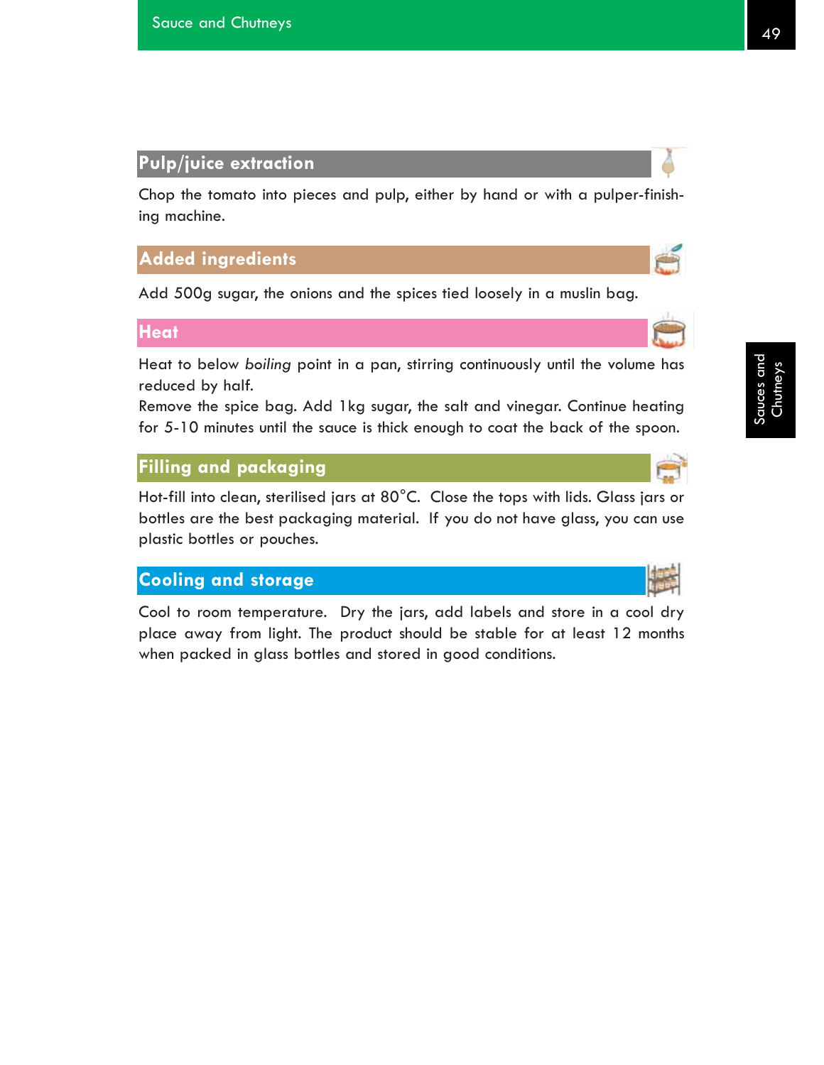## Pulp/juice extraction

Chop the tomato into pieces and pulp, either by hand or with a pulper-finishing machine.

## Added ingredients

Add 500g sugar, the onions and the spices tied loosely in a muslin bag.

## Heat

Heat to below *boiling* point in a pan, stirring continuously until the volume has reduced by half.
Remove the spice bag. Add 1kg sugar, the salt and vinegar. Continue heating for 5-10 minutes until the sauce is thick enough to coat the back of the spoon.

## Filling and packaging

Hot-fill into clean, sterilised jars at 80°C. Close the tops with lids. Glass jars or bottles are the best packaging material. If you do not have glass, you can use plastic bottles or pouches.

## Cooling and storage

Cool to room temperature. Dry the jars, add labels and store in a cool dry place away from light. The product should be stable for at least 12 months when packed in glass bottles and stored in good conditions.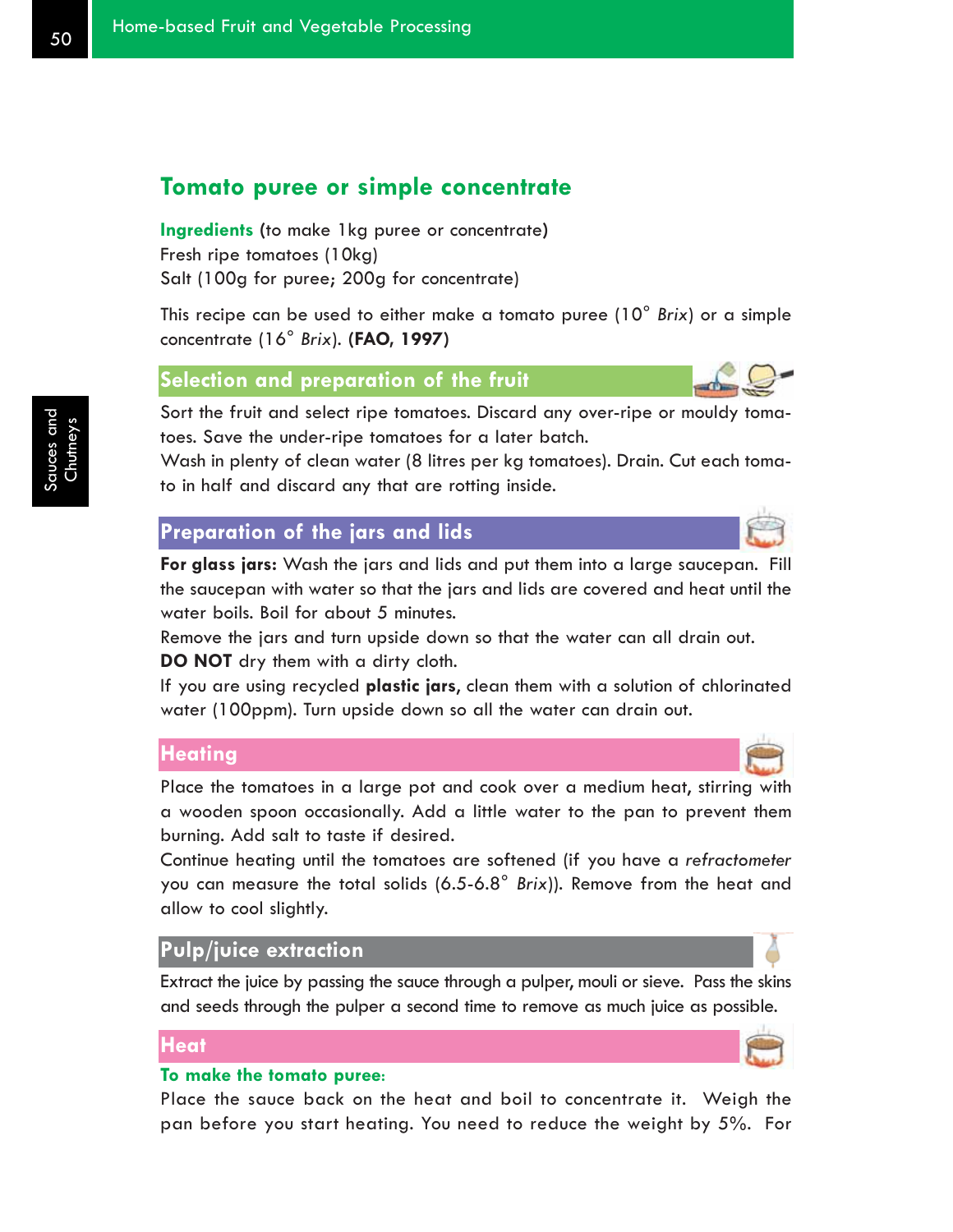## Tomato puree or simple concentrate

**Ingredients** (to make 1kg puree or concentrate)
Fresh ripe tomatoes (10kg)
Salt (100g for puree; 200g for concentrate)

This recipe can be used to either make a tomato puree (10° *Brix*) or a simple concentrate (16° *Brix*). **(FAO, 1997)**

### Selection and preparation of the fruit

Sort the fruit and select ripe tomatoes. Discard any over-ripe or mouldy tomatoes. Save the under-ripe tomatoes for a later batch.
Wash in plenty of clean water (8 litres per kg tomatoes). Drain. Cut each tomato in half and discard any that are rotting inside.

### Preparation of the jars and lids

**For glass jars:** Wash the jars and lids and put them into a large saucepan. Fill the saucepan with water so that the jars and lids are covered and heat until the water boils. Boil for about 5 minutes.
Remove the jars and turn upside down so that the water can all drain out.
**DO NOT** dry them with a dirty cloth.
If you are using recycled **plastic jars,** clean them with a solution of chlorinated water (100ppm). Turn upside down so all the water can drain out.

### Heating

Place the tomatoes in a large pot and cook over a medium heat, stirring with a wooden spoon occasionally. Add a little water to the pan to prevent them burning. Add salt to taste if desired.
Continue heating until the tomatoes are softened (if you have a *refractometer* you can measure the total solids (6.5-6.8° *Brix*)). Remove from the heat and allow to cool slightly.

### Pulp/juice extraction

Extract the juice by passing the sauce through a pulper, mouli or sieve. Pass the skins and seeds through the pulper a second time to remove as much juice as possible.

### Heat

**To make the tomato puree:**
Place the sauce back on the heat and boil to concentrate it. Weigh the pan before you start heating. You need to reduce the weight by 5%. For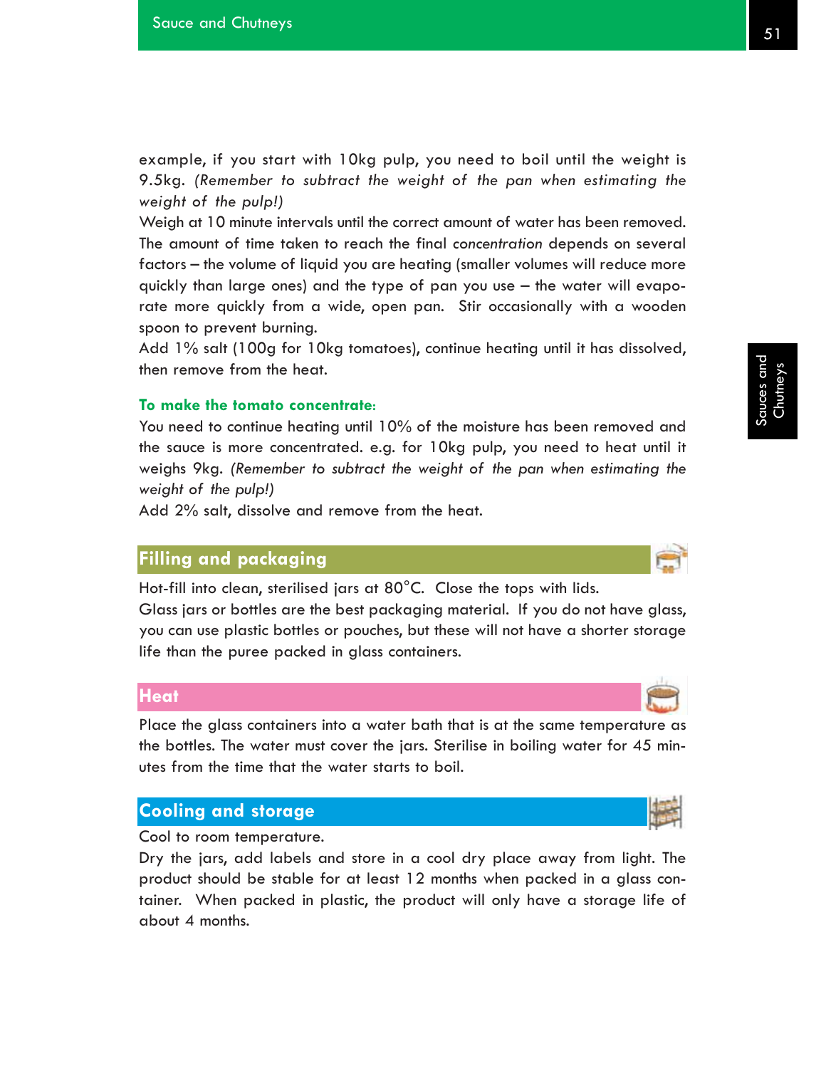example, if you start with 10kg pulp, you need to boil until the weight is 9.5kg. *(Remember to subtract the weight of the pan when estimating the weight of the pulp!)*

Weigh at 10 minute intervals until the correct amount of water has been removed. The amount of time taken to reach the final *concentration* depends on several factors – the volume of liquid you are heating (smaller volumes will reduce more quickly than large ones) and the type of pan you use – the water will evaporate more quickly from a wide, open pan. Stir occasionally with a wooden spoon to prevent burning.

Add 1% salt (100g for 10kg tomatoes), continue heating until it has dissolved, then remove from the heat.

**To make the tomato concentrate:**

You need to continue heating until 10% of the moisture has been removed and the sauce is more concentrated. e.g. for 10kg pulp, you need to heat until it weighs 9kg. *(Remember to subtract the weight of the pan when estimating the weight of the pulp!)*

Add 2% salt, dissolve and remove from the heat.

## Filling and packaging

Hot-fill into clean, sterilised jars at 80°C. Close the tops with lids.

Glass jars or bottles are the best packaging material. If you do not have glass, you can use plastic bottles or pouches, but these will not have a shorter storage life than the puree packed in glass containers.

## Heat

Place the glass containers into a water bath that is at the same temperature as the bottles. The water must cover the jars. Sterilise in boiling water for 45 minutes from the time that the water starts to boil.

## Cooling and storage

Cool to room temperature.

Dry the jars, add labels and store in a cool dry place away from light. The product should be stable for at least 12 months when packed in a glass container. When packed in plastic, the product will only have a storage life of about 4 months.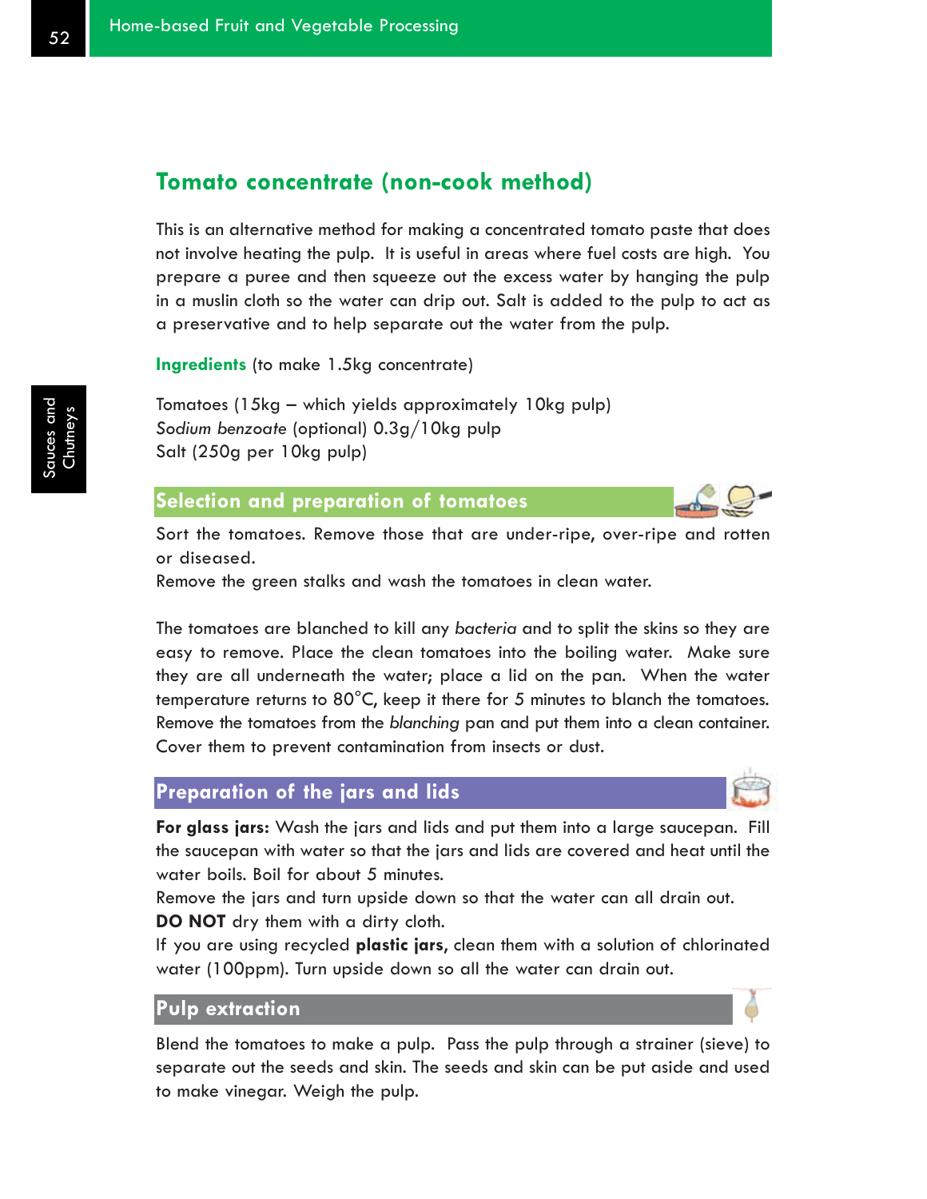## Tomato concentrate (non-cook method)

This is an alternative method for making a concentrated tomato paste that does not involve heating the pulp. It is useful in areas where fuel costs are high. You prepare a puree and then squeeze out the excess water by hanging the pulp in a muslin cloth so the water can drip out. Salt is added to the pulp to act as a preservative and to help separate out the water from the pulp.

**Ingredients** (to make 1.5kg concentrate)

Tomatoes (15kg – which yields approximately 10kg pulp)
*Sodium benzoate* (optional) 0.3g/10kg pulp
Salt (250g per 10kg pulp)

### Selection and preparation of tomatoes

Sort the tomatoes. Remove those that are under-ripe, over-ripe and rotten or diseased.
Remove the green stalks and wash the tomatoes in clean water.

The tomatoes are blanched to kill any *bacteria* and to split the skins so they are easy to remove. Place the clean tomatoes into the boiling water. Make sure they are all underneath the water; place a lid on the pan. When the water temperature returns to 80°C, keep it there for 5 minutes to blanch the tomatoes. Remove the tomatoes from the *blanching* pan and put them into a clean container. Cover them to prevent contamination from insects or dust.

### Preparation of the jars and lids

**For glass jars:** Wash the jars and lids and put them into a large saucepan. Fill the saucepan with water so that the jars and lids are covered and heat until the water boils. Boil for about 5 minutes.
Remove the jars and turn upside down so that the water can all drain out.
**DO NOT** dry them with a dirty cloth.
If you are using recycled **plastic jars,** clean them with a solution of chlorinated water (100ppm). Turn upside down so all the water can drain out.

### Pulp extraction

Blend the tomatoes to make a pulp. Pass the pulp through a strainer (sieve) to separate out the seeds and skin. The seeds and skin can be put aside and used to make vinegar. Weigh the pulp.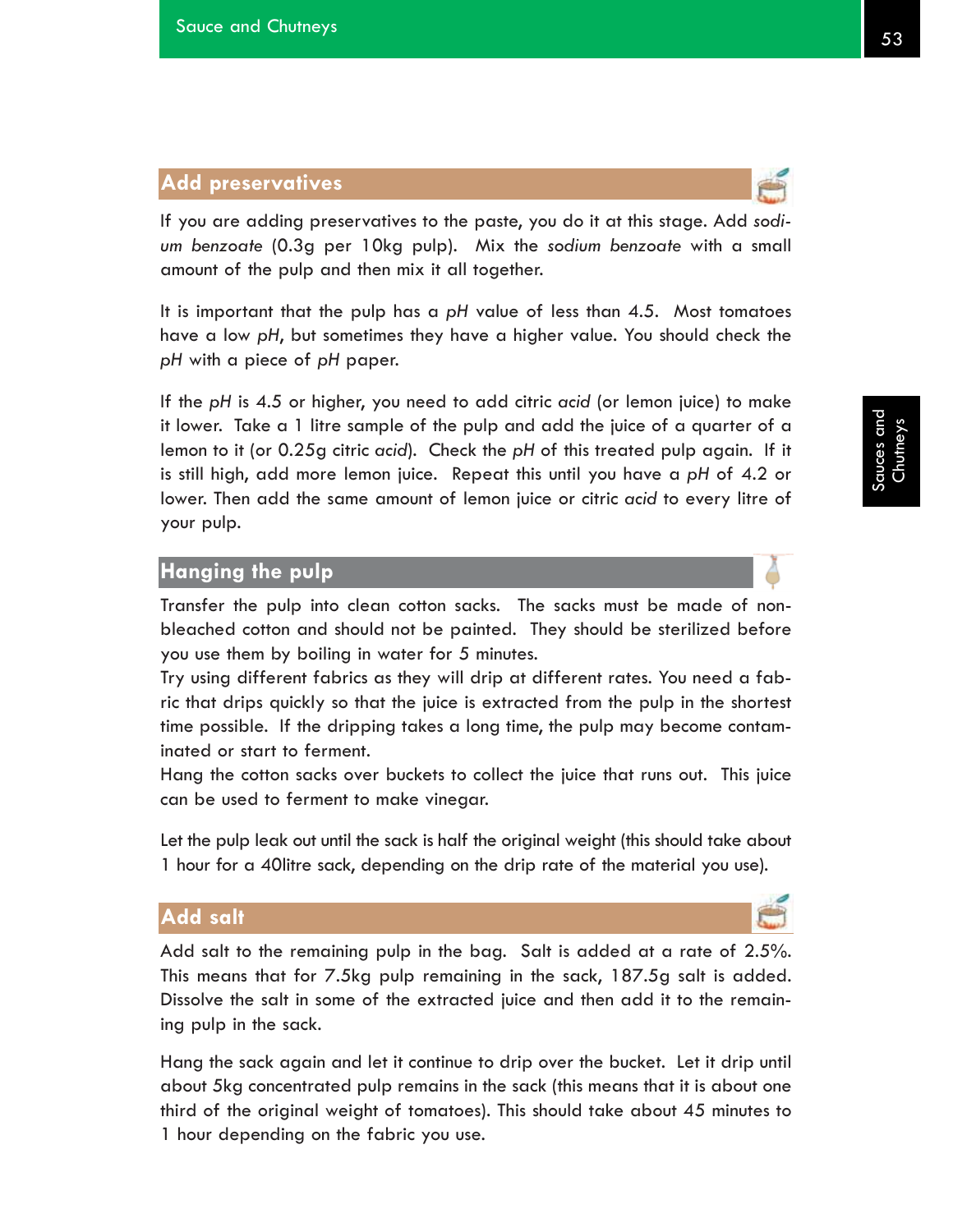## Add preservatives

If you are adding preservatives to the paste, you do it at this stage. Add *sodium benzoate* (0.3g per 10kg pulp). Mix the *sodium benzoate* with a small amount of the pulp and then mix it all together.

It is important that the pulp has a *pH* value of less than 4.5. Most tomatoes have a low *pH*, but sometimes they have a higher value. You should check the *pH* with a piece of *pH* paper.

If the *pH* is 4.5 or higher, you need to add citric *acid* (or lemon juice) to make it lower. Take a 1 litre sample of the pulp and add the juice of a quarter of a lemon to it (or 0.25g citric *acid*). Check the *pH* of this treated pulp again. If it is still high, add more lemon juice. Repeat this until you have a *pH* of 4.2 or lower. Then add the same amount of lemon juice or citric *acid* to every litre of your pulp.

## Hanging the pulp

Transfer the pulp into clean cotton sacks. The sacks must be made of non-bleached cotton and should not be painted. They should be sterilized before you use them by boiling in water for 5 minutes.

Try using different fabrics as they will drip at different rates. You need a fabric that drips quickly so that the juice is extracted from the pulp in the shortest time possible. If the dripping takes a long time, the pulp may become contaminated or start to ferment.

Hang the cotton sacks over buckets to collect the juice that runs out. This juice can be used to ferment to make vinegar.

Let the pulp leak out until the sack is half the original weight (this should take about 1 hour for a 40litre sack, depending on the drip rate of the material you use).

## Add salt

Add salt to the remaining pulp in the bag. Salt is added at a rate of 2.5%. This means that for 7.5kg pulp remaining in the sack, 187.5g salt is added. Dissolve the salt in some of the extracted juice and then add it to the remaining pulp in the sack.

Hang the sack again and let it continue to drip over the bucket. Let it drip until about 5kg concentrated pulp remains in the sack (this means that it is about one third of the original weight of tomatoes). This should take about 45 minutes to 1 hour depending on the fabric you use.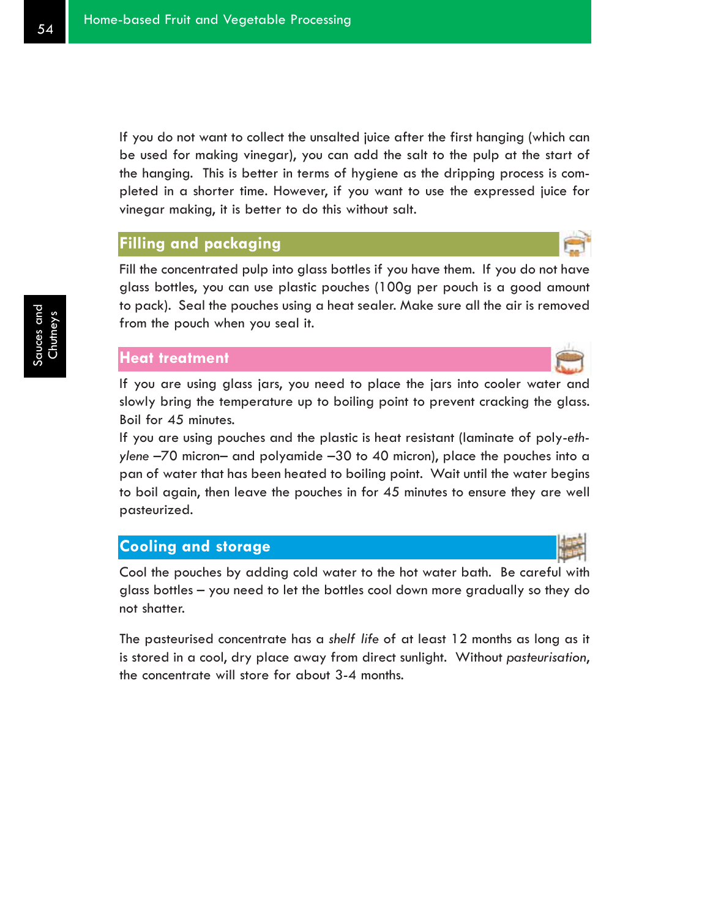If you do not want to collect the unsalted juice after the first hanging (which can be used for making vinegar), you can add the salt to the pulp at the start of the hanging. This is better in terms of hygiene as the dripping process is completed in a shorter time. However, if you want to use the expressed juice for vinegar making, it is better to do this without salt.

## Filling and packaging

Fill the concentrated pulp into glass bottles if you have them. If you do not have glass bottles, you can use plastic pouches (100g per pouch is a good amount to pack). Seal the pouches using a heat sealer. Make sure all the air is removed from the pouch when you seal it.

## Heat treatment

If you are using glass jars, you need to place the jars into cooler water and slowly bring the temperature up to boiling point to prevent cracking the glass. Boil for 45 minutes.

If you are using pouches and the plastic is heat resistant (laminate of poly-*ethylene* –70 micron– and polyamide –30 to 40 micron), place the pouches into a pan of water that has been heated to boiling point. Wait until the water begins to boil again, then leave the pouches in for 45 minutes to ensure they are well pasteurized.

## Cooling and storage

Cool the pouches by adding cold water to the hot water bath. Be careful with glass bottles – you need to let the bottles cool down more gradually so they do not shatter.

The pasteurised concentrate has a *shelf life* of at least 12 months as long as it is stored in a cool, dry place away from direct sunlight. Without *pasteurisation*, the concentrate will store for about 3-4 months.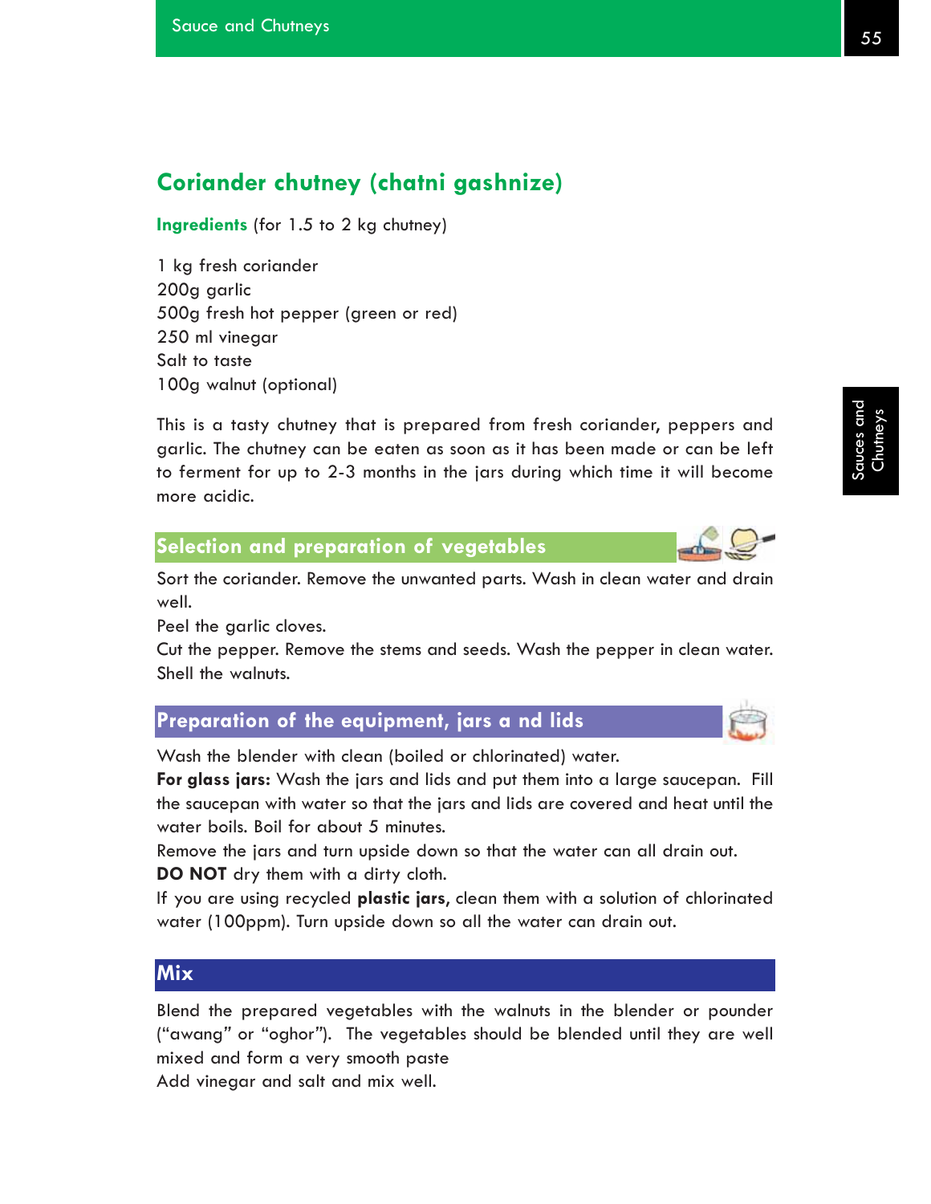## Coriander chutney (chatni gashnize)

**Ingredients** (for 1.5 to 2 kg chutney)

1 kg fresh coriander
200g garlic
500g fresh hot pepper (green or red)
250 ml vinegar
Salt to taste
100g walnut (optional)

This is a tasty chutney that is prepared from fresh coriander, peppers and garlic. The chutney can be eaten as soon as it has been made or can be left to ferment for up to 2-3 months in the jars during which time it will become more acidic.

### Selection and preparation of vegetables

Sort the coriander. Remove the unwanted parts. Wash in clean water and drain well.
Peel the garlic cloves.
Cut the pepper. Remove the stems and seeds. Wash the pepper in clean water.
Shell the walnuts.

### Preparation of the equipment, jars a nd lids

Wash the blender with clean (boiled or chlorinated) water.
**For glass jars:** Wash the jars and lids and put them into a large saucepan. Fill the saucepan with water so that the jars and lids are covered and heat until the water boils. Boil for about 5 minutes.
Remove the jars and turn upside down so that the water can all drain out.
**DO NOT** dry them with a dirty cloth.
If you are using recycled **plastic jars,** clean them with a solution of chlorinated water (100ppm). Turn upside down so all the water can drain out.

### Mix

Blend the prepared vegetables with the walnuts in the blender or pounder ("awang" or "oghor"). The vegetables should be blended until they are well mixed and form a very smooth paste
Add vinegar and salt and mix well.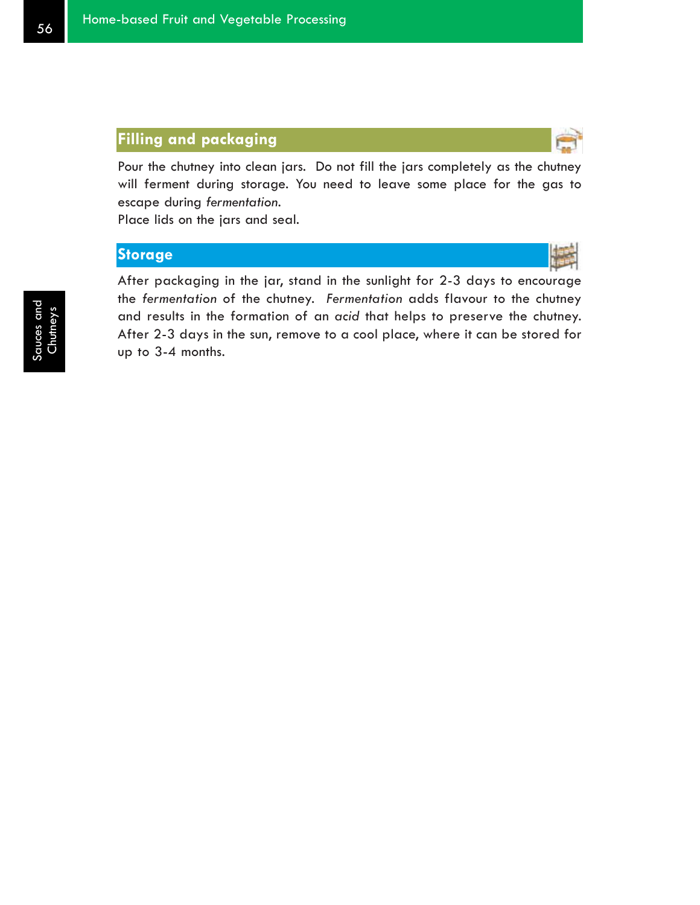## Filling and packaging

Pour the chutney into clean jars. Do not fill the jars completely as the chutney will ferment during storage. You need to leave some place for the gas to escape during *fermentation*.

Place lids on the jars and seal.

## Storage

After packaging in the jar, stand in the sunlight for 2-3 days to encourage the *fermentation* of the chutney. *Fermentation* adds flavour to the chutney and results in the formation of an *acid* that helps to preserve the chutney. After 2-3 days in the sun, remove to a cool place, where it can be stored for up to 3-4 months.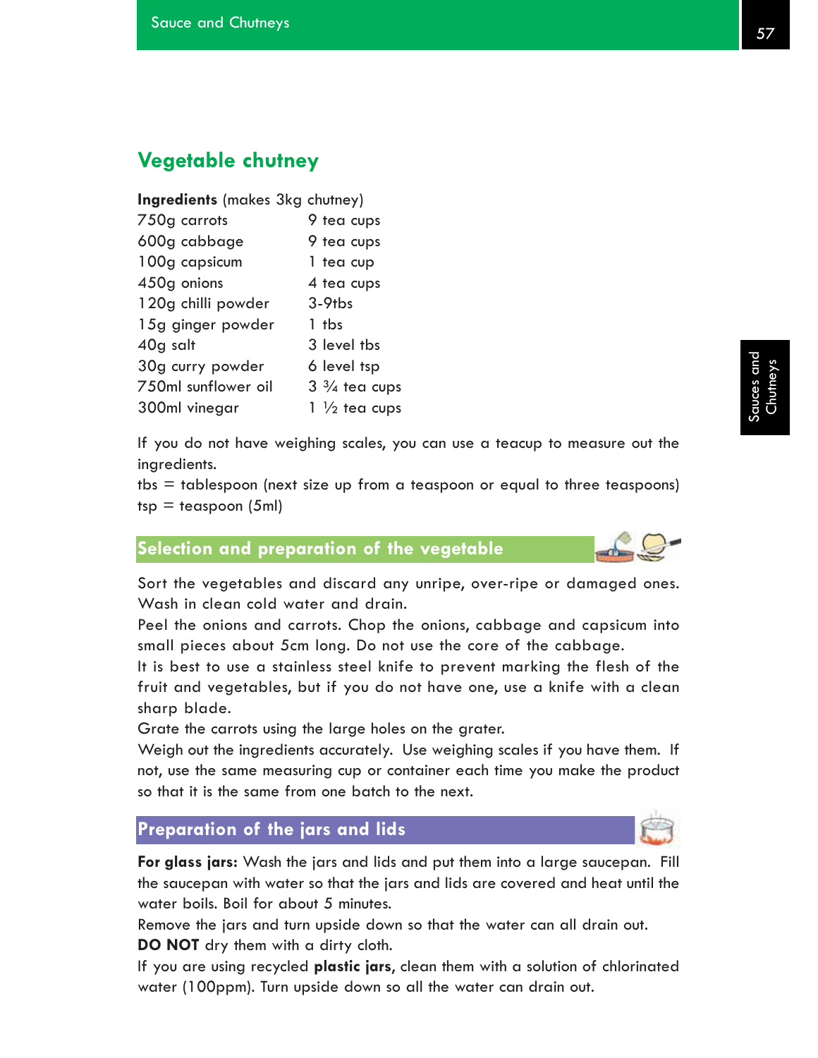## Vegetable chutney

**Ingredients** (makes 3kg chutney)

| | |
|---|---|
| 750g carrots | 9 tea cups |
| 600g cabbage | 9 tea cups |
| 100g capsicum | 1 tea cup |
| 450g onions | 4 tea cups |
| 120g chilli powder | 3-9tbs |
| 15g ginger powder | 1 tbs |
| 40g salt | 3 level tbs |
| 30g curry powder | 6 level tsp |
| 750ml sunflower oil | 3 ¾ tea cups |
| 300ml vinegar | 1 ½ tea cups |

If you do not have weighing scales, you can use a teacup to measure out the ingredients.
tbs = tablespoon (next size up from a teaspoon or equal to three teaspoons)
tsp = teaspoon (5ml)

### Selection and preparation of the vegetable

Sort the vegetables and discard any unripe, over-ripe or damaged ones. Wash in clean cold water and drain.
Peel the onions and carrots. Chop the onions, cabbage and capsicum into small pieces about 5cm long. Do not use the core of the cabbage.
It is best to use a stainless steel knife to prevent marking the flesh of the fruit and vegetables, but if you do not have one, use a knife with a clean sharp blade.
Grate the carrots using the large holes on the grater.
Weigh out the ingredients accurately. Use weighing scales if you have them. If not, use the same measuring cup or container each time you make the product so that it is the same from one batch to the next.

### Preparation of the jars and lids

**For glass jars:** Wash the jars and lids and put them into a large saucepan. Fill the saucepan with water so that the jars and lids are covered and heat until the water boils. Boil for about 5 minutes.
Remove the jars and turn upside down so that the water can all drain out.
**DO NOT** dry them with a dirty cloth.
If you are using recycled **plastic jars**, clean them with a solution of chlorinated water (100ppm). Turn upside down so all the water can drain out.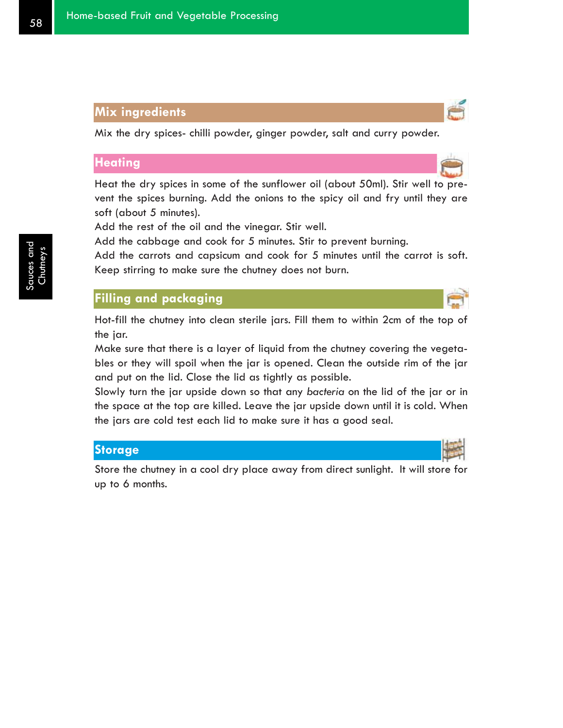## Mix ingredients

Mix the dry spices- chilli powder, ginger powder, salt and curry powder.

## Heating

Heat the dry spices in some of the sunflower oil (about 50ml). Stir well to prevent the spices burning. Add the onions to the spicy oil and fry until they are soft (about 5 minutes).

Add the rest of the oil and the vinegar. Stir well.

Add the cabbage and cook for 5 minutes. Stir to prevent burning.

Add the carrots and capsicum and cook for 5 minutes until the carrot is soft. Keep stirring to make sure the chutney does not burn.

## Filling and packaging

Hot-fill the chutney into clean sterile jars. Fill them to within 2cm of the top of the jar.

Make sure that there is a layer of liquid from the chutney covering the vegetables or they will spoil when the jar is opened. Clean the outside rim of the jar and put on the lid. Close the lid as tightly as possible.

Slowly turn the jar upside down so that any *bacteria* on the lid of the jar or in the space at the top are killed. Leave the jar upside down until it is cold. When the jars are cold test each lid to make sure it has a good seal.

## Storage

Store the chutney in a cool dry place away from direct sunlight. It will store for up to 6 months.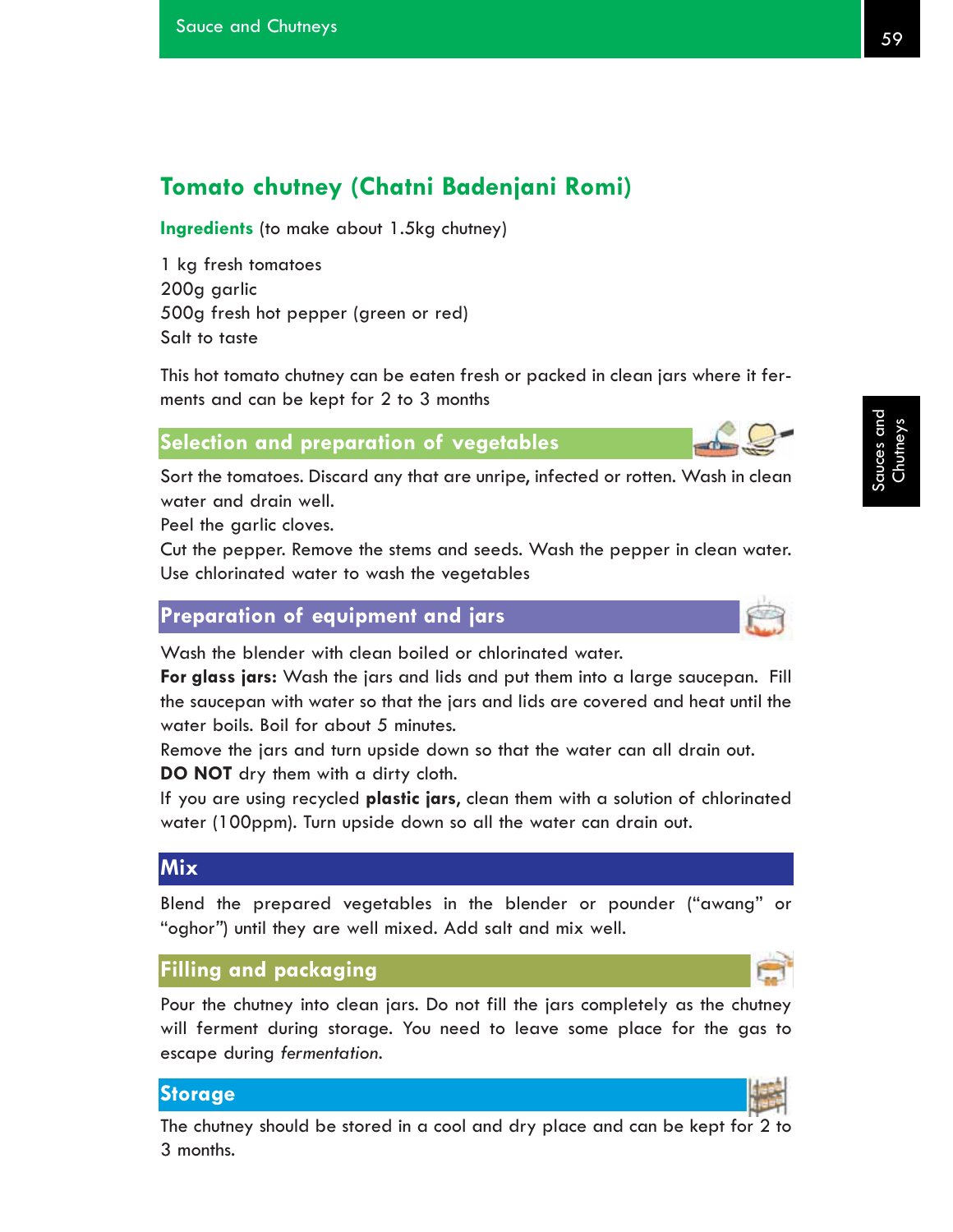## Tomato chutney (Chatni Badenjani Romi)

**Ingredients** (to make about 1.5kg chutney)

1 kg fresh tomatoes
200g garlic
500g fresh hot pepper (green or red)
Salt to taste

This hot tomato chutney can be eaten fresh or packed in clean jars where it ferments and can be kept for 2 to 3 months

### Selection and preparation of vegetables

Sort the tomatoes. Discard any that are unripe, infected or rotten. Wash in clean water and drain well.
Peel the garlic cloves.
Cut the pepper. Remove the stems and seeds. Wash the pepper in clean water.
Use chlorinated water to wash the vegetables

### Preparation of equipment and jars

Wash the blender with clean boiled or chlorinated water.
**For glass jars:** Wash the jars and lids and put them into a large saucepan. Fill the saucepan with water so that the jars and lids are covered and heat until the water boils. Boil for about 5 minutes.
Remove the jars and turn upside down so that the water can all drain out.
**DO NOT** dry them with a dirty cloth.
If you are using recycled **plastic jars,** clean them with a solution of chlorinated water (100ppm). Turn upside down so all the water can drain out.

### Mix

Blend the prepared vegetables in the blender or pounder ("awang" or "oghor") until they are well mixed. Add salt and mix well.

### Filling and packaging

Pour the chutney into clean jars. Do not fill the jars completely as the chutney will ferment during storage. You need to leave some place for the gas to escape during *fermentation*.

### Storage

The chutney should be stored in a cool and dry place and can be kept for 2 to 3 months.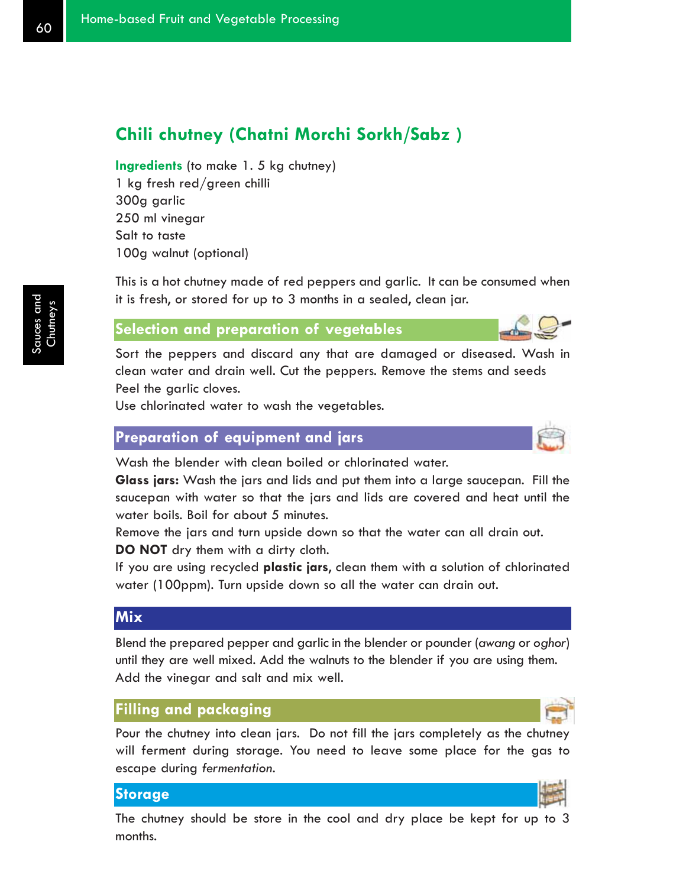## Chili chutney (Chatni Morchi Sorkh/Sabz )

**Ingredients** (to make 1. 5 kg chutney)
1 kg fresh red/green chilli
300g garlic
250 ml vinegar
Salt to taste
100g walnut (optional)

This is a hot chutney made of red peppers and garlic. It can be consumed when it is fresh, or stored for up to 3 months in a sealed, clean jar.

### Selection and preparation of vegetables

Sort the peppers and discard any that are damaged or diseased. Wash in clean water and drain well. Cut the peppers. Remove the stems and seeds
Peel the garlic cloves.
Use chlorinated water to wash the vegetables.

### Preparation of equipment and jars

Wash the blender with clean boiled or chlorinated water.
**Glass jars:** Wash the jars and lids and put them into a large saucepan. Fill the saucepan with water so that the jars and lids are covered and heat until the water boils. Boil for about 5 minutes.
Remove the jars and turn upside down so that the water can all drain out.
**DO NOT** dry them with a dirty cloth.
If you are using recycled **plastic jars,** clean them with a solution of chlorinated water (100ppm). Turn upside down so all the water can drain out.

### Mix

Blend the prepared pepper and garlic in the blender or pounder (*awang* or *oghor*) until they are well mixed. Add the walnuts to the blender if you are using them. Add the vinegar and salt and mix well.

### Filling and packaging

Pour the chutney into clean jars. Do not fill the jars completely as the chutney will ferment during storage. You need to leave some place for the gas to escape during *fermentation*.

### Storage

The chutney should be store in the cool and dry place be kept for up to 3 months.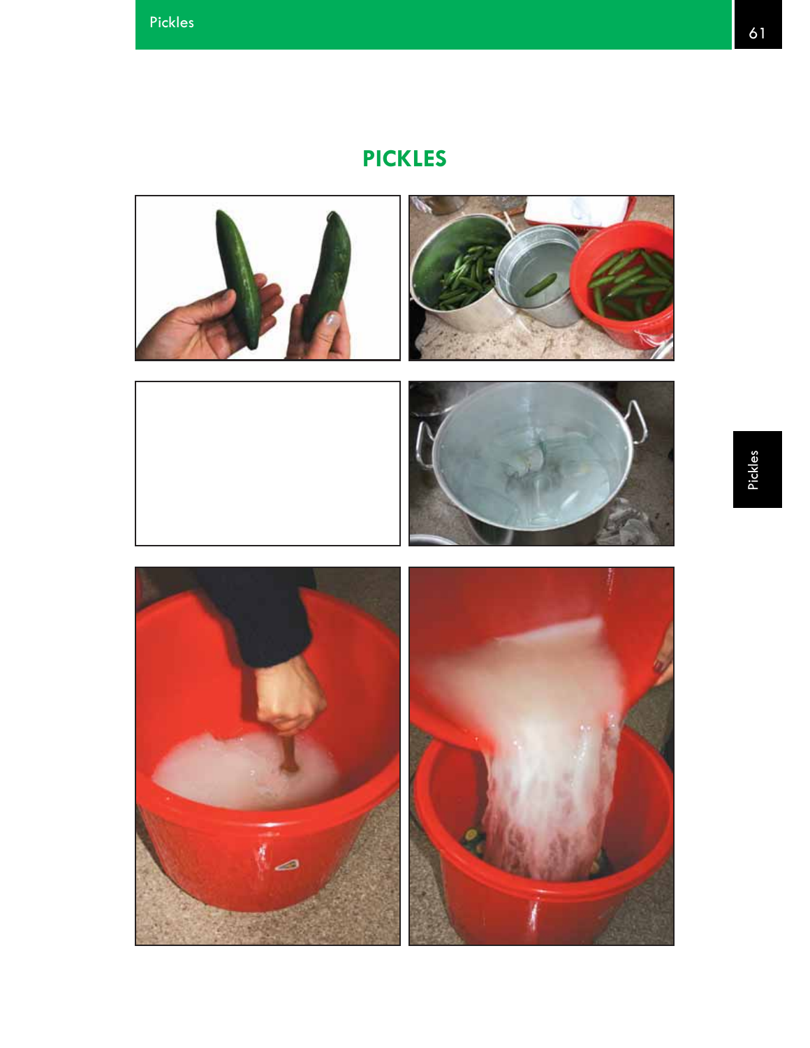# PICKLES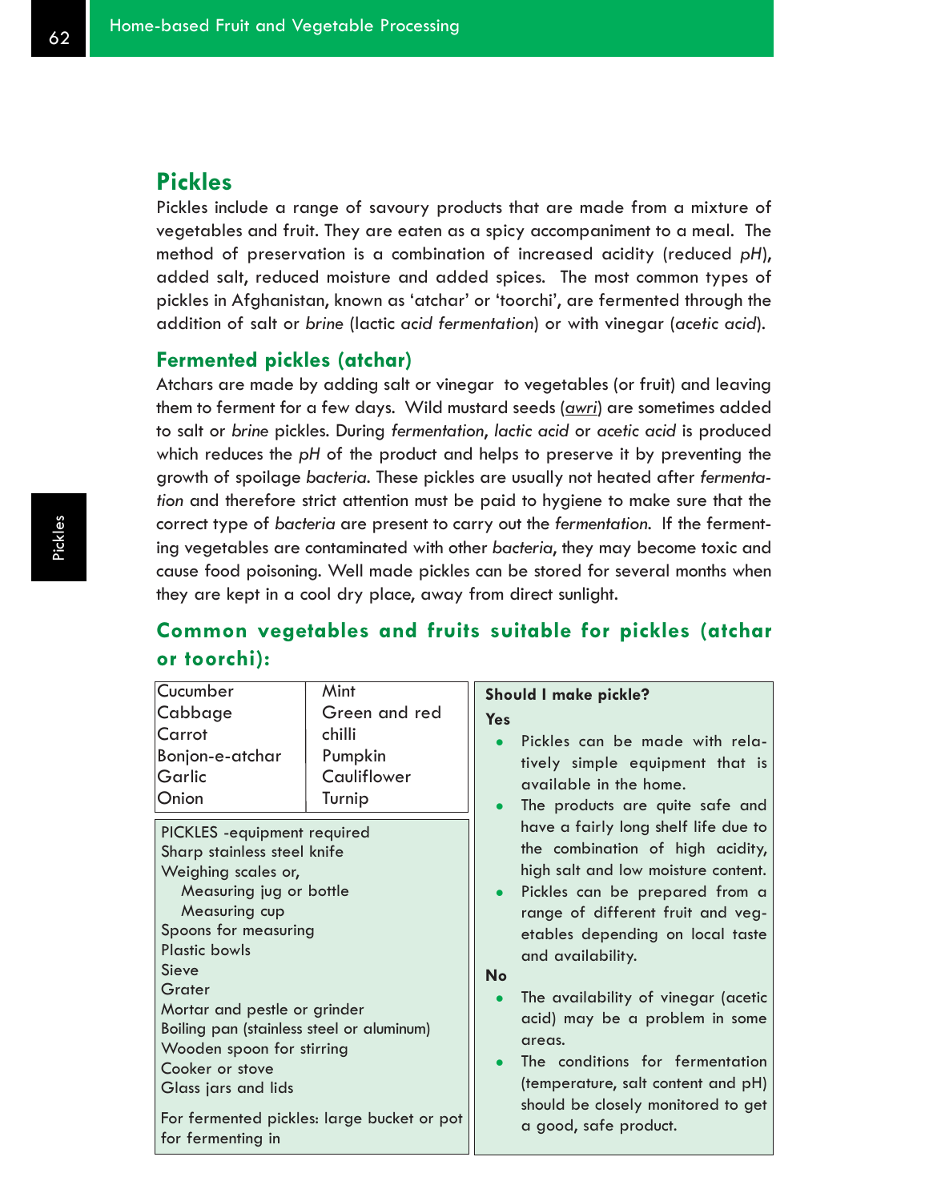## Pickles

Pickles include a range of savoury products that are made from a mixture of vegetables and fruit. They are eaten as a spicy accompaniment to a meal. The method of preservation is a combination of increased acidity (reduced *pH*), added salt, reduced moisture and added spices. The most common types of pickles in Afghanistan, known as 'atchar' or 'toorchi', are fermented through the addition of salt or *brine* (lactic *acid fermentation*) or with vinegar (*acetic acid*).

### Fermented pickles (atchar)

Atchars are made by adding salt or vinegar to vegetables (or fruit) and leaving them to ferment for a few days. Wild mustard seeds (awri) are sometimes added to salt or *brine* pickles. During *fermentation*, *lactic acid* or *acetic acid* is produced which reduces the *pH* of the product and helps to preserve it by preventing the growth of spoilage *bacteria*. These pickles are usually not heated after *fermentation* and therefore strict attention must be paid to hygiene to make sure that the correct type of *bacteria* are present to carry out the *fermentation*. If the fermenting vegetables are contaminated with other *bacteria*, they may become toxic and cause food poisoning. Well made pickles can be stored for several months when they are kept in a cool dry place, away from direct sunlight.

### Common vegetables and fruits suitable for pickles (atchar or toorchi):

| | |
|---|---|
| Cucumber | Mint |
| Cabbage | Green and red chilli |
| Carrot | Pumpkin |
| Bonjon-e-atchar | Cauliflower |
| Garlic | Turnip |
| Onion | |

PICKLES -equipment required

- Sharp stainless steel knife
- Weighing scales or,
  - Measuring jug or bottle
  - Measuring cup
- Spoons for measuring
- Plastic bowls
- Sieve
- Grater
- Mortar and pestle or grinder
- Boiling pan (stainless steel or aluminum)
- Wooden spoon for stirring
- Cooker or stove
- Glass jars and lids

For fermented pickles: large bucket or pot for fermenting in

**Should I make pickle?**

**Yes**

- Pickles can be made with relatively simple equipment that is available in the home.
- The products are quite safe and have a fairly long shelf life due to the combination of high acidity, high salt and low moisture content.
- Pickles can be prepared from a range of different fruit and vegetables depending on local taste and availability.

**No**

- The availability of vinegar (acetic acid) may be a problem in some areas.
- The conditions for fermentation (temperature, salt content and pH) should be closely monitored to get a good, safe product.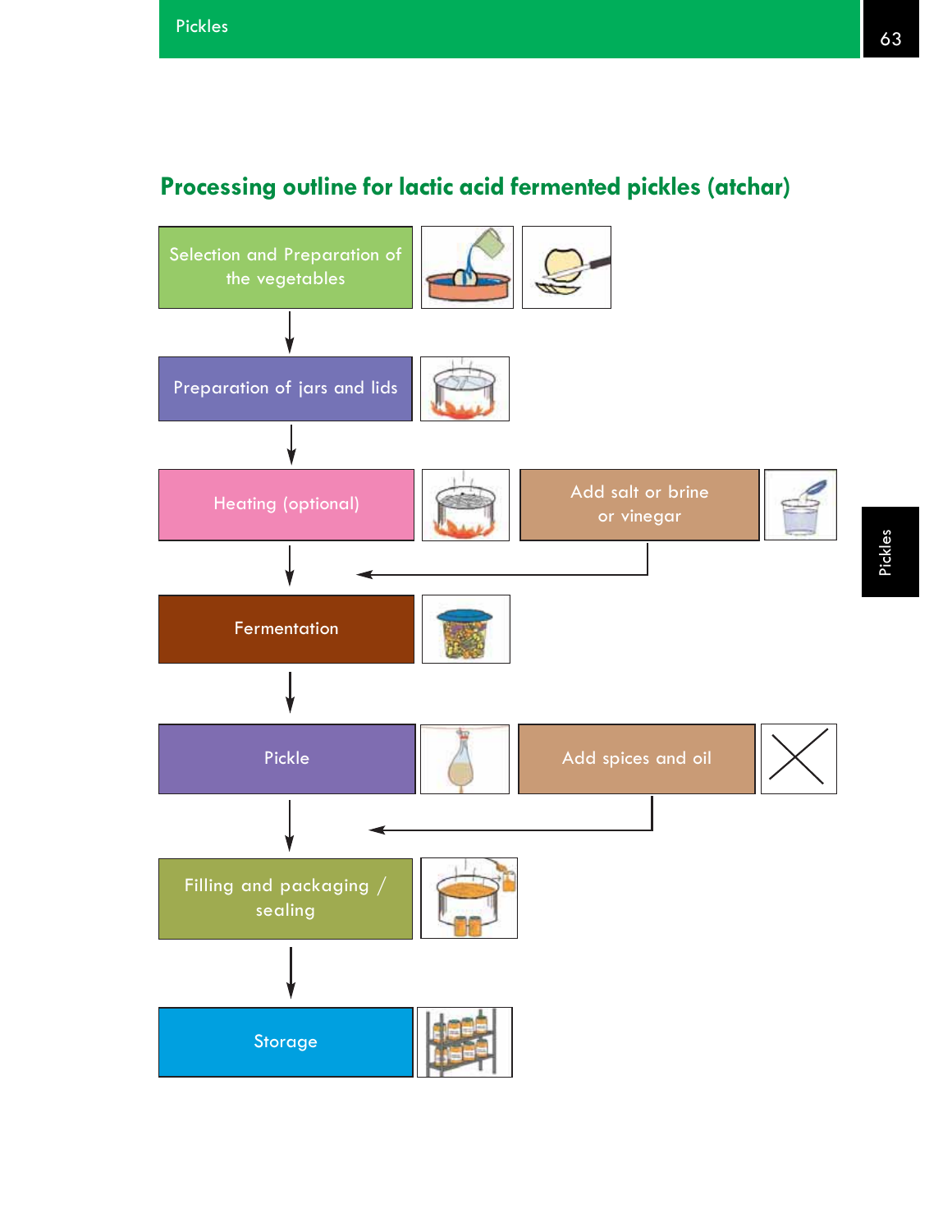## Processing outline for lactic acid fermented pickles (atchar)

Selection and Preparation of the vegetables

↓

Preparation of jars and lids

↓

Heating (optional) ← Add salt or brine or vinegar

↓

Fermentation

↓

Pickle ← Add spices and oil

↓

Filling and packaging / sealing

↓

Storage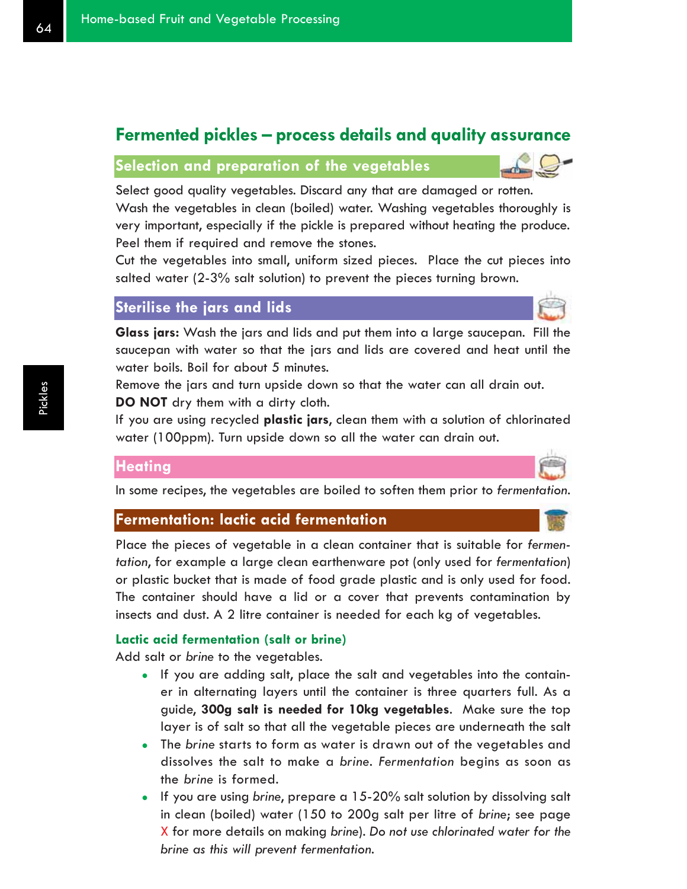## Fermented pickles – process details and quality assurance

### Selection and preparation of the vegetables

Select good quality vegetables. Discard any that are damaged or rotten.
Wash the vegetables in clean (boiled) water. Washing vegetables thoroughly is very important, especially if the pickle is prepared without heating the produce.
Peel them if required and remove the stones.
Cut the vegetables into small, uniform sized pieces. Place the cut pieces into salted water (2-3% salt solution) to prevent the pieces turning brown.

### Sterilise the jars and lids

**Glass jars:** Wash the jars and lids and put them into a large saucepan. Fill the saucepan with water so that the jars and lids are covered and heat until the water boils. Boil for about 5 minutes.
Remove the jars and turn upside down so that the water can all drain out.
**DO NOT** dry them with a dirty cloth.
If you are using recycled **plastic jars**, clean them with a solution of chlorinated water (100ppm). Turn upside down so all the water can drain out.

### Heating

In some recipes, the vegetables are boiled to soften them prior to *fermentation*.

### Fermentation: lactic acid fermentation

Place the pieces of vegetable in a clean container that is suitable for *fermentation*, for example a large clean earthenware pot (only used for *fermentation*) or plastic bucket that is made of food grade plastic and is only used for food. The container should have a lid or a cover that prevents contamination by insects and dust. A 2 litre container is needed for each kg of vegetables.

#### Lactic acid fermentation (salt or brine)

Add salt or *brine* to the vegetables.

- If you are adding salt, place the salt and vegetables into the container in alternating layers until the container is three quarters full. As a guide, **300g salt is needed for 10kg vegetables**. Make sure the top layer is of salt so that all the vegetable pieces are underneath the salt
- The *brine* starts to form as water is drawn out of the vegetables and dissolves the salt to make a *brine*. *Fermentation* begins as soon as the *brine* is formed.
- If you are using *brine*, prepare a 15-20% salt solution by dissolving salt in clean (boiled) water (150 to 200g salt per litre of *brine*; see page X for more details on making *brine*). *Do not use chlorinated water for the brine as this will prevent fermentation.*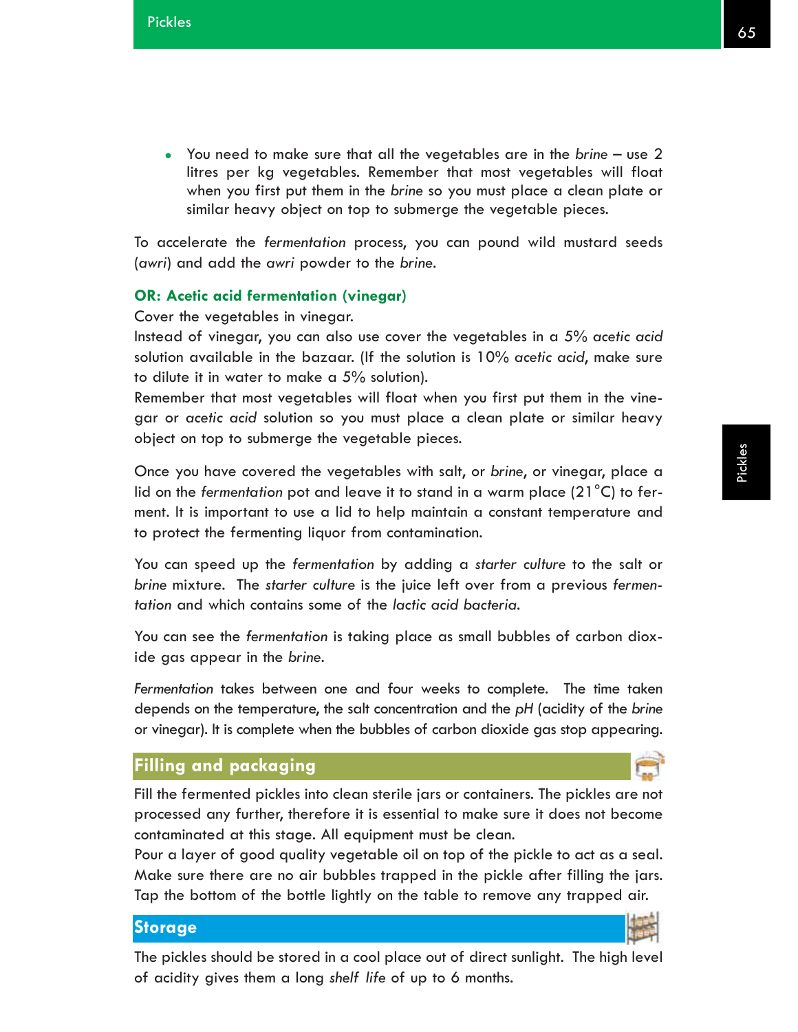- You need to make sure that all the vegetables are in the *brine* – use 2 litres per kg vegetables. Remember that most vegetables will float when you first put them in the *brine* so you must place a clean plate or similar heavy object on top to submerge the vegetable pieces.

To accelerate the *fermentation* process, you can pound wild mustard seeds (*awri*) and add the *awri* powder to the *brine*.

**OR: Acetic acid fermentation (vinegar)**

Cover the vegetables in vinegar.

Instead of vinegar, you can also use cover the vegetables in a 5% *acetic acid* solution available in the bazaar. (If the solution is 10% *acetic acid*, make sure to dilute it in water to make a 5% solution).

Remember that most vegetables will float when you first put them in the vinegar or *acetic acid* solution so you must place a clean plate or similar heavy object on top to submerge the vegetable pieces.

Once you have covered the vegetables with salt, or *brine*, or vinegar, place a lid on the *fermentation* pot and leave it to stand in a warm place (21°C) to ferment. It is important to use a lid to help maintain a constant temperature and to protect the fermenting liquor from contamination.

You can speed up the *fermentation* by adding a *starter culture* to the salt or *brine* mixture. The *starter culture* is the juice left over from a previous *fermentation* and which contains some of the *lactic acid bacteria*.

You can see the *fermentation* is taking place as small bubbles of carbon dioxide gas appear in the *brine*.

*Fermentation* takes between one and four weeks to complete. The time taken depends on the temperature, the salt concentration and the *pH* (acidity of the *brine* or vinegar). It is complete when the bubbles of carbon dioxide gas stop appearing.

## Filling and packaging

Fill the fermented pickles into clean sterile jars or containers. The pickles are not processed any further, therefore it is essential to make sure it does not become contaminated at this stage. All equipment must be clean.

Pour a layer of good quality vegetable oil on top of the pickle to act as a seal. Make sure there are no air bubbles trapped in the pickle after filling the jars. Tap the bottom of the bottle lightly on the table to remove any trapped air.

## Storage

The pickles should be stored in a cool place out of direct sunlight. The high level of acidity gives them a long *shelf life* of up to 6 months.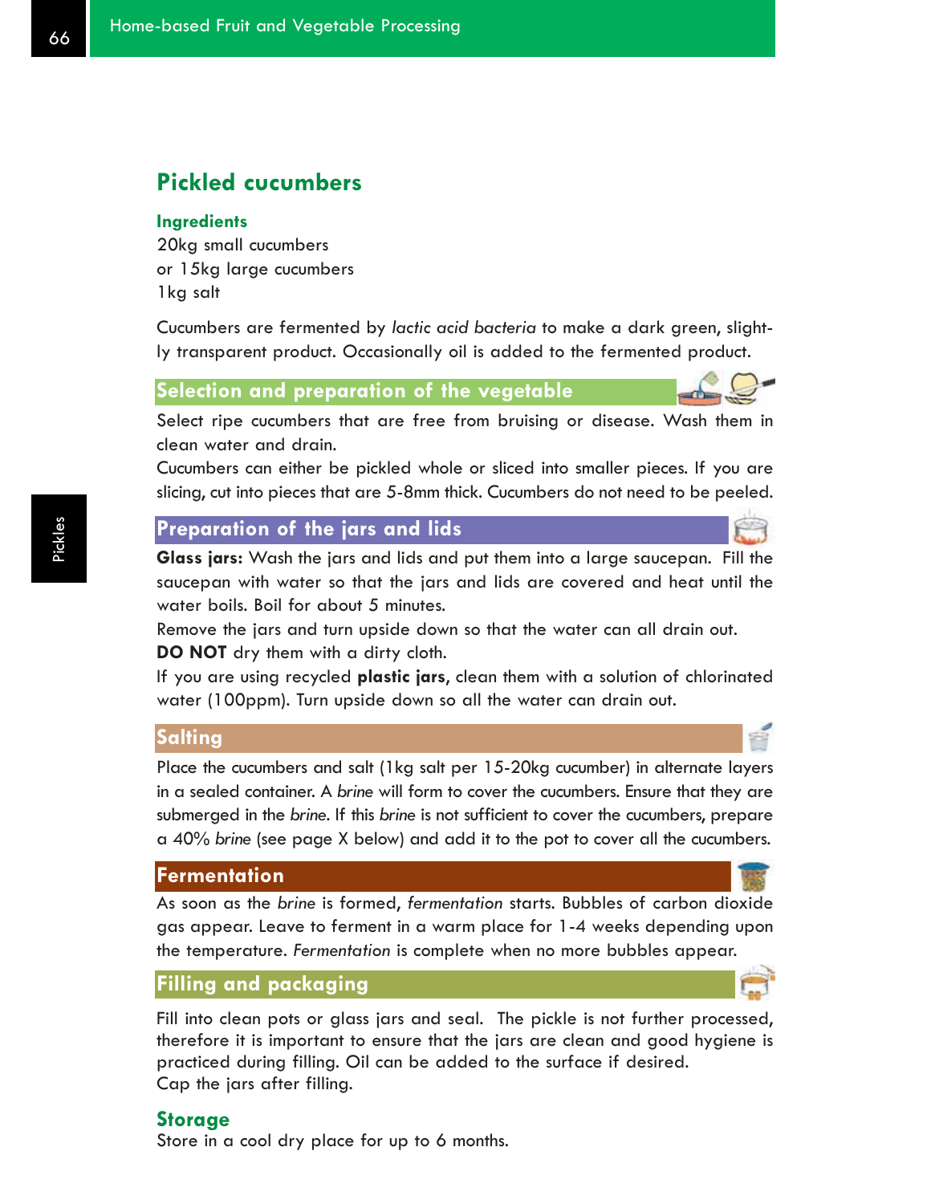## Pickled cucumbers

### Ingredients

20kg small cucumbers
or 15kg large cucumbers
1kg salt

Cucumbers are fermented by *lactic acid bacteria* to make a dark green, slightly transparent product. Occasionally oil is added to the fermented product.

### Selection and preparation of the vegetable

Select ripe cucumbers that are free from bruising or disease. Wash them in clean water and drain.

Cucumbers can either be pickled whole or sliced into smaller pieces. If you are slicing, cut into pieces that are 5-8mm thick. Cucumbers do not need to be peeled.

### Preparation of the jars and lids

**Glass jars:** Wash the jars and lids and put them into a large saucepan. Fill the saucepan with water so that the jars and lids are covered and heat until the water boils. Boil for about 5 minutes.

Remove the jars and turn upside down so that the water can all drain out.

**DO NOT** dry them with a dirty cloth.

If you are using recycled **plastic jars**, clean them with a solution of chlorinated water (100ppm). Turn upside down so all the water can drain out.

### Salting

Place the cucumbers and salt (1kg salt per 15-20kg cucumber) in alternate layers in a sealed container. A *brine* will form to cover the cucumbers. Ensure that they are submerged in the *brine*. If this *brine* is not sufficient to cover the cucumbers, prepare a 40% *brine* (see page X below) and add it to the pot to cover all the cucumbers.

### Fermentation

As soon as the *brine* is formed, *fermentation* starts. Bubbles of carbon dioxide gas appear. Leave to ferment in a warm place for 1-4 weeks depending upon the temperature. *Fermentation* is complete when no more bubbles appear.

### Filling and packaging

Fill into clean pots or glass jars and seal. The pickle is not further processed, therefore it is important to ensure that the jars are clean and good hygiene is practiced during filling. Oil can be added to the surface if desired.

Cap the jars after filling.

### Storage

Store in a cool dry place for up to 6 months.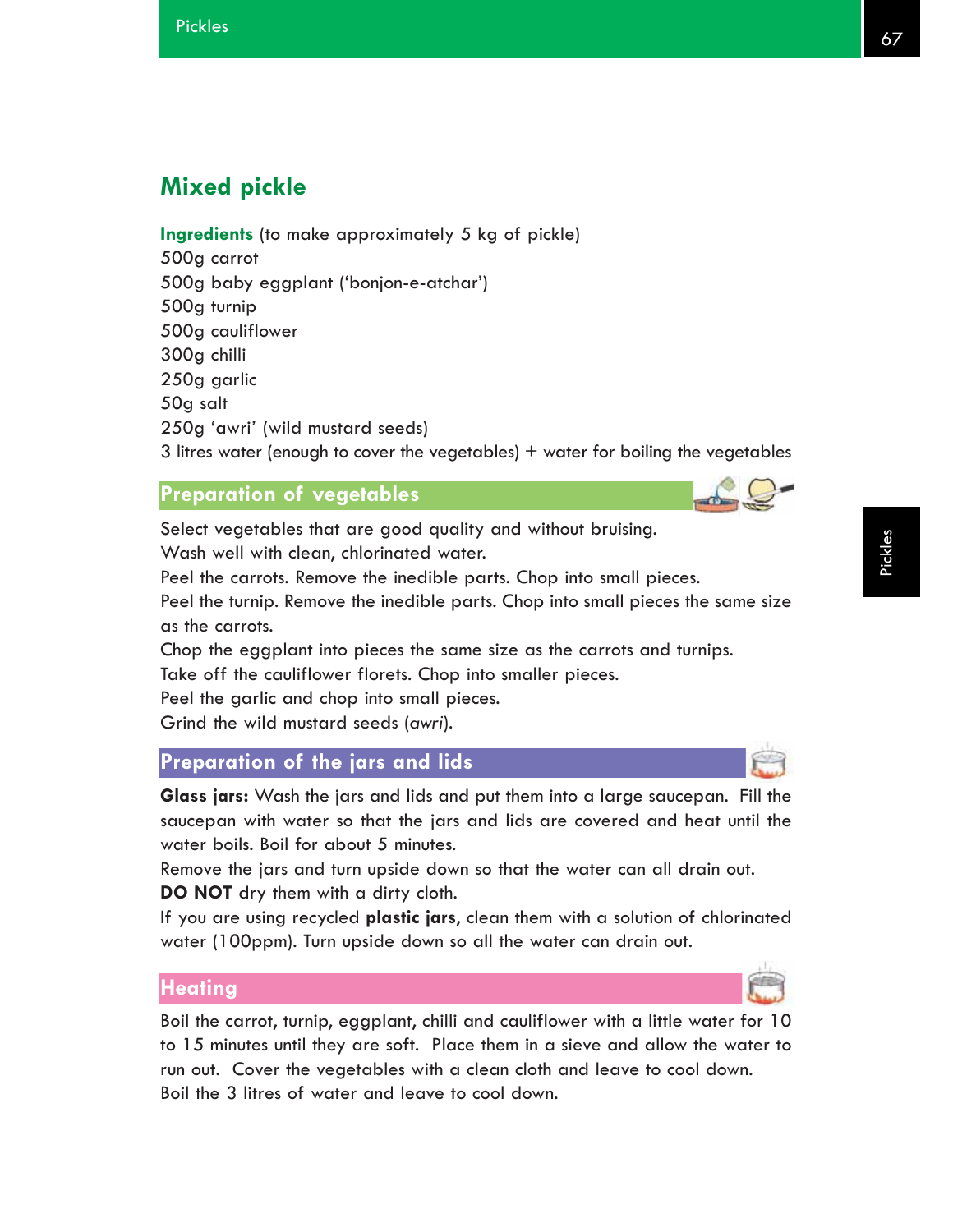# Mixed pickle

**Ingredients** (to make approximately 5 kg of pickle)
500g carrot
500g baby eggplant ('bonjon-e-atchar')
500g turnip
500g cauliflower
300g chilli
250g garlic
50g salt
250g 'awri' (wild mustard seeds)
3 litres water (enough to cover the vegetables) + water for boiling the vegetables

## Preparation of vegetables

Select vegetables that are good quality and without bruising.
Wash well with clean, chlorinated water.
Peel the carrots. Remove the inedible parts. Chop into small pieces.
Peel the turnip. Remove the inedible parts. Chop into small pieces the same size as the carrots.
Chop the eggplant into pieces the same size as the carrots and turnips.
Take off the cauliflower florets. Chop into smaller pieces.
Peel the garlic and chop into small pieces.
Grind the wild mustard seeds (*awri*).

## Preparation of the jars and lids

**Glass jars:** Wash the jars and lids and put them into a large saucepan. Fill the saucepan with water so that the jars and lids are covered and heat until the water boils. Boil for about 5 minutes.
Remove the jars and turn upside down so that the water can all drain out.
**DO NOT** dry them with a dirty cloth.
If you are using recycled **plastic jars,** clean them with a solution of chlorinated water (100ppm). Turn upside down so all the water can drain out.

## Heating

Boil the carrot, turnip, eggplant, chilli and cauliflower with a little water for 10 to 15 minutes until they are soft. Place them in a sieve and allow the water to run out. Cover the vegetables with a clean cloth and leave to cool down.
Boil the 3 litres of water and leave to cool down.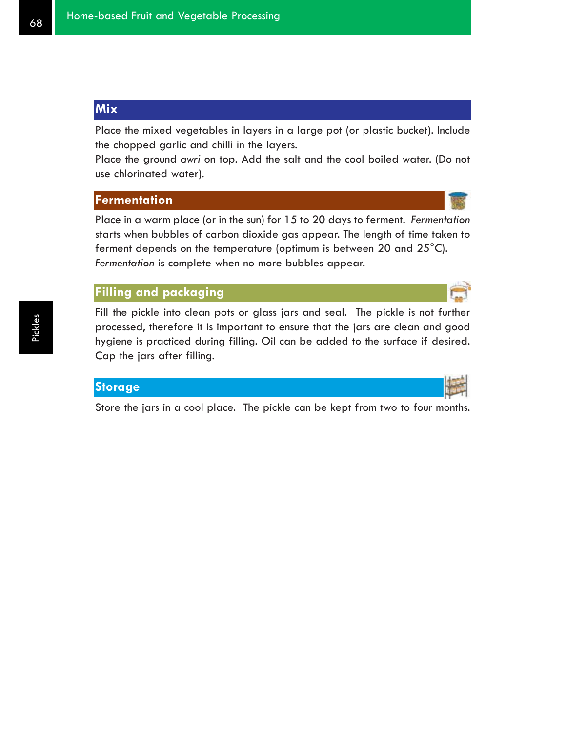## Mix

Place the mixed vegetables in layers in a large pot (or plastic bucket). Include the chopped garlic and chilli in the layers.
Place the ground *awri* on top. Add the salt and the cool boiled water. (Do not use chlorinated water).

## Fermentation

Place in a warm place (or in the sun) for 15 to 20 days to ferment. *Fermentation* starts when bubbles of carbon dioxide gas appear. The length of time taken to ferment depends on the temperature (optimum is between 20 and 25°C).
*Fermentation* is complete when no more bubbles appear.

## Filling and packaging

Fill the pickle into clean pots or glass jars and seal. The pickle is not further processed, therefore it is important to ensure that the jars are clean and good hygiene is practiced during filling. Oil can be added to the surface if desired. Cap the jars after filling.

## Storage

Store the jars in a cool place. The pickle can be kept from two to four months.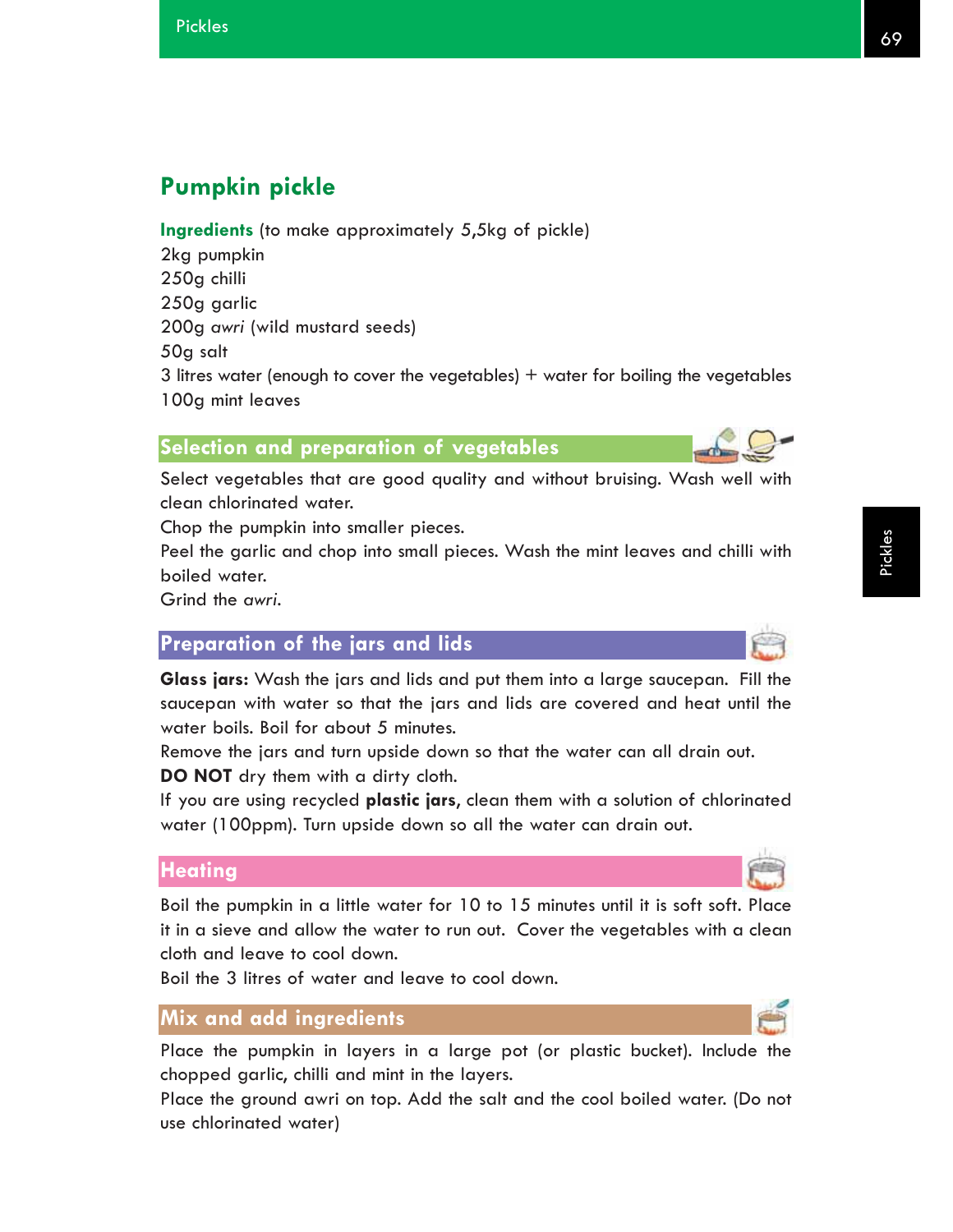# Pumpkin pickle

**Ingredients** (to make approximately 5,5kg of pickle)
2kg pumpkin
250g chilli
250g garlic
200g *awri* (wild mustard seeds)
50g salt
3 litres water (enough to cover the vegetables) + water for boiling the vegetables
100g mint leaves

## Selection and preparation of vegetables

Select vegetables that are good quality and without bruising. Wash well with clean chlorinated water.
Chop the pumpkin into smaller pieces.
Peel the garlic and chop into small pieces. Wash the mint leaves and chilli with boiled water.
Grind the *awri*.

## Preparation of the jars and lids

**Glass jars:** Wash the jars and lids and put them into a large saucepan. Fill the saucepan with water so that the jars and lids are covered and heat until the water boils. Boil for about 5 minutes.
Remove the jars and turn upside down so that the water can all drain out.
**DO NOT** dry them with a dirty cloth.
If you are using recycled **plastic jars,** clean them with a solution of chlorinated water (100ppm). Turn upside down so all the water can drain out.

## Heating

Boil the pumpkin in a little water for 10 to 15 minutes until it is soft soft. Place it in a sieve and allow the water to run out. Cover the vegetables with a clean cloth and leave to cool down.
Boil the 3 litres of water and leave to cool down.

## Mix and add ingredients

Place the pumpkin in layers in a large pot (or plastic bucket). Include the chopped garlic, chilli and mint in the layers.
Place the ground awri on top. Add the salt and the cool boiled water. (Do not use chlorinated water)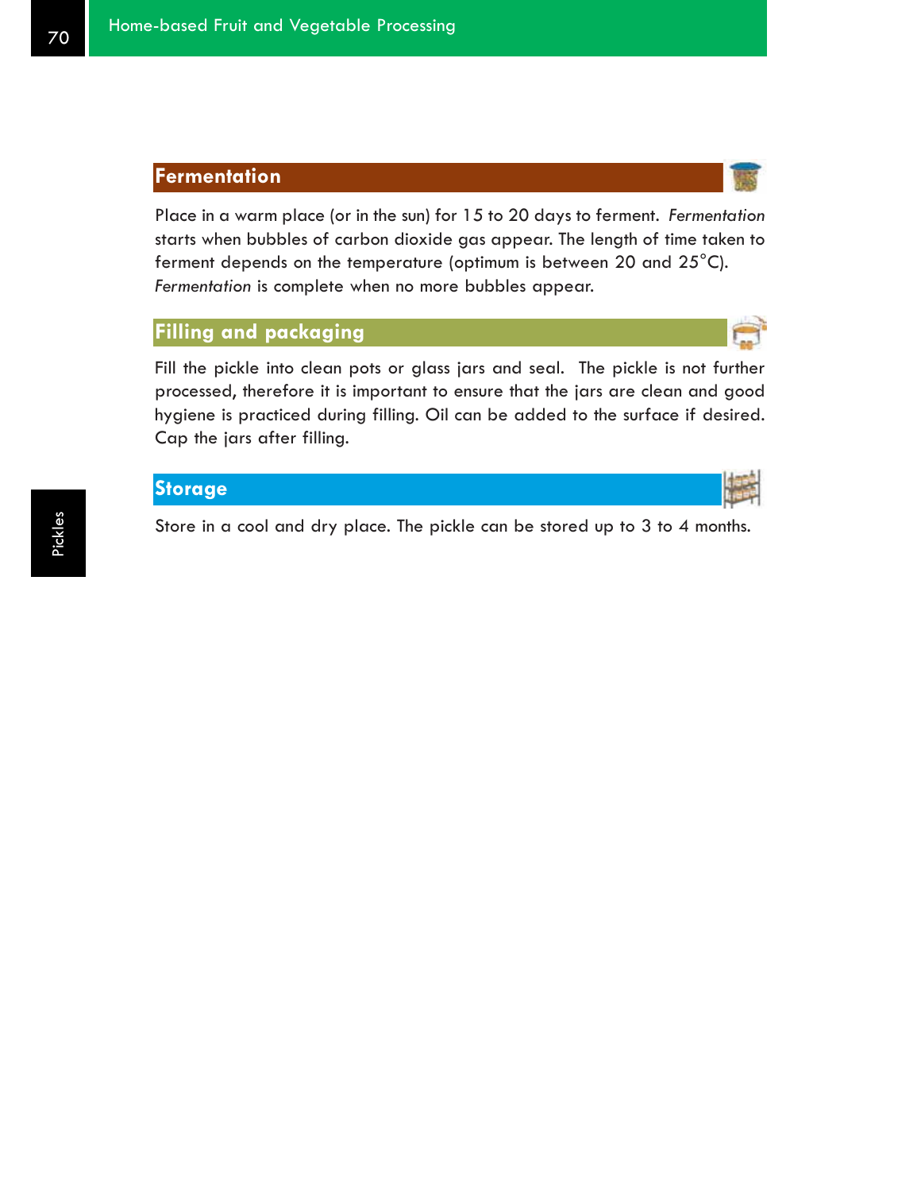## Fermentation

Place in a warm place (or in the sun) for 15 to 20 days to ferment. *Fermentation* starts when bubbles of carbon dioxide gas appear. The length of time taken to ferment depends on the temperature (optimum is between 20 and 25°C). *Fermentation* is complete when no more bubbles appear.

## Filling and packaging

Fill the pickle into clean pots or glass jars and seal. The pickle is not further processed, therefore it is important to ensure that the jars are clean and good hygiene is practiced during filling. Oil can be added to the surface if desired. Cap the jars after filling.

## Storage

Store in a cool and dry place. The pickle can be stored up to 3 to 4 months.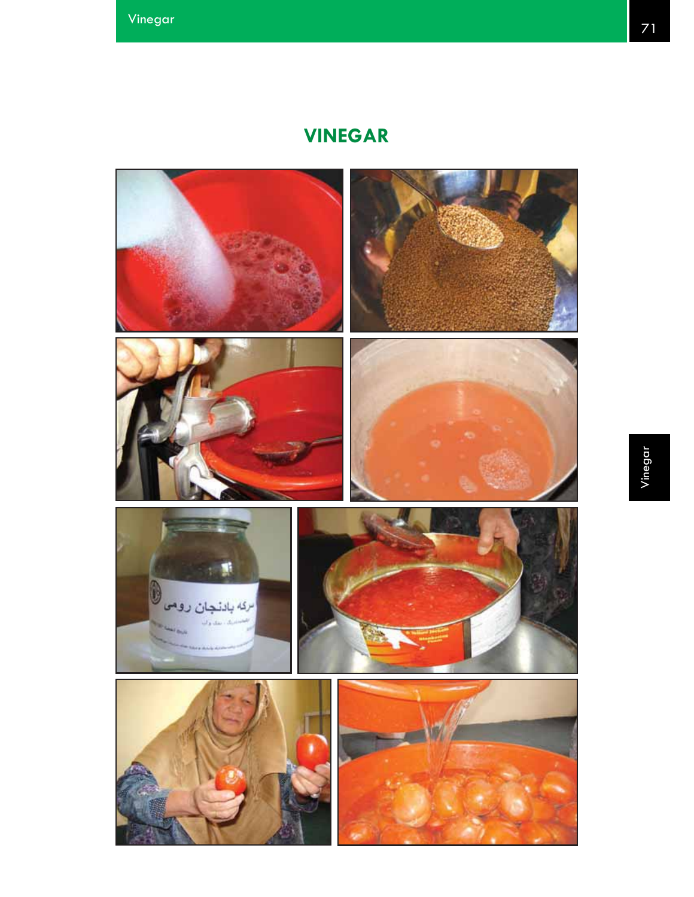# VINEGAR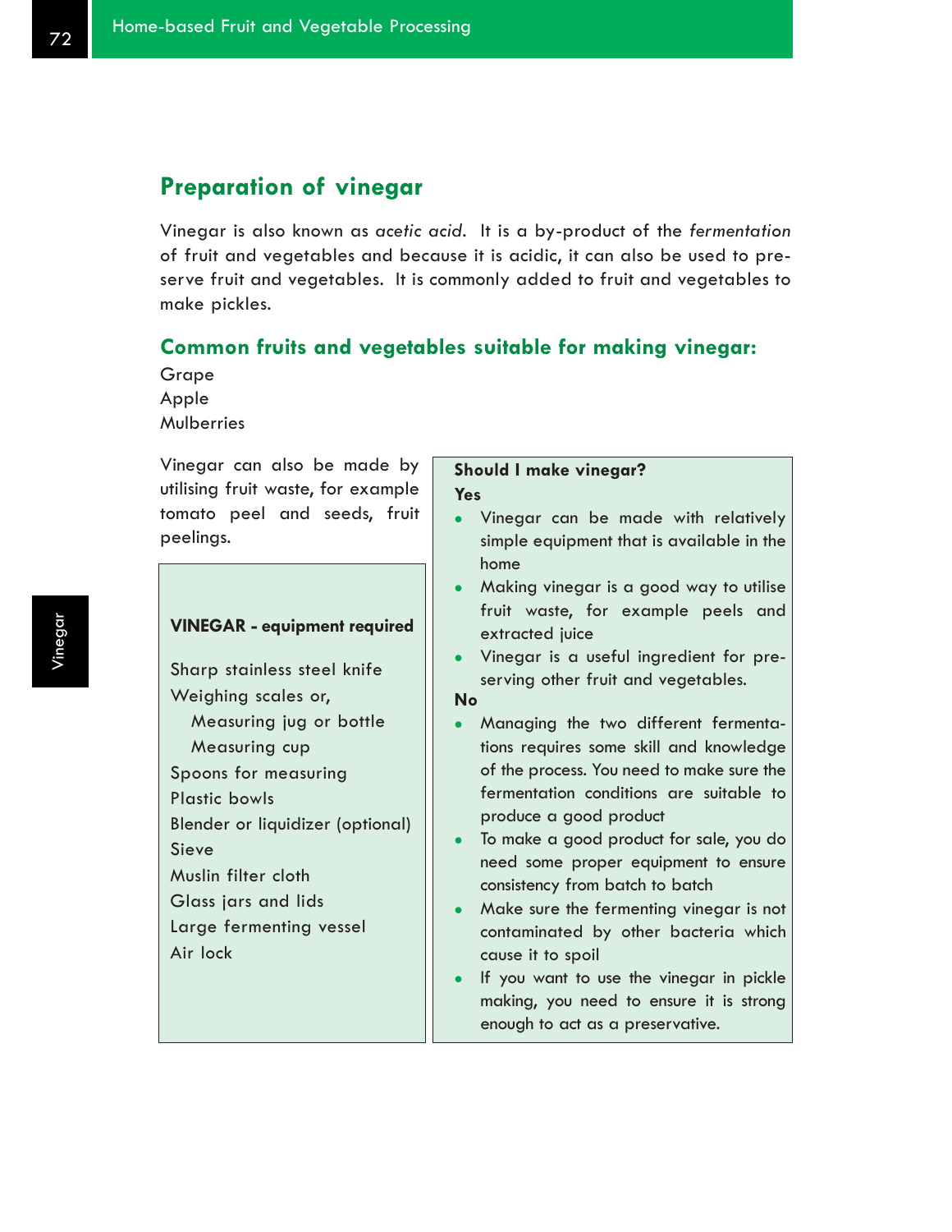## Preparation of vinegar

Vinegar is also known as *acetic acid*. It is a by-product of the *fermentation* of fruit and vegetables and because it is acidic, it can also be used to preserve fruit and vegetables. It is commonly added to fruit and vegetables to make pickles.

### Common fruits and vegetables suitable for making vinegar:

Grape
Apple
Mulberries

Vinegar can also be made by utilising fruit waste, for example tomato peel and seeds, fruit peelings.

**VINEGAR - equipment required**

Sharp stainless steel knife
Weighing scales or,
- Measuring jug or bottle
- Measuring cup

Spoons for measuring
Plastic bowls
Blender or liquidizer (optional)
Sieve
Muslin filter cloth
Glass jars and lids
Large fermenting vessel
Air lock

**Should I make vinegar?**

**Yes**

- Vinegar can be made with relatively simple equipment that is available in the home
- Making vinegar is a good way to utilise fruit waste, for example peels and extracted juice
- Vinegar is a useful ingredient for preserving other fruit and vegetables.

**No**

- Managing the two different fermentations requires some skill and knowledge of the process. You need to make sure the fermentation conditions are suitable to produce a good product
- To make a good product for sale, you do need some proper equipment to ensure consistency from batch to batch
- Make sure the fermenting vinegar is not contaminated by other bacteria which cause it to spoil
- If you want to use the vinegar in pickle making, you need to ensure it is strong enough to act as a preservative.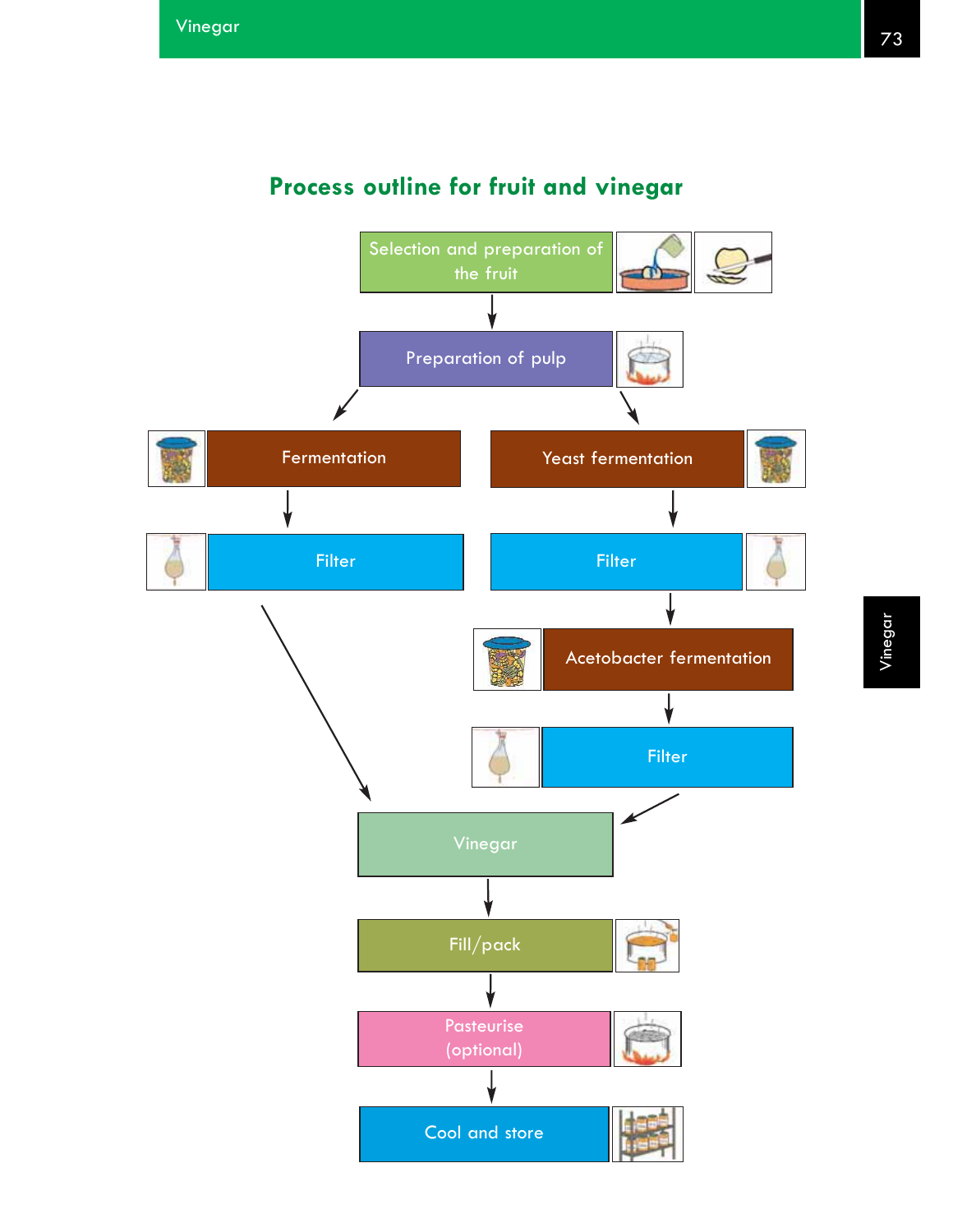## Process outline for fruit and vinegar

Selection and preparation of the fruit

↓

Preparation of pulp

↓

| Route 1 | Route 2 |
|---|---|
| Fermentation | Yeast fermentation |
| ↓ | ↓ |
| Filter | Filter |
| | ↓ |
| | Acetobacter fermentation |
| | ↓ |
| | Filter |

↓

Vinegar

↓

Fill/pack

↓

Pasteurise (optional)

↓

Cool and store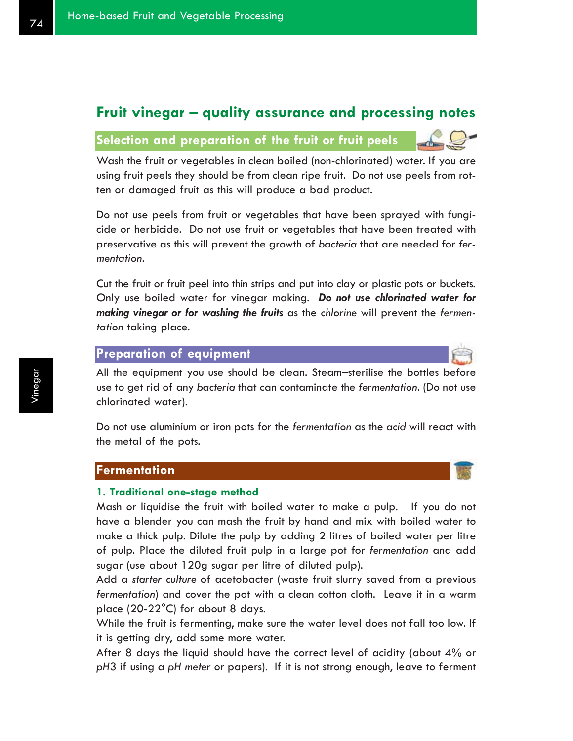## Fruit vinegar – quality assurance and processing notes

### Selection and preparation of the fruit or fruit peels

Wash the fruit or vegetables in clean boiled (non-chlorinated) water. If you are using fruit peels they should be from clean ripe fruit. Do not use peels from rotten or damaged fruit as this will produce a bad product.

Do not use peels from fruit or vegetables that have been sprayed with fungicide or herbicide. Do not use fruit or vegetables that have been treated with preservative as this will prevent the growth of *bacteria* that are needed for *fermentation*.

Cut the fruit or fruit peel into thin strips and put into clay or plastic pots or buckets. Only use boiled water for vinegar making. ***Do not use chlorinated water for making vinegar or for washing the fruits*** as the *chlorine* will prevent the *fermentation* taking place.

### Preparation of equipment

All the equipment you use should be clean. Steam–sterilise the bottles before use to get rid of any *bacteria* that can contaminate the *fermentation*. (Do not use chlorinated water).

Do not use aluminium or iron pots for the *fermentation* as the *acid* will react with the metal of the pots.

### Fermentation

#### 1. Traditional one-stage method

Mash or liquidise the fruit with boiled water to make a pulp. If you do not have a blender you can mash the fruit by hand and mix with boiled water to make a thick pulp. Dilute the pulp by adding 2 litres of boiled water per litre of pulp. Place the diluted fruit pulp in a large pot for *fermentation* and add sugar (use about 120g sugar per litre of diluted pulp).

Add a *starter culture* of acetobacter (waste fruit slurry saved from a previous *fermentation*) and cover the pot with a clean cotton cloth. Leave it in a warm place (20-22°C) for about 8 days.

While the fruit is fermenting, make sure the water level does not fall too low. If it is getting dry, add some more water.

After 8 days the liquid should have the correct level of acidity (about 4% or *pH*3 if using a *pH meter* or papers). If it is not strong enough, leave to ferment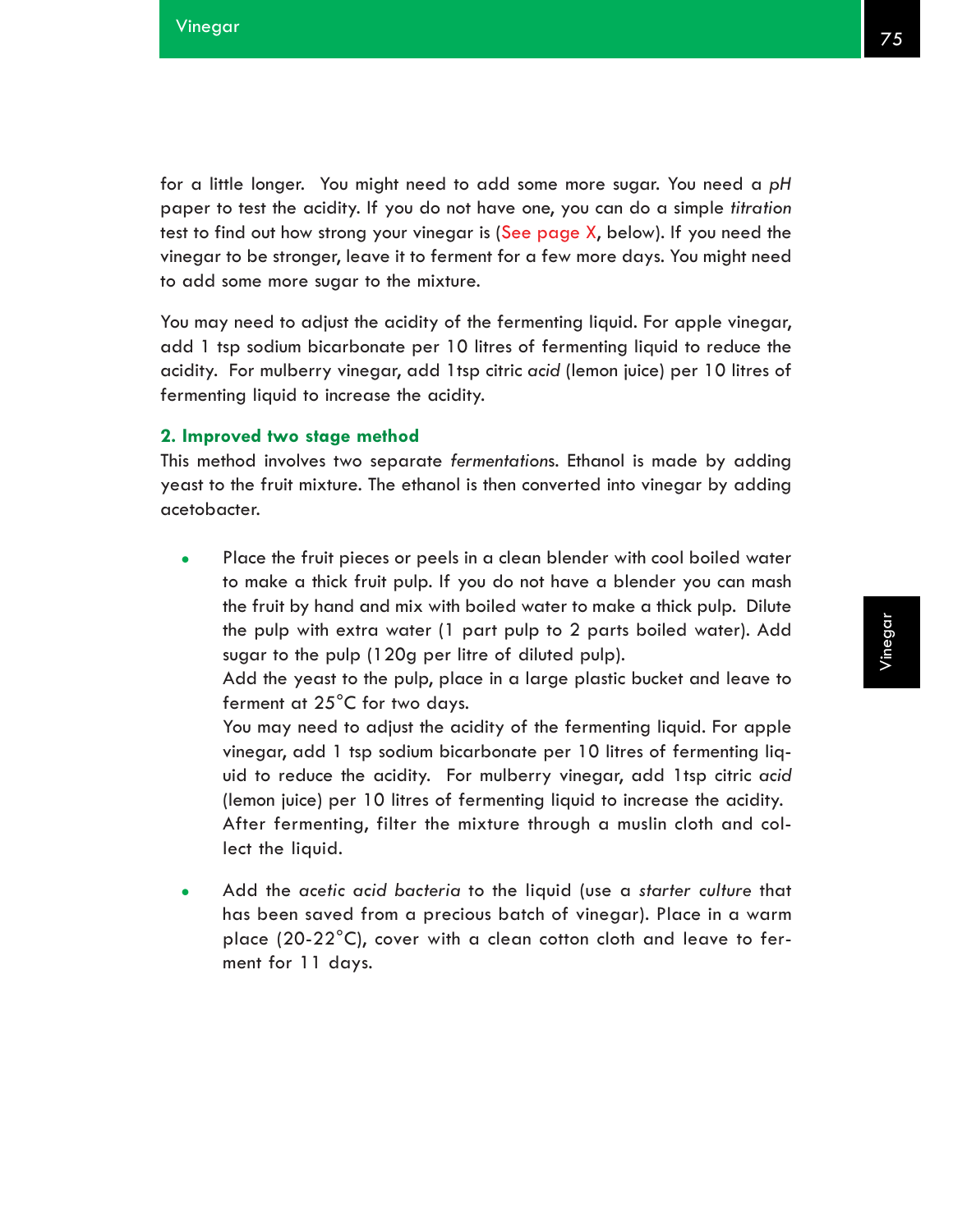for a little longer. You might need to add some more sugar. You need a *pH* paper to test the acidity. If you do not have one, you can do a simple *titration* test to find out how strong your vinegar is (See page X, below). If you need the vinegar to be stronger, leave it to ferment for a few more days. You might need to add some more sugar to the mixture.

You may need to adjust the acidity of the fermenting liquid. For apple vinegar, add 1 tsp sodium bicarbonate per 10 litres of fermenting liquid to reduce the acidity. For mulberry vinegar, add 1tsp citric *acid* (lemon juice) per 10 litres of fermenting liquid to increase the acidity.

### 2. Improved two stage method

This method involves two separate *fermentation*s. Ethanol is made by adding yeast to the fruit mixture. The ethanol is then converted into vinegar by adding acetobacter.

- Place the fruit pieces or peels in a clean blender with cool boiled water to make a thick fruit pulp. If you do not have a blender you can mash the fruit by hand and mix with boiled water to make a thick pulp. Dilute the pulp with extra water (1 part pulp to 2 parts boiled water). Add sugar to the pulp (120g per litre of diluted pulp).
  Add the yeast to the pulp, place in a large plastic bucket and leave to ferment at 25°C for two days.
  You may need to adjust the acidity of the fermenting liquid. For apple vinegar, add 1 tsp sodium bicarbonate per 10 litres of fermenting liquid to reduce the acidity. For mulberry vinegar, add 1tsp citric *acid* (lemon juice) per 10 litres of fermenting liquid to increase the acidity.
  After fermenting, filter the mixture through a muslin cloth and collect the liquid.

- Add the *acetic acid bacteria* to the liquid (use a *starter culture* that has been saved from a precious batch of vinegar). Place in a warm place (20-22°C), cover with a clean cotton cloth and leave to ferment for 11 days.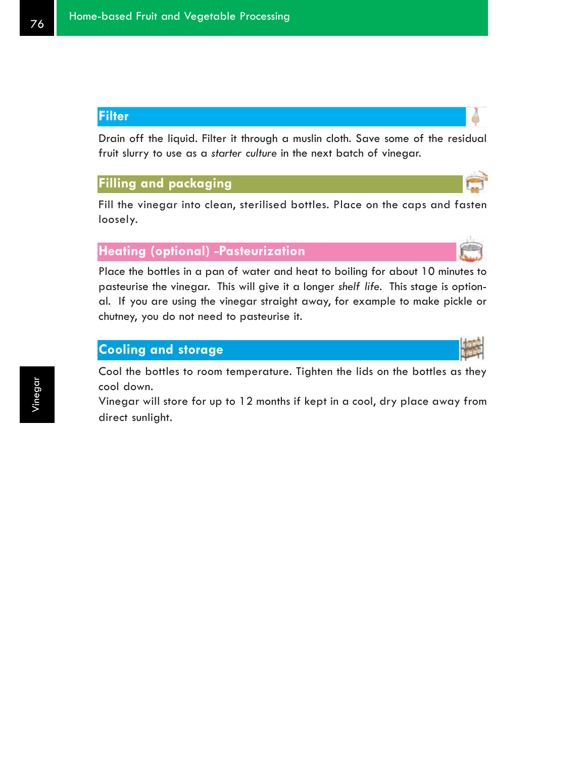## Filter

Drain off the liquid. Filter it through a muslin cloth. Save some of the residual fruit slurry to use as a *starter culture* in the next batch of vinegar.

## Filling and packaging

Fill the vinegar into clean, sterilised bottles. Place on the caps and fasten loosely.

## Heating (optional) -Pasteurization

Place the bottles in a pan of water and heat to boiling for about 10 minutes to pasteurise the vinegar. This will give it a longer *shelf life*. This stage is optional. If you are using the vinegar straight away, for example to make pickle or chutney, you do not need to pasteurise it.

## Cooling and storage

Cool the bottles to room temperature. Tighten the lids on the bottles as they cool down.

Vinegar will store for up to 12 months if kept in a cool, dry place away from direct sunlight.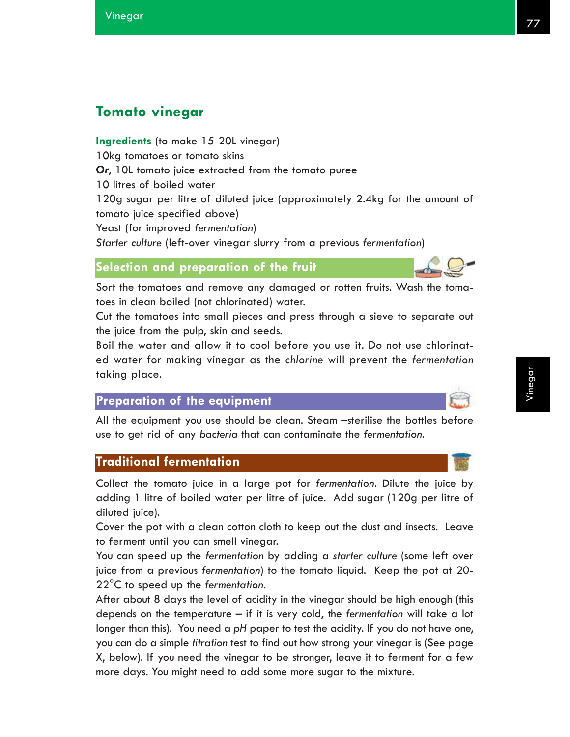## Tomato vinegar

**Ingredients** (to make 15-20L vinegar)

10kg tomatoes or tomato skins

***Or***, 10L tomato juice extracted from the tomato puree

10 litres of boiled water

120g sugar per litre of diluted juice (approximately 2.4kg for the amount of tomato juice specified above)

Yeast (for improved *fermentation*)

*Starter culture* (left-over vinegar slurry from a previous *fermentation*)

### Selection and preparation of the fruit

Sort the tomatoes and remove any damaged or rotten fruits. Wash the tomatoes in clean boiled (not chlorinated) water.

Cut the tomatoes into small pieces and press through a sieve to separate out the juice from the pulp, skin and seeds.

Boil the water and allow it to cool before you use it. Do not use chlorinated water for making vinegar as the *chlorine* will prevent the *fermentation* taking place.

### Preparation of the equipment

All the equipment you use should be clean. Steam –sterilise the bottles before use to get rid of any *bacteria* that can contaminate the *fermentation*.

### Traditional fermentation

Collect the tomato juice in a large pot for *fermentation*. Dilute the juice by adding 1 litre of boiled water per litre of juice. Add sugar (120g per litre of diluted juice).

Cover the pot with a clean cotton cloth to keep out the dust and insects. Leave to ferment until you can smell vinegar.

You can speed up the *fermentation* by adding a *starter culture* (some left over juice from a previous *fermentation*) to the tomato liquid. Keep the pot at 20-22°C to speed up the *fermentation*.

After about 8 days the level of acidity in the vinegar should be high enough (this depends on the temperature – if it is very cold, the *fermentation* will take a lot longer than this). You need a *pH* paper to test the acidity. If you do not have one, you can do a simple *titration* test to find out how strong your vinegar is (See page X, below). If you need the vinegar to be stronger, leave it to ferment for a few more days. You might need to add some more sugar to the mixture.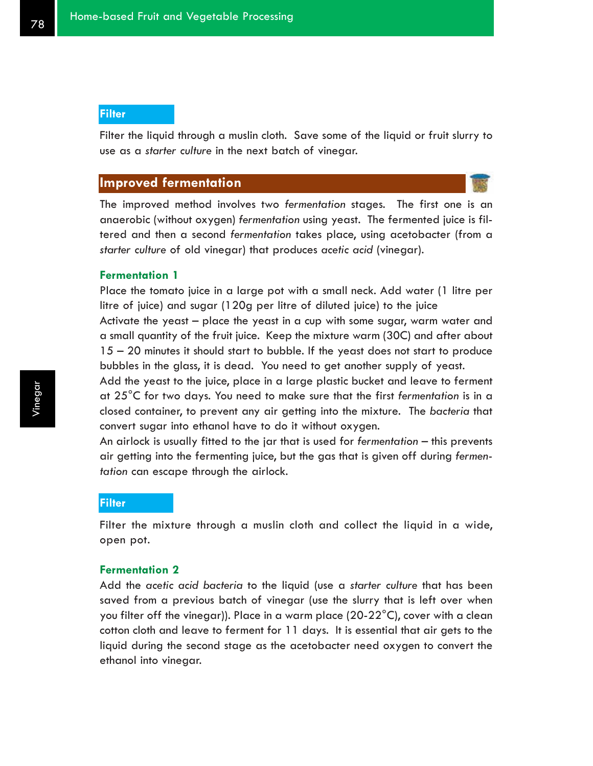### Filter

Filter the liquid through a muslin cloth. Save some of the liquid or fruit slurry to use as a *starter culture* in the next batch of vinegar.

## Improved fermentation

The improved method involves two *fermentation* stages. The first one is an anaerobic (without oxygen) *fermentation* using yeast. The fermented juice is filtered and then a second *fermentation* takes place, using acetobacter (from a *starter culture* of old vinegar) that produces *acetic acid* (vinegar).

### Fermentation 1

Place the tomato juice in a large pot with a small neck. Add water (1 litre per litre of juice) and sugar (120g per litre of diluted juice) to the juice

Activate the yeast – place the yeast in a cup with some sugar, warm water and a small quantity of the fruit juice. Keep the mixture warm (30C) and after about 15 – 20 minutes it should start to bubble. If the yeast does not start to produce bubbles in the glass, it is dead. You need to get another supply of yeast.

Add the yeast to the juice, place in a large plastic bucket and leave to ferment at 25°C for two days. You need to make sure that the first *fermentation* is in a closed container, to prevent any air getting into the mixture. The *bacteria* that convert sugar into ethanol have to do it without oxygen.

An airlock is usually fitted to the jar that is used for *fermentation* – this prevents air getting into the fermenting juice, but the gas that is given off during *fermentation* can escape through the airlock.

### Filter

Filter the mixture through a muslin cloth and collect the liquid in a wide, open pot.

### Fermentation 2

Add the *acetic acid bacteria* to the liquid (use a *starter culture* that has been saved from a previous batch of vinegar (use the slurry that is left over when you filter off the vinegar)). Place in a warm place (20-22°C), cover with a clean cotton cloth and leave to ferment for 11 days. It is essential that air gets to the liquid during the second stage as the acetobacter need oxygen to convert the ethanol into vinegar.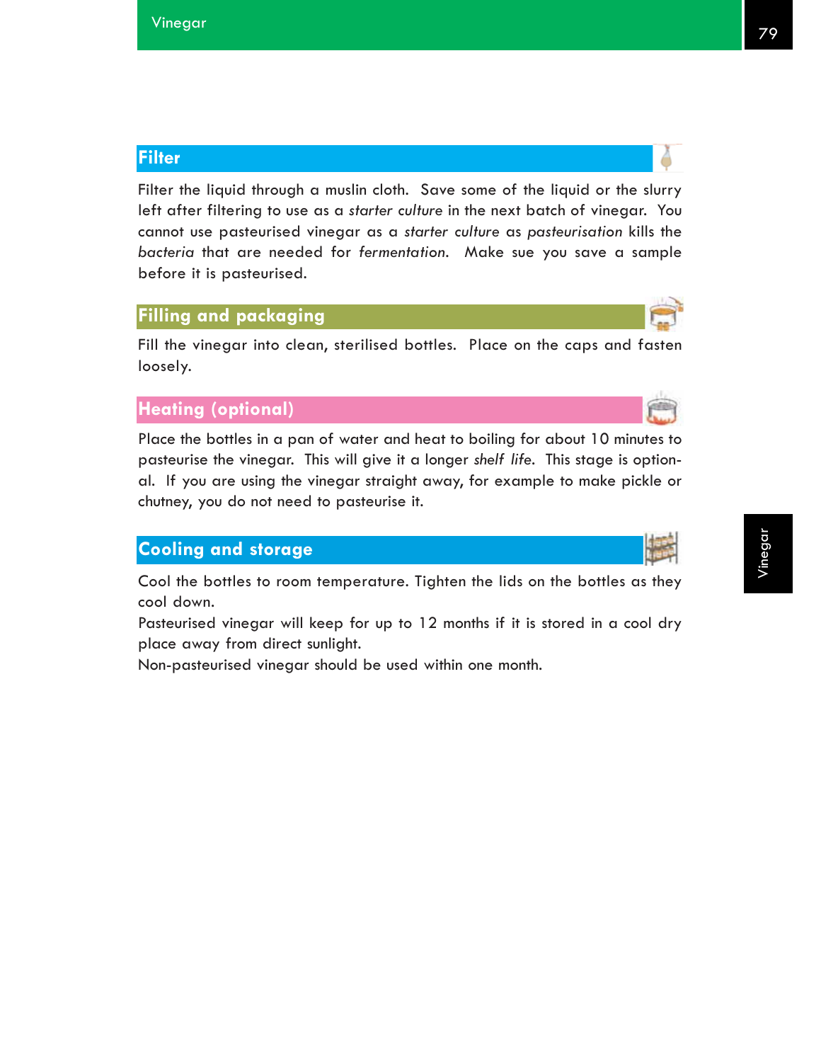## Filter

Filter the liquid through a muslin cloth. Save some of the liquid or the slurry left after filtering to use as a *starter culture* in the next batch of vinegar. You cannot use pasteurised vinegar as a *starter culture* as *pasteurisation* kills the *bacteria* that are needed for *fermentation*. Make sue you save a sample before it is pasteurised.

## Filling and packaging

Fill the vinegar into clean, sterilised bottles. Place on the caps and fasten loosely.

## Heating (optional)

Place the bottles in a pan of water and heat to boiling for about 10 minutes to pasteurise the vinegar. This will give it a longer *shelf life*. This stage is optional. If you are using the vinegar straight away, for example to make pickle or chutney, you do not need to pasteurise it.

## Cooling and storage

Cool the bottles to room temperature. Tighten the lids on the bottles as they cool down.

Pasteurised vinegar will keep for up to 12 months if it is stored in a cool dry place away from direct sunlight.

Non-pasteurised vinegar should be used within one month.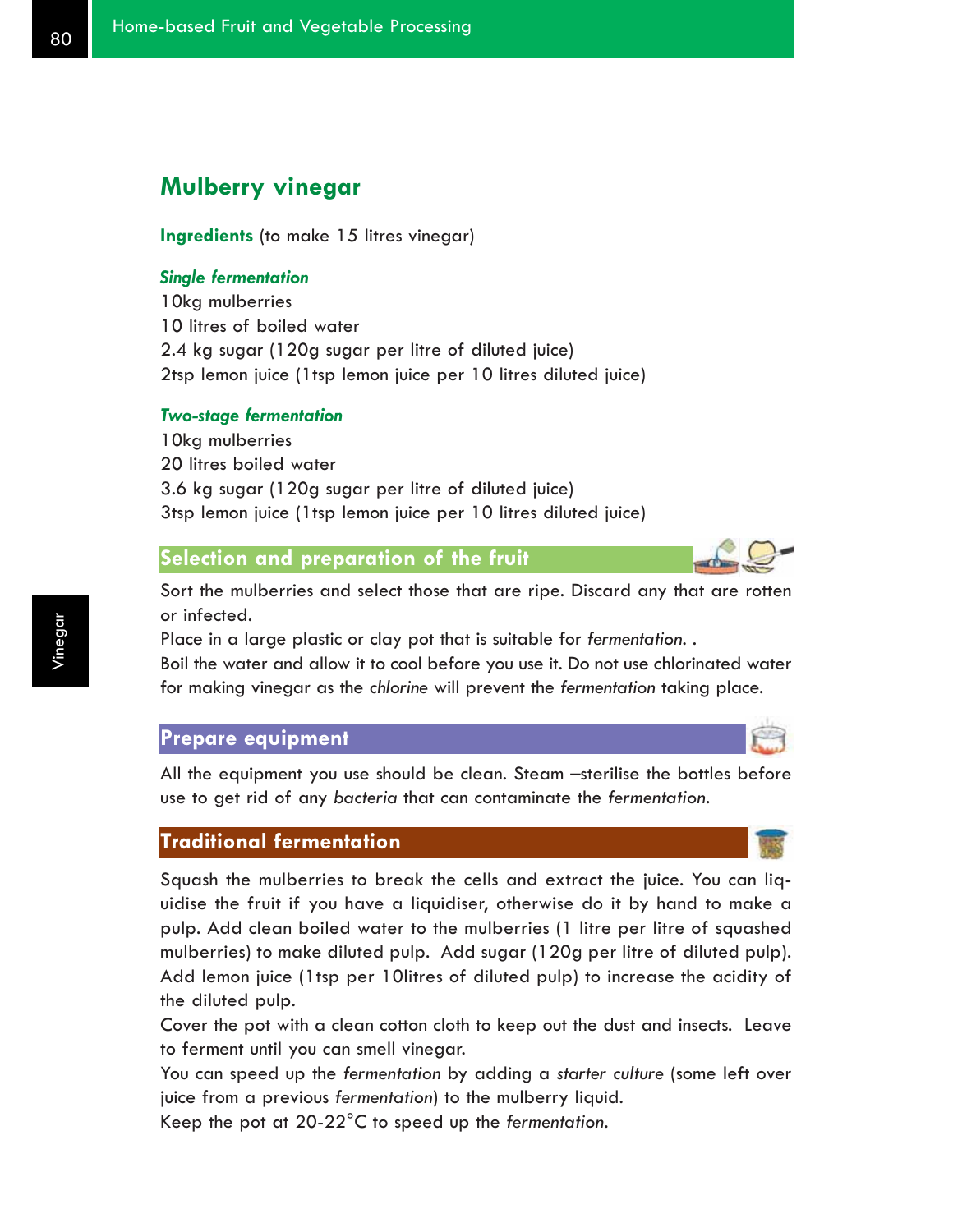## Mulberry vinegar

**Ingredients** (to make 15 litres vinegar)

***Single fermentation***

10kg mulberries
10 litres of boiled water
2.4 kg sugar (120g sugar per litre of diluted juice)
2tsp lemon juice (1tsp lemon juice per 10 litres diluted juice)

***Two-stage fermentation***

10kg mulberries
20 litres boiled water
3.6 kg sugar (120g sugar per litre of diluted juice)
3tsp lemon juice (1tsp lemon juice per 10 litres diluted juice)

### Selection and preparation of the fruit

Sort the mulberries and select those that are ripe. Discard any that are rotten or infected.

Place in a large plastic or clay pot that is suitable for *fermentation*. .

Boil the water and allow it to cool before you use it. Do not use chlorinated water for making vinegar as the *chlorine* will prevent the *fermentation* taking place.

### Prepare equipment

All the equipment you use should be clean. Steam –sterilise the bottles before use to get rid of any *bacteria* that can contaminate the *fermentation*.

### Traditional fermentation

Squash the mulberries to break the cells and extract the juice. You can liquidise the fruit if you have a liquidiser, otherwise do it by hand to make a pulp. Add clean boiled water to the mulberries (1 litre per litre of squashed mulberries) to make diluted pulp. Add sugar (120g per litre of diluted pulp). Add lemon juice (1tsp per 10litres of diluted pulp) to increase the acidity of the diluted pulp.

Cover the pot with a clean cotton cloth to keep out the dust and insects. Leave to ferment until you can smell vinegar.

You can speed up the *fermentation* by adding a *starter culture* (some left over juice from a previous *fermentation*) to the mulberry liquid.

Keep the pot at 20-22°C to speed up the *fermentation*.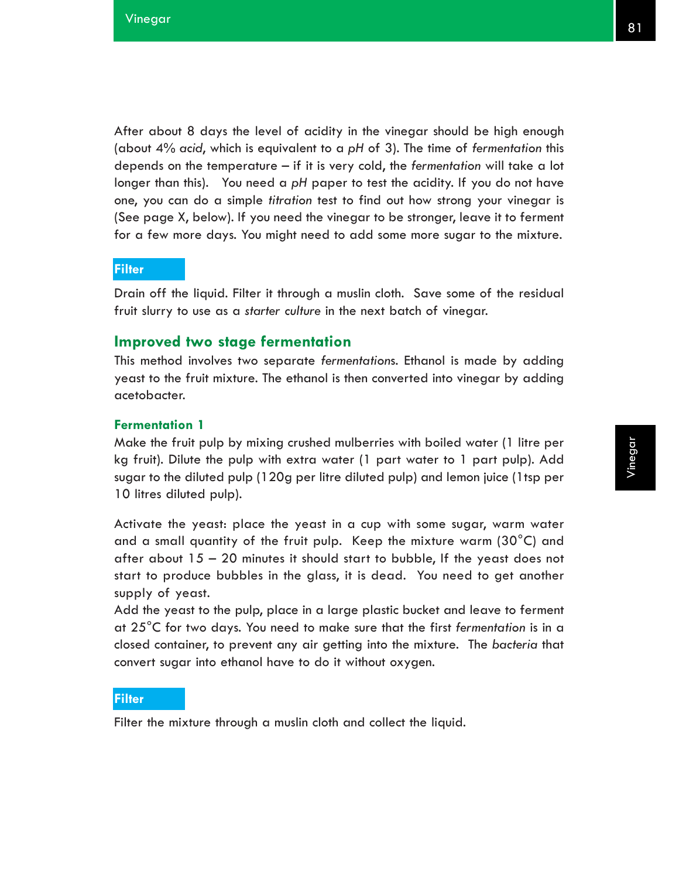After about 8 days the level of acidity in the vinegar should be high enough (about 4% *acid*, which is equivalent to a *pH* of 3). The time of *fermentation* this depends on the temperature – if it is very cold, the *fermentation* will take a lot longer than this). You need a *pH* paper to test the acidity. If you do not have one, you can do a simple *titration* test to find out how strong your vinegar is (See page X, below). If you need the vinegar to be stronger, leave it to ferment for a few more days. You might need to add some more sugar to the mixture.

#### Filter

Drain off the liquid. Filter it through a muslin cloth. Save some of the residual fruit slurry to use as a *starter culture* in the next batch of vinegar.

## Improved two stage fermentation

This method involves two separate *fermentations*. Ethanol is made by adding yeast to the fruit mixture. The ethanol is then converted into vinegar by adding acetobacter.

### Fermentation 1

Make the fruit pulp by mixing crushed mulberries with boiled water (1 litre per kg fruit). Dilute the pulp with extra water (1 part water to 1 part pulp). Add sugar to the diluted pulp (120g per litre diluted pulp) and lemon juice (1tsp per 10 litres diluted pulp).

Activate the yeast: place the yeast in a cup with some sugar, warm water and a small quantity of the fruit pulp. Keep the mixture warm (30°C) and after about 15 – 20 minutes it should start to bubble, If the yeast does not start to produce bubbles in the glass, it is dead. You need to get another supply of yeast.

Add the yeast to the pulp, place in a large plastic bucket and leave to ferment at 25°C for two days. You need to make sure that the first *fermentation* is in a closed container, to prevent any air getting into the mixture. The *bacteria* that convert sugar into ethanol have to do it without oxygen.

#### Filter

Filter the mixture through a muslin cloth and collect the liquid.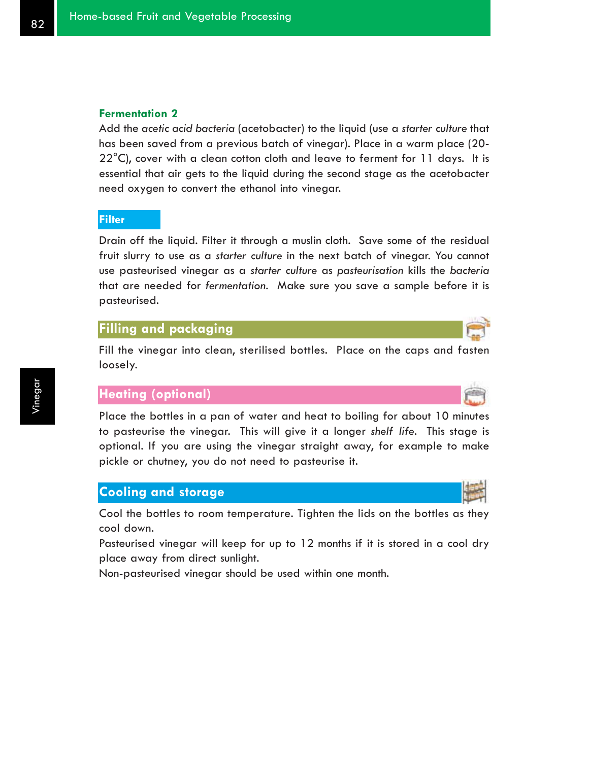### Fermentation 2

Add the *acetic acid bacteria* (acetobacter) to the liquid (use a *starter culture* that has been saved from a previous batch of vinegar). Place in a warm place (20-22°C), cover with a clean cotton cloth and leave to ferment for 11 days. It is essential that air gets to the liquid during the second stage as the acetobacter need oxygen to convert the ethanol into vinegar.

## Filter

Drain off the liquid. Filter it through a muslin cloth. Save some of the residual fruit slurry to use as a *starter culture* in the next batch of vinegar. You cannot use pasteurised vinegar as a *starter culture* as *pasteurisation* kills the *bacteria* that are needed for *fermentation*. Make sure you save a sample before it is pasteurised.

## Filling and packaging

Fill the vinegar into clean, sterilised bottles. Place on the caps and fasten loosely.

## Heating (optional)

Place the bottles in a pan of water and heat to boiling for about 10 minutes to pasteurise the vinegar. This will give it a longer *shelf life*. This stage is optional. If you are using the vinegar straight away, for example to make pickle or chutney, you do not need to pasteurise it.

## Cooling and storage

Cool the bottles to room temperature. Tighten the lids on the bottles as they cool down.

Pasteurised vinegar will keep for up to 12 months if it is stored in a cool dry place away from direct sunlight.

Non-pasteurised vinegar should be used within one month.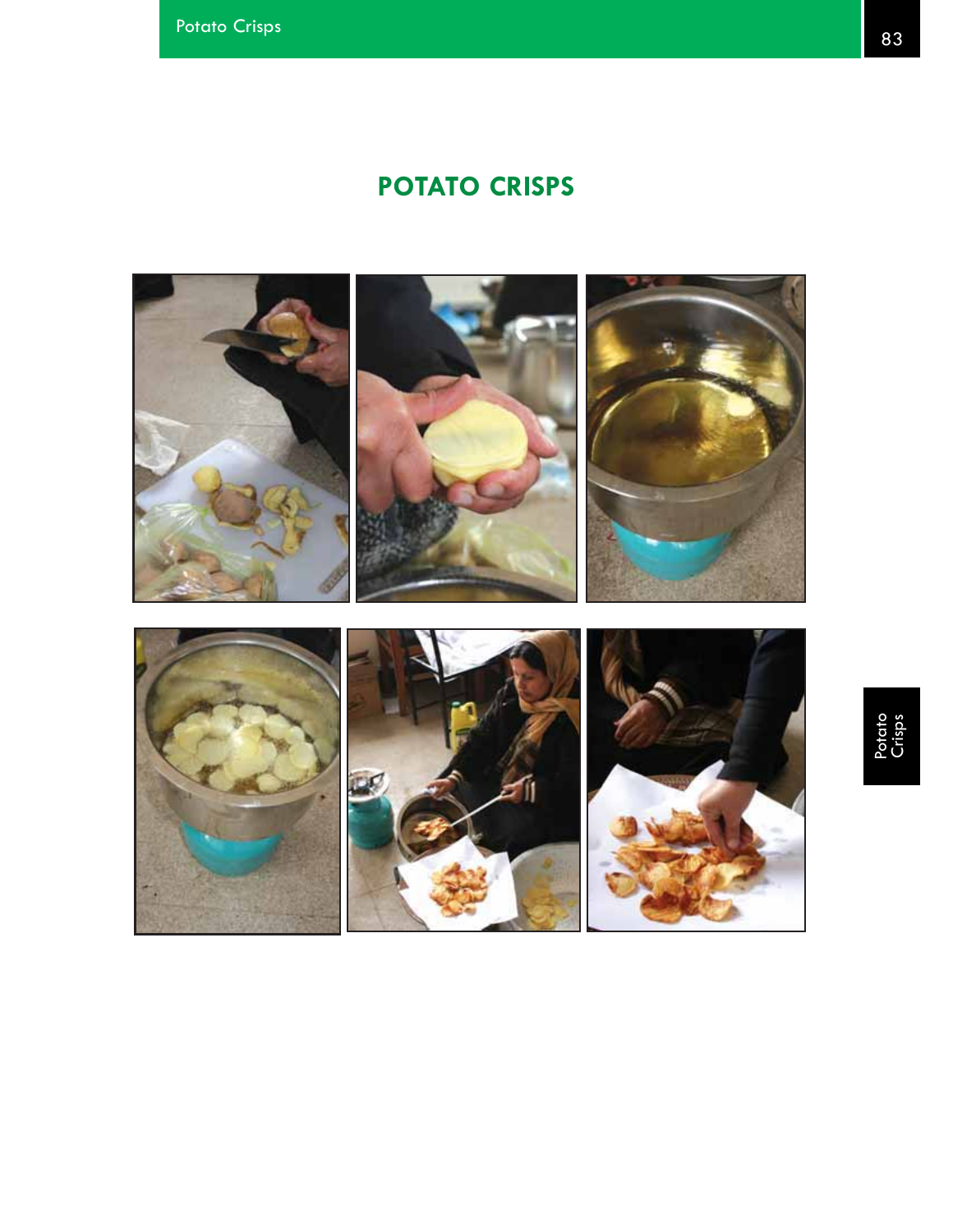# POTATO CRISPS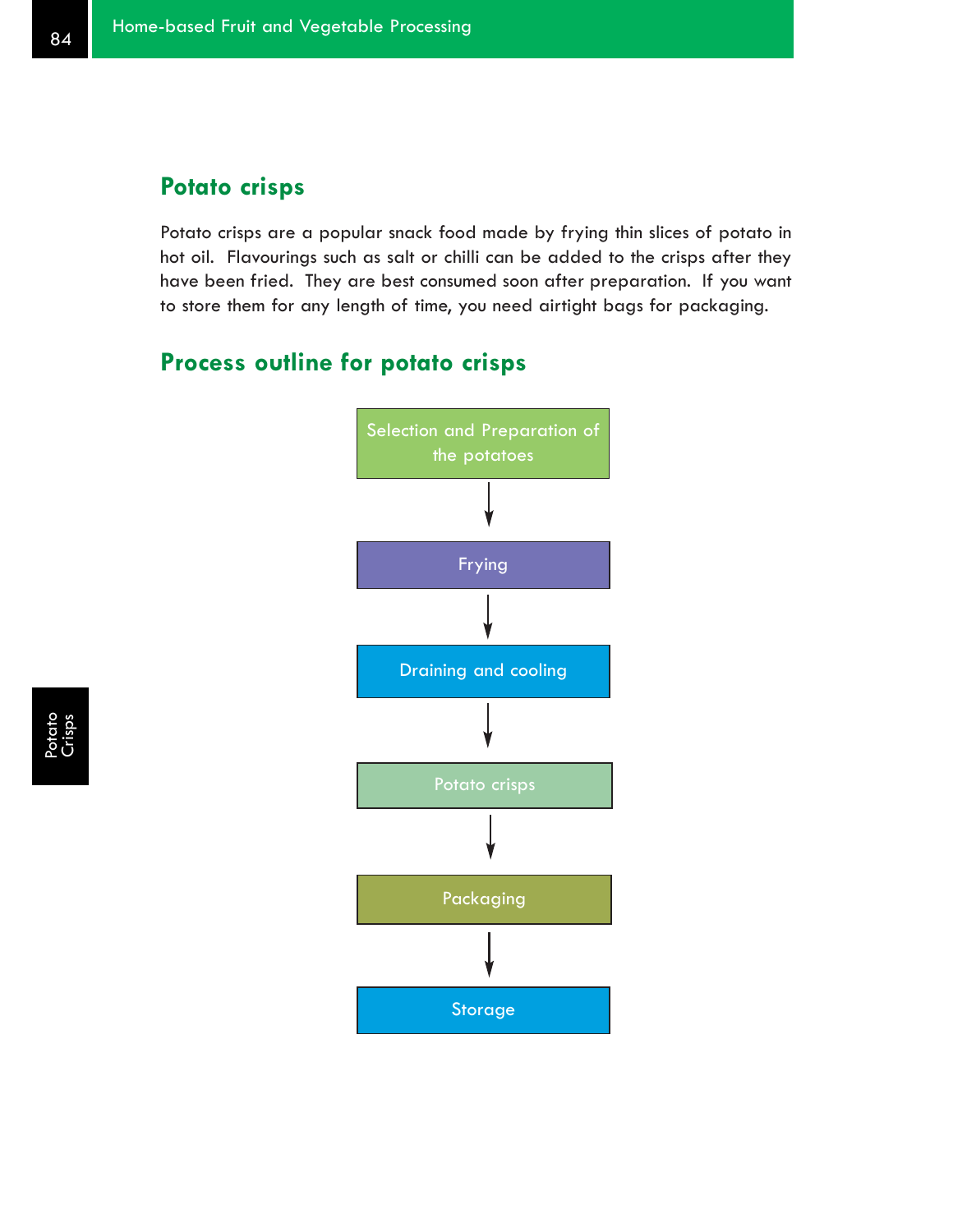## Potato crisps

Potato crisps are a popular snack food made by frying thin slices of potato in hot oil. Flavourings such as salt or chilli can be added to the crisps after they have been fried. They are best consumed soon after preparation. If you want to store them for any length of time, you need airtight bags for packaging.

## Process outline for potato crisps

Selection and Preparation of the potatoes

↓

Frying

↓

Draining and cooling

↓

Potato crisps

↓

Packaging

↓

Storage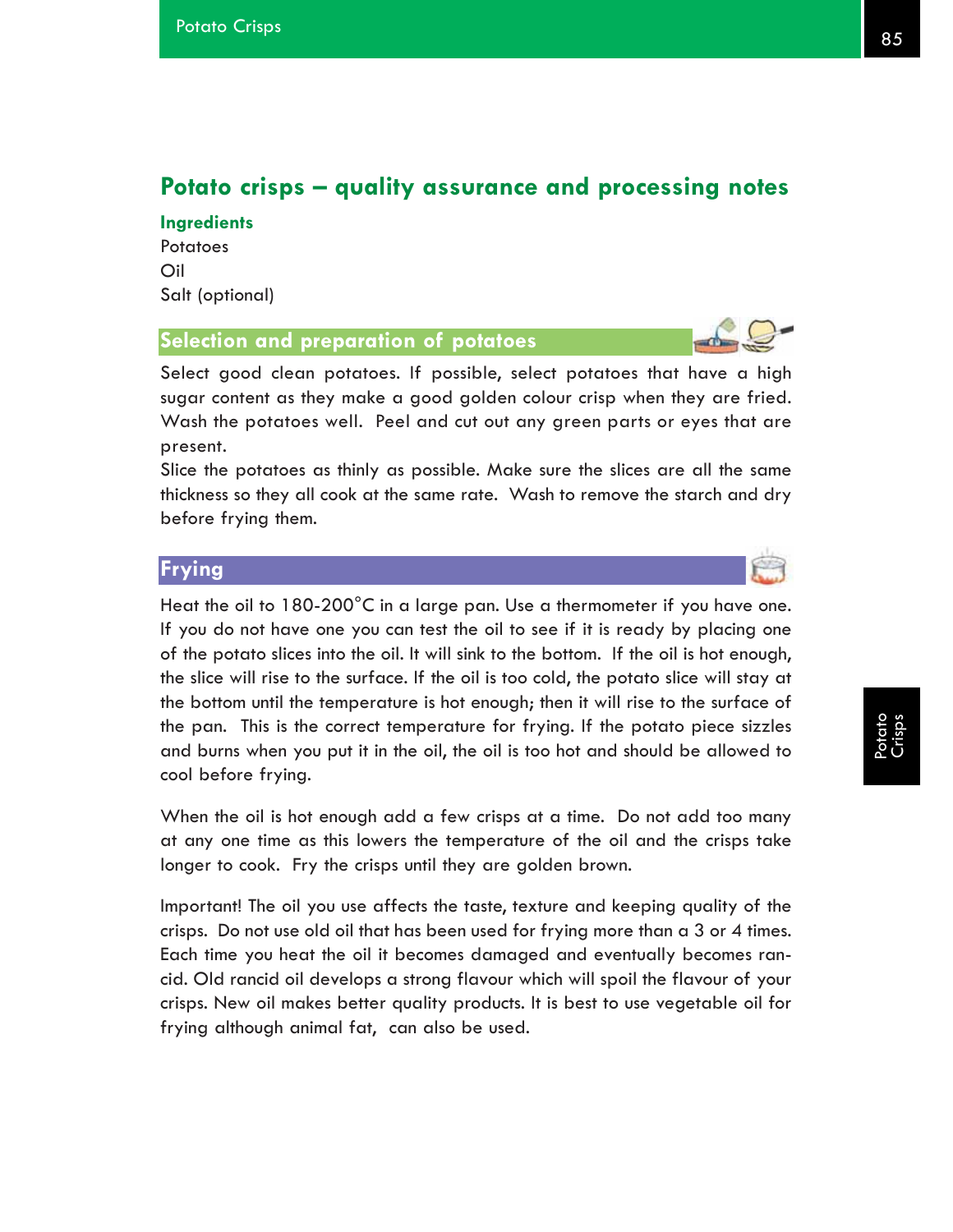## Potato crisps – quality assurance and processing notes

### Ingredients

Potatoes
Oil
Salt (optional)

### Selection and preparation of potatoes

Select good clean potatoes. If possible, select potatoes that have a high sugar content as they make a good golden colour crisp when they are fried. Wash the potatoes well. Peel and cut out any green parts or eyes that are present.

Slice the potatoes as thinly as possible. Make sure the slices are all the same thickness so they all cook at the same rate. Wash to remove the starch and dry before frying them.

### Frying

Heat the oil to 180-200°C in a large pan. Use a thermometer if you have one. If you do not have one you can test the oil to see if it is ready by placing one of the potato slices into the oil. It will sink to the bottom. If the oil is hot enough, the slice will rise to the surface. If the oil is too cold, the potato slice will stay at the bottom until the temperature is hot enough; then it will rise to the surface of the pan. This is the correct temperature for frying. If the potato piece sizzles and burns when you put it in the oil, the oil is too hot and should be allowed to cool before frying.

When the oil is hot enough add a few crisps at a time. Do not add too many at any one time as this lowers the temperature of the oil and the crisps take longer to cook. Fry the crisps until they are golden brown.

Important! The oil you use affects the taste, texture and keeping quality of the crisps. Do not use old oil that has been used for frying more than a 3 or 4 times. Each time you heat the oil it becomes damaged and eventually becomes rancid. Old rancid oil develops a strong flavour which will spoil the flavour of your crisps. New oil makes better quality products. It is best to use vegetable oil for frying although animal fat, can also be used.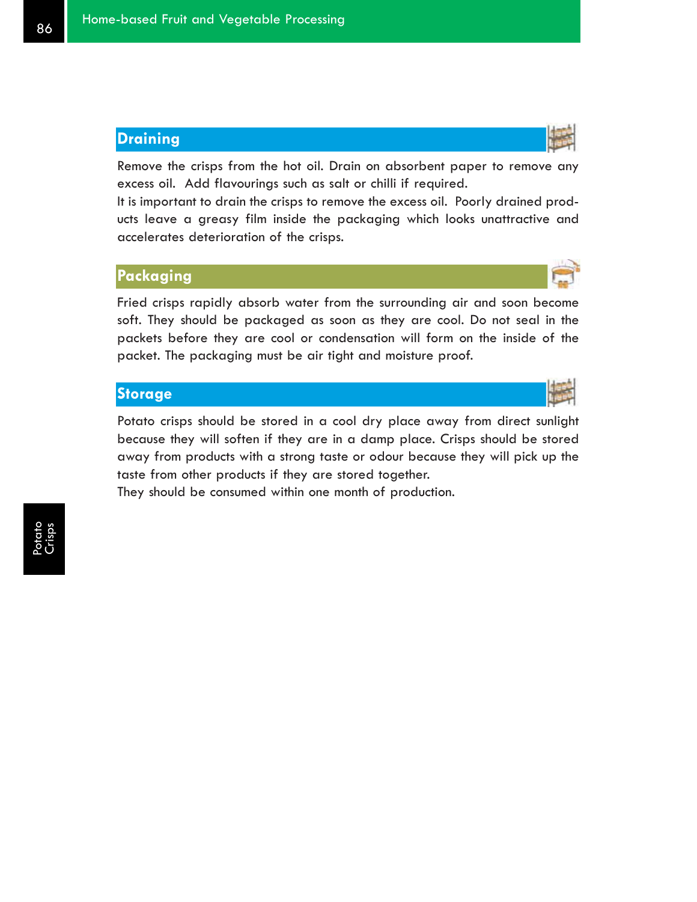## Draining

Remove the crisps from the hot oil. Drain on absorbent paper to remove any excess oil. Add flavourings such as salt or chilli if required.
It is important to drain the crisps to remove the excess oil. Poorly drained products leave a greasy film inside the packaging which looks unattractive and accelerates deterioration of the crisps.

## Packaging

Fried crisps rapidly absorb water from the surrounding air and soon become soft. They should be packaged as soon as they are cool. Do not seal in the packets before they are cool or condensation will form on the inside of the packet. The packaging must be air tight and moisture proof.

## Storage

Potato crisps should be stored in a cool dry place away from direct sunlight because they will soften if they are in a damp place. Crisps should be stored away from products with a strong taste or odour because they will pick up the taste from other products if they are stored together.
They should be consumed within one month of production.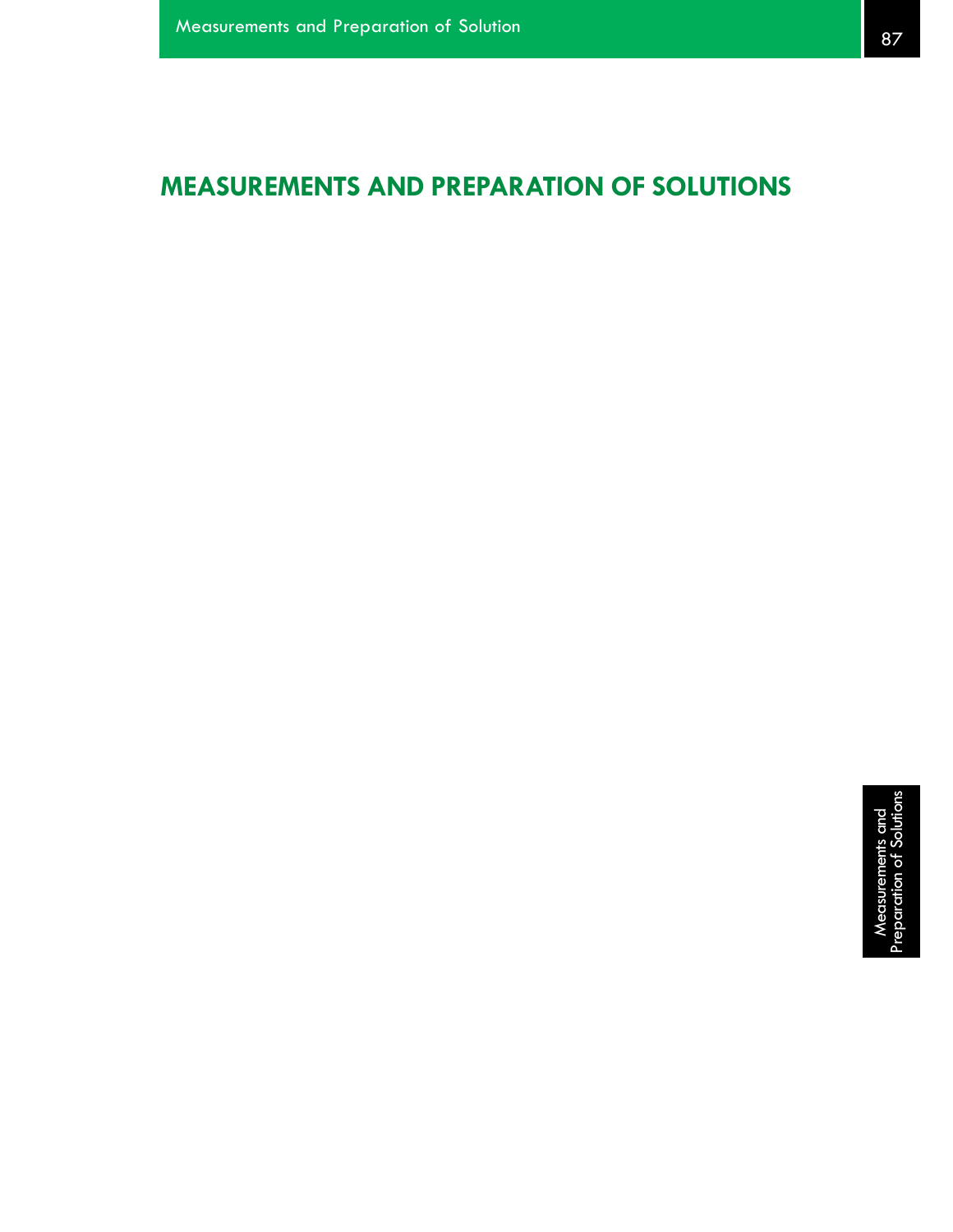# MEASUREMENTS AND PREPARATION OF SOLUTIONS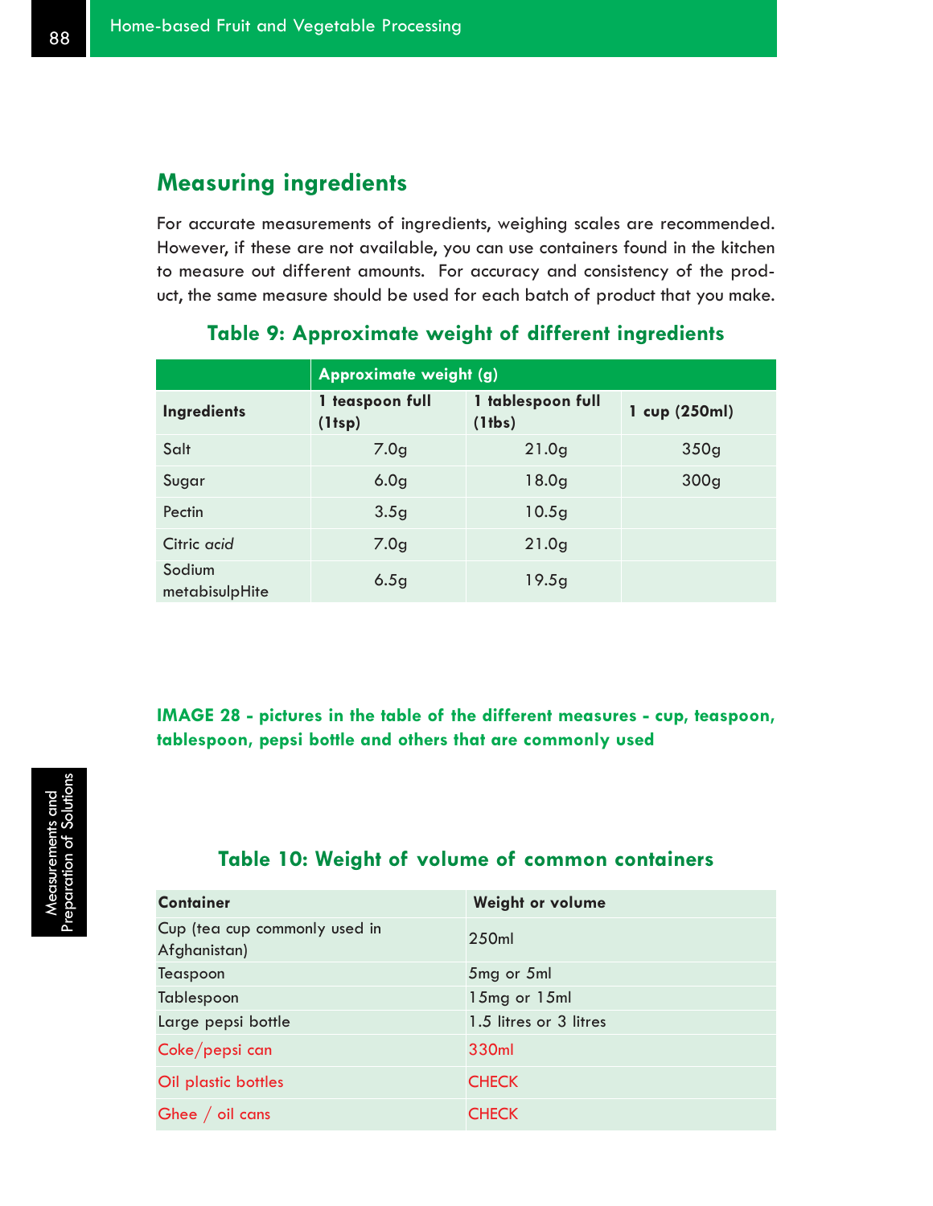## Measuring ingredients

For accurate measurements of ingredients, weighing scales are recommended. However, if these are not available, you can use containers found in the kitchen to measure out different amounts. For accuracy and consistency of the product, the same measure should be used for each batch of product that you make.

### Table 9: Approximate weight of different ingredients

| | Approximate weight (g) | | |
|---|---|---|---|
| **Ingredients** | **1 teaspoon full (1tsp)** | **1 tablespoon full (1tbs)** | **1 cup (250ml)** |
| Salt | 7.0g | 21.0g | 350g |
| Sugar | 6.0g | 18.0g | 300g |
| Pectin | 3.5g | 10.5g | |
| Citric *acid* | 7.0g | 21.0g | |
| Sodium metabisulpHite | 6.5g | 19.5g | |

**IMAGE 28 - pictures in the table of the different measures - cup, teaspoon, tablespoon, pepsi bottle and others that are commonly used**

### Table 10: Weight of volume of common containers

| Container | Weight or volume |
|---|---|
| Cup (tea cup commonly used in Afghanistan) | 250ml |
| Teaspoon | 5mg or 5ml |
| Tablespoon | 15mg or 15ml |
| Large pepsi bottle | 1.5 litres or 3 litres |
| Coke/pepsi can | 330ml |
| Oil plastic bottles | CHECK |
| Ghee / oil cans | CHECK |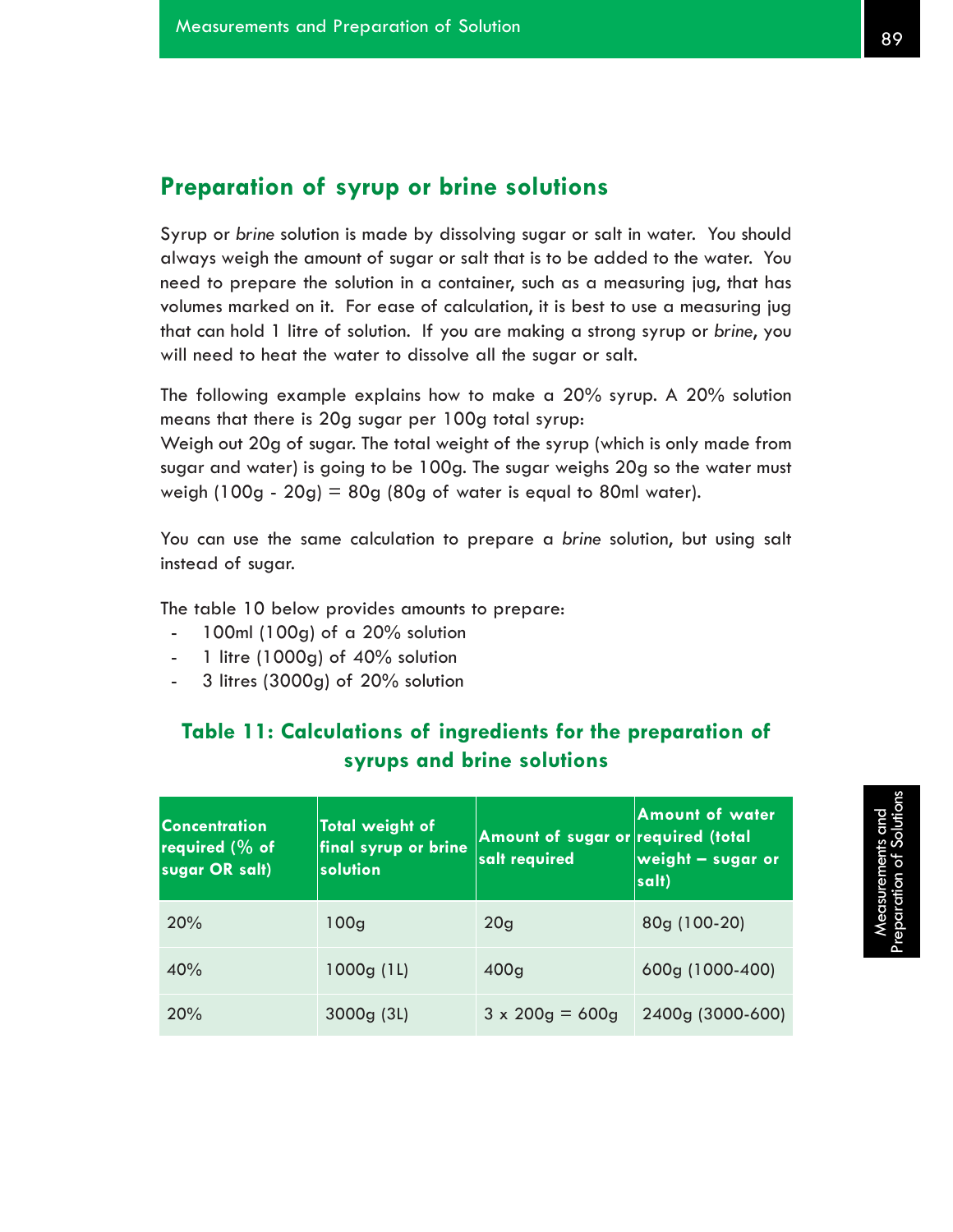## Preparation of syrup or brine solutions

Syrup or *brine* solution is made by dissolving sugar or salt in water. You should always weigh the amount of sugar or salt that is to be added to the water. You need to prepare the solution in a container, such as a measuring jug, that has volumes marked on it. For ease of calculation, it is best to use a measuring jug that can hold 1 litre of solution. If you are making a strong syrup or *brine*, you will need to heat the water to dissolve all the sugar or salt.

The following example explains how to make a 20% syrup. A 20% solution means that there is 20g sugar per 100g total syrup:
Weigh out 20g of sugar. The total weight of the syrup (which is only made from sugar and water) is going to be 100g. The sugar weighs 20g so the water must weigh (100g - 20g) = 80g (80g of water is equal to 80ml water).

You can use the same calculation to prepare a *brine* solution, but using salt instead of sugar.

The table 10 below provides amounts to prepare:

- 100ml (100g) of a 20% solution
- 1 litre (1000g) of 40% solution
- 3 litres (3000g) of 20% solution

**Table 11: Calculations of ingredients for the preparation of syrups and brine solutions**

| Concentration required (% of sugar OR salt) | Total weight of final syrup or brine solution | Amount of sugar or salt required | Amount of water required (total weight – sugar or salt) |
|---|---|---|---|
| 20% | 100g | 20g | 80g (100-20) |
| 40% | 1000g (1L) | 400g | 600g (1000-400) |
| 20% | 3000g (3L) | 3 x 200g = 600g | 2400g (3000-600) |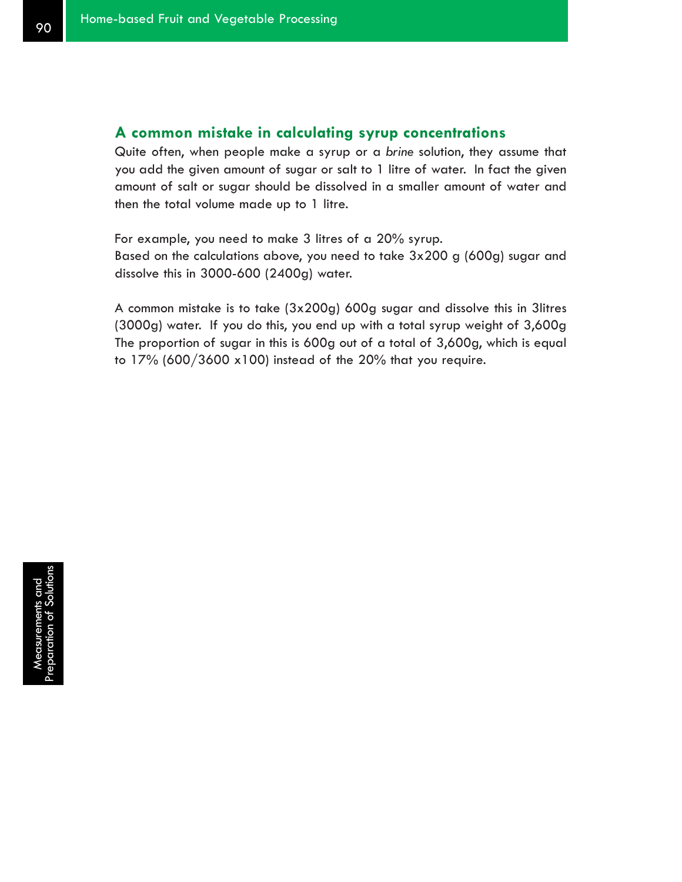## A common mistake in calculating syrup concentrations

Quite often, when people make a syrup or a *brine* solution, they assume that you add the given amount of sugar or salt to 1 litre of water. In fact the given amount of salt or sugar should be dissolved in a smaller amount of water and then the total volume made up to 1 litre.

For example, you need to make 3 litres of a 20% syrup.
Based on the calculations above, you need to take 3x200 g (600g) sugar and dissolve this in 3000-600 (2400g) water.

A common mistake is to take (3x200g) 600g sugar and dissolve this in 3litres (3000g) water. If you do this, you end up with a total syrup weight of 3,600g The proportion of sugar in this is 600g out of a total of 3,600g, which is equal to 17% (600/3600 x100) instead of the 20% that you require.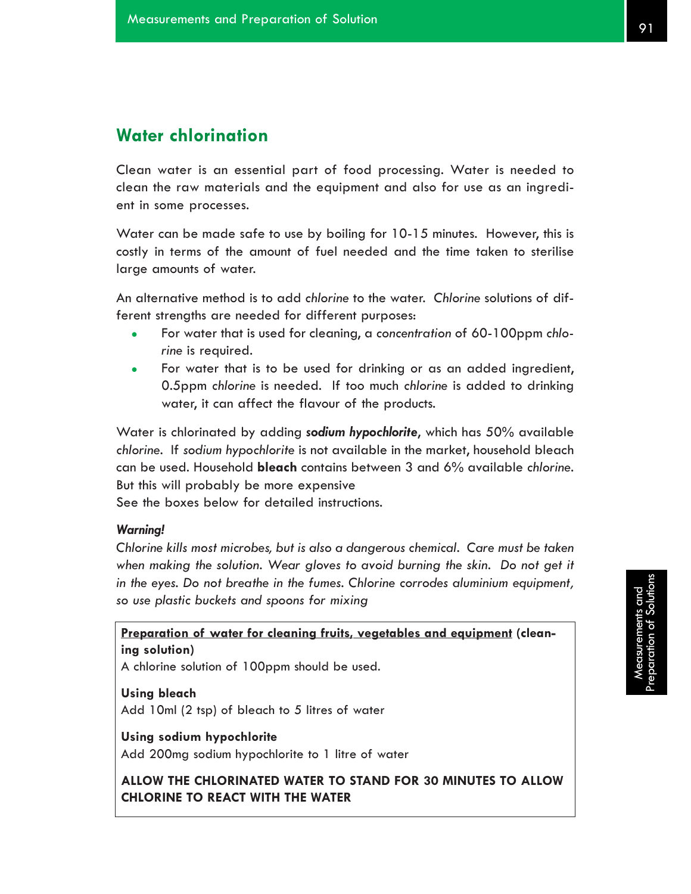## Water chlorination

Clean water is an essential part of food processing. Water is needed to clean the raw materials and the equipment and also for use as an ingredient in some processes.

Water can be made safe to use by boiling for 10-15 minutes. However, this is costly in terms of the amount of fuel needed and the time taken to sterilise large amounts of water.

An alternative method is to add *chlorine* to the water. *Chlorine* solutions of different strengths are needed for different purposes:

- For water that is used for cleaning, a *concentration* of 60-100ppm *chlorine* is required.
- For water that is to be used for drinking or as an added ingredient, 0.5ppm *chlorine* is needed. If too much *chlorine* is added to drinking water, it can affect the flavour of the products.

Water is chlorinated by adding ***sodium hypochlorite***, which has 50% available *chlorine*. If *sodium hypochlorite* is not available in the market, household bleach can be used. Household **bleach** contains between 3 and 6% available *chlorine*. But this will probably be more expensive
See the boxes below for detailed instructions.

***Warning!***
*Chlorine kills most microbes, but is also a dangerous chemical. Care must be taken when making the solution. Wear gloves to avoid burning the skin. Do not get it in the eyes. Do not breathe in the fumes. Chlorine corrodes aluminium equipment, so use plastic buckets and spoons for mixing*

**<u>Preparation of water for cleaning fruits, vegetables and equipment</u> (cleaning solution)**
A chlorine solution of 100ppm should be used.

**Using bleach**
Add 10ml (2 tsp) of bleach to 5 litres of water

**Using sodium hypochlorite**
Add 200mg sodium hypochlorite to 1 litre of water

**ALLOW THE CHLORINATED WATER TO STAND FOR 30 MINUTES TO ALLOW CHLORINE TO REACT WITH THE WATER**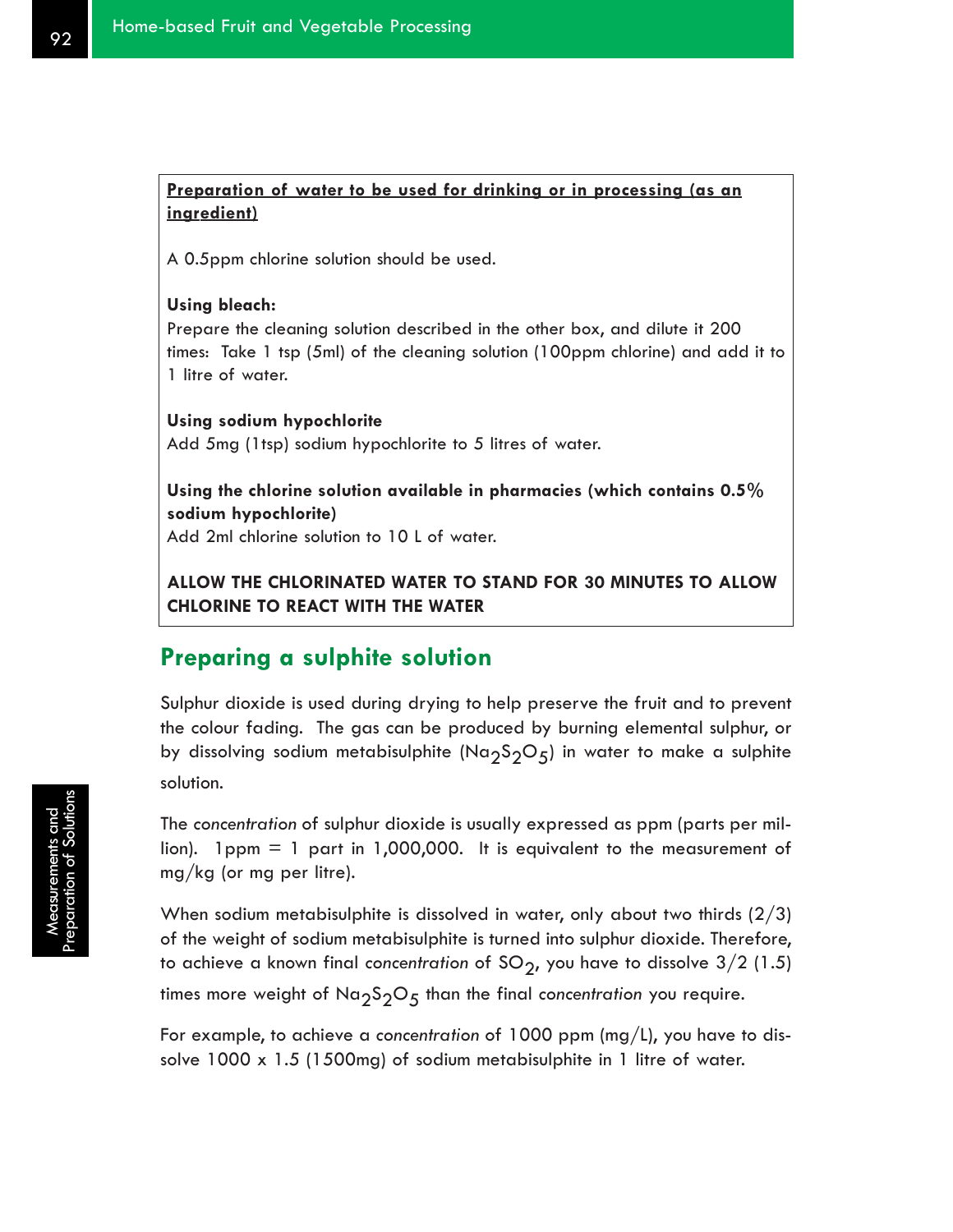**<u>Preparation of water to be used for drinking or in processing (as an ingredient)</u>**

A 0.5ppm chlorine solution should be used.

**Using bleach:**
Prepare the cleaning solution described in the other box, and dilute it 200 times: Take 1 tsp (5ml) of the cleaning solution (100ppm chlorine) and add it to 1 litre of water.

**Using sodium hypochlorite**
Add 5mg (1tsp) sodium hypochlorite to 5 litres of water.

**Using the chlorine solution available in pharmacies (which contains 0.5% sodium hypochlorite)**
Add 2ml chlorine solution to 10 L of water.

**ALLOW THE CHLORINATED WATER TO STAND FOR 30 MINUTES TO ALLOW CHLORINE TO REACT WITH THE WATER**

## Preparing a sulphite solution

Sulphur dioxide is used during drying to help preserve the fruit and to prevent the colour fading. The gas can be produced by burning elemental sulphur, or by dissolving sodium metabisulphite ($Na_2S_2O_5$) in water to make a sulphite solution.

The *concentration* of sulphur dioxide is usually expressed as ppm (parts per million). 1ppm = 1 part in 1,000,000. It is equivalent to the measurement of mg/kg (or mg per litre).

When sodium metabisulphite is dissolved in water, only about two thirds (2/3) of the weight of sodium metabisulphite is turned into sulphur dioxide. Therefore, to achieve a known final *concentration* of $SO_2$, you have to dissolve 3/2 (1.5) times more weight of $Na_2S_2O_5$ than the final *concentration* you require.

For example, to achieve a *concentration* of 1000 ppm (mg/L), you have to dissolve 1000 x 1.5 (1500mg) of sodium metabisulphite in 1 litre of water.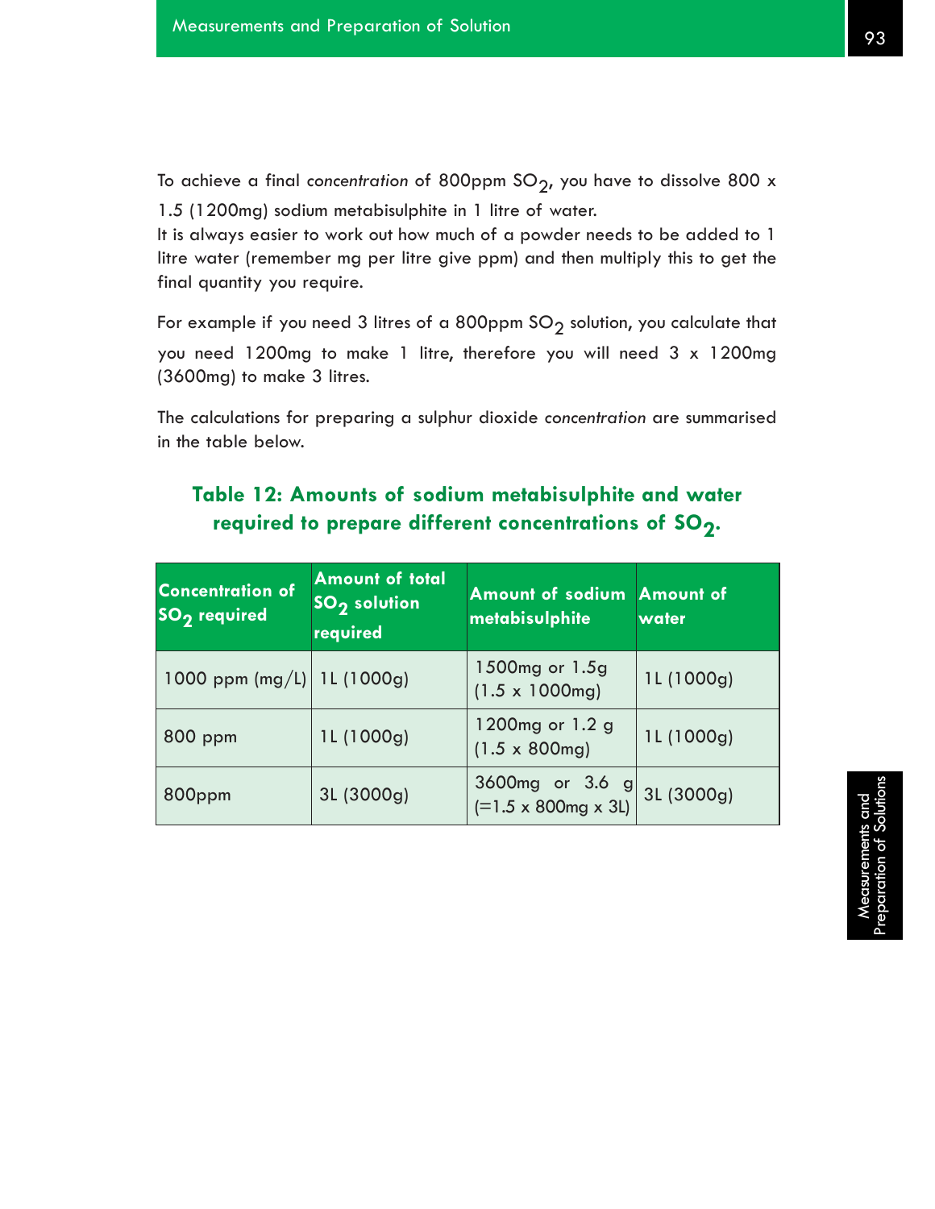To achieve a final *concentration* of 800ppm $SO_2$, you have to dissolve 800 x 1.5 (1200mg) sodium metabisulphite in 1 litre of water.
It is always easier to work out how much of a powder needs to be added to 1 litre water (remember mg per litre give ppm) and then multiply this to get the final quantity you require.

For example if you need 3 litres of a 800ppm $SO_2$ solution, you calculate that you need 1200mg to make 1 litre, therefore you will need 3 x 1200mg (3600mg) to make 3 litres.

The calculations for preparing a sulphur dioxide *concentration* are summarised in the table below.

**Table 12: Amounts of sodium metabisulphite and water required to prepare different concentrations of $SO_2$.**

| Concentration of $SO_2$ required | Amount of total $SO_2$ solution required | Amount of sodium metabisulphite | Amount of water |
|---|---|---|---|
| 1000 ppm (mg/L) | 1L (1000g) | 1500mg or 1.5g (1.5 x 1000mg) | 1L (1000g) |
| 800 ppm | 1L (1000g) | 1200mg or 1.2 g (1.5 x 800mg) | 1L (1000g) |
| 800ppm | 3L (3000g) | 3600mg or 3.6 g (=1.5 x 800mg x 3L) | 3L (3000g) |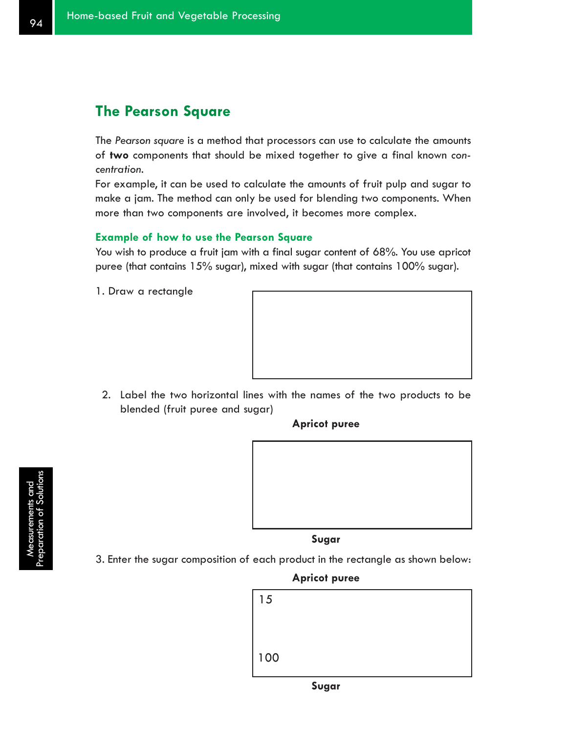## The Pearson Square

The *Pearson square* is a method that processors can use to calculate the amounts of **two** components that should be mixed together to give a final known *concentration*.

For example, it can be used to calculate the amounts of fruit pulp and sugar to make a jam. The method can only be used for blending two components. When more than two components are involved, it becomes more complex.

### Example of how to use the Pearson Square

You wish to produce a fruit jam with a final sugar content of 68%. You use apricot puree (that contains 15% sugar), mixed with sugar (that contains 100% sugar).

1. Draw a rectangle

2. Label the two horizontal lines with the names of the two products to be blended (fruit puree and sugar)

**Apricot puree**

**Sugar**

3. Enter the sugar composition of each product in the rectangle as shown below:

**Apricot puree**

15

100

**Sugar**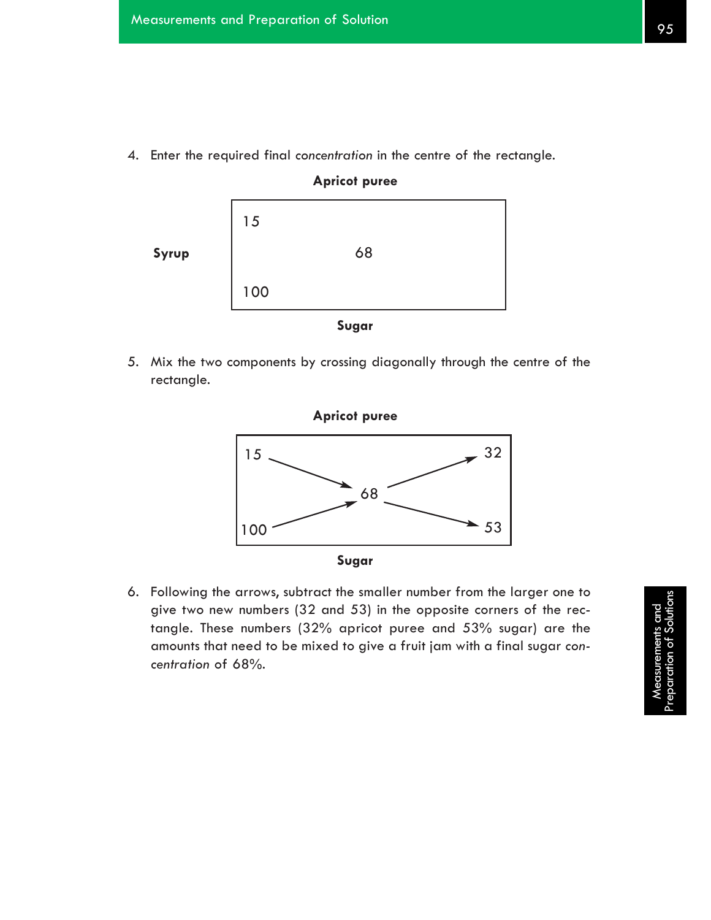4. Enter the required final *concentration* in the centre of the rectangle.

**Apricot puree**

| | | | |
|---|---|---|---|
| **Syrup** | 15 | | |
| | | 68 | |
| | 100 | | |

**Sugar**

5. Mix the two components by crossing diagonally through the centre of the rectangle.

**Apricot puree**

| | | |
|---|---|---|
| 15 ↘ | | ↗ 32 |
| | 68 | |
| 100 ↗ | | ↘ 53 |

**Sugar**

6. Following the arrows, subtract the smaller number from the larger one to give two new numbers (32 and 53) in the opposite corners of the rectangle. These numbers (32% apricot puree and 53% sugar) are the amounts that need to be mixed to give a fruit jam with a final sugar *concentration* of 68%.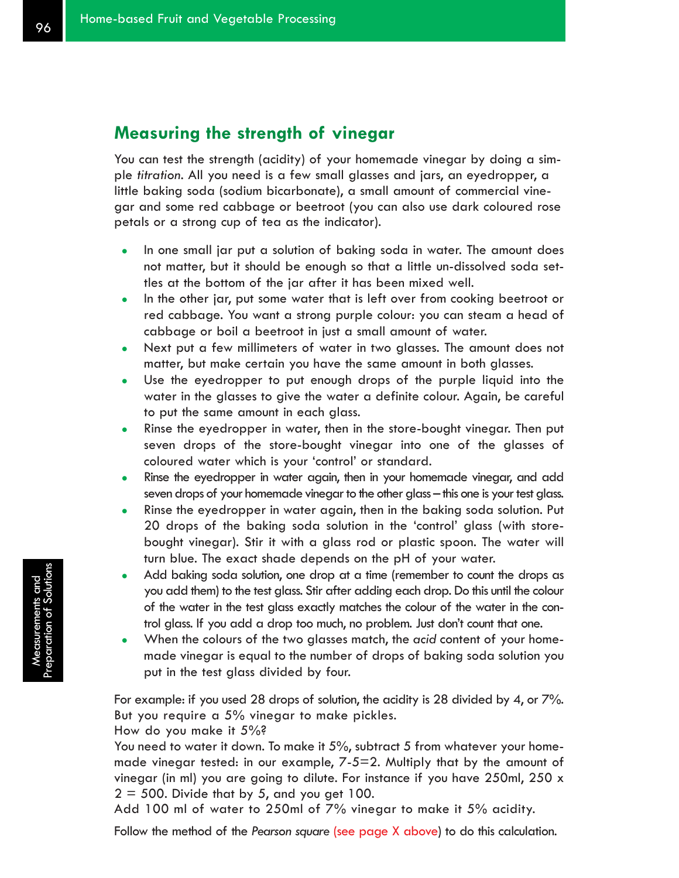## Measuring the strength of vinegar

You can test the strength (acidity) of your homemade vinegar by doing a simple *titration*. All you need is a few small glasses and jars, an eyedropper, a little baking soda (sodium bicarbonate), a small amount of commercial vinegar and some red cabbage or beetroot (you can also use dark coloured rose petals or a strong cup of tea as the indicator).

- In one small jar put a solution of baking soda in water. The amount does not matter, but it should be enough so that a little un-dissolved soda settles at the bottom of the jar after it has been mixed well.
- In the other jar, put some water that is left over from cooking beetroot or red cabbage. You want a strong purple colour: you can steam a head of cabbage or boil a beetroot in just a small amount of water.
- Next put a few millimeters of water in two glasses. The amount does not matter, but make certain you have the same amount in both glasses.
- Use the eyedropper to put enough drops of the purple liquid into the water in the glasses to give the water a definite colour. Again, be careful to put the same amount in each glass.
- Rinse the eyedropper in water, then in the store-bought vinegar. Then put seven drops of the store-bought vinegar into one of the glasses of coloured water which is your 'control' or standard.
- Rinse the eyedropper in water again, then in your homemade vinegar, and add seven drops of your homemade vinegar to the other glass – this one is your test glass.
- Rinse the eyedropper in water again, then in the baking soda solution. Put 20 drops of the baking soda solution in the 'control' glass (with store-bought vinegar). Stir it with a glass rod or plastic spoon. The water will turn blue. The exact shade depends on the pH of your water.
- Add baking soda solution, one drop at a time (remember to count the drops as you add them) to the test glass. Stir after adding each drop. Do this until the colour of the water in the test glass exactly matches the colour of the water in the control glass. If you add a drop too much, no problem. Just don't count that one.
- When the colours of the two glasses match, the *acid* content of your homemade vinegar is equal to the number of drops of baking soda solution you put in the test glass divided by four.

For example: if you used 28 drops of solution, the acidity is 28 divided by 4, or 7%. But you require a 5% vinegar to make pickles.
How do you make it 5%?
You need to water it down. To make it 5%, subtract 5 from whatever your homemade vinegar tested: in our example, 7-5=2. Multiply that by the amount of vinegar (in ml) you are going to dilute. For instance if you have 250ml, 250 x 2 = 500. Divide that by 5, and you get 100.
Add 100 ml of water to 250ml of 7% vinegar to make it 5% acidity.

Follow the method of the *Pearson square* (see page X above) to do this calculation.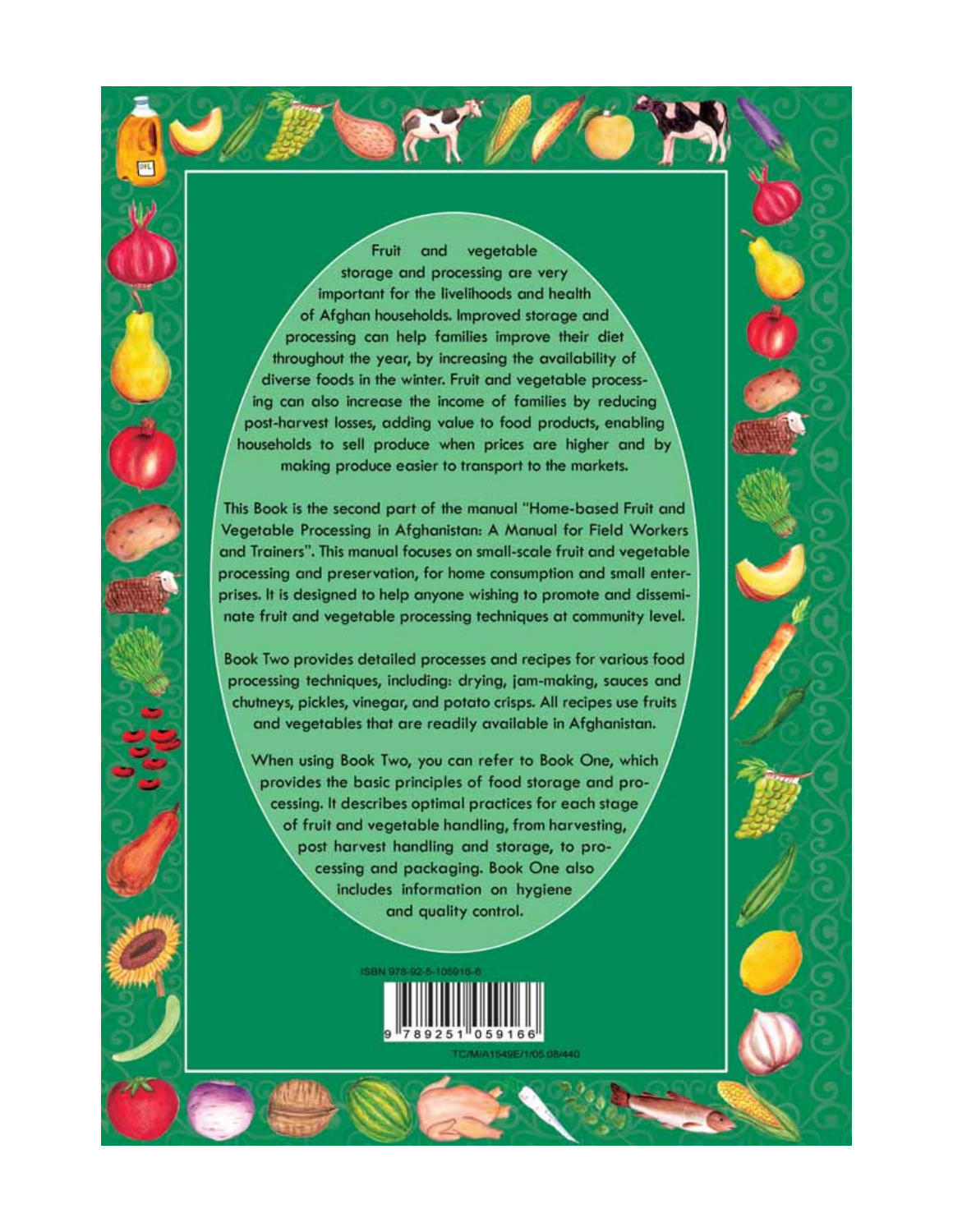Fruit and vegetable storage and processing are very important for the livelihoods and health of Afghan households. Improved storage and processing can help families improve their diet throughout the year, by increasing the availability of diverse foods in the winter. Fruit and vegetable processing can also increase the income of families by reducing post-harvest losses, adding value to food products, enabling households to sell produce when prices are higher and by making produce easier to transport to the markets.

This Book is the second part of the manual "Home-based Fruit and Vegetable Processing in Afghanistan: A Manual for Field Workers and Trainers". This manual focuses on small-scale fruit and vegetable processing and preservation, for home consumption and small enterprises. It is designed to help anyone wishing to promote and disseminate fruit and vegetable processing techniques at community level.

Book Two provides detailed processes and recipes for various food processing techniques, including: drying, jam-making, sauces and chutneys, pickles, vinegar, and potato crisps. All recipes use fruits and vegetables that are readily available in Afghanistan.

When using Book Two, you can refer to Book One, which provides the basic principles of food storage and processing. It describes optimal practices for each stage of fruit and vegetable handling, from harvesting, post harvest handling and storage, to processing and packaging. Book One also includes information on hygiene and quality control.

ISBN 978-92-5-105916-6

9 789251 059166

TC/M/A1549E/1/05.08/440